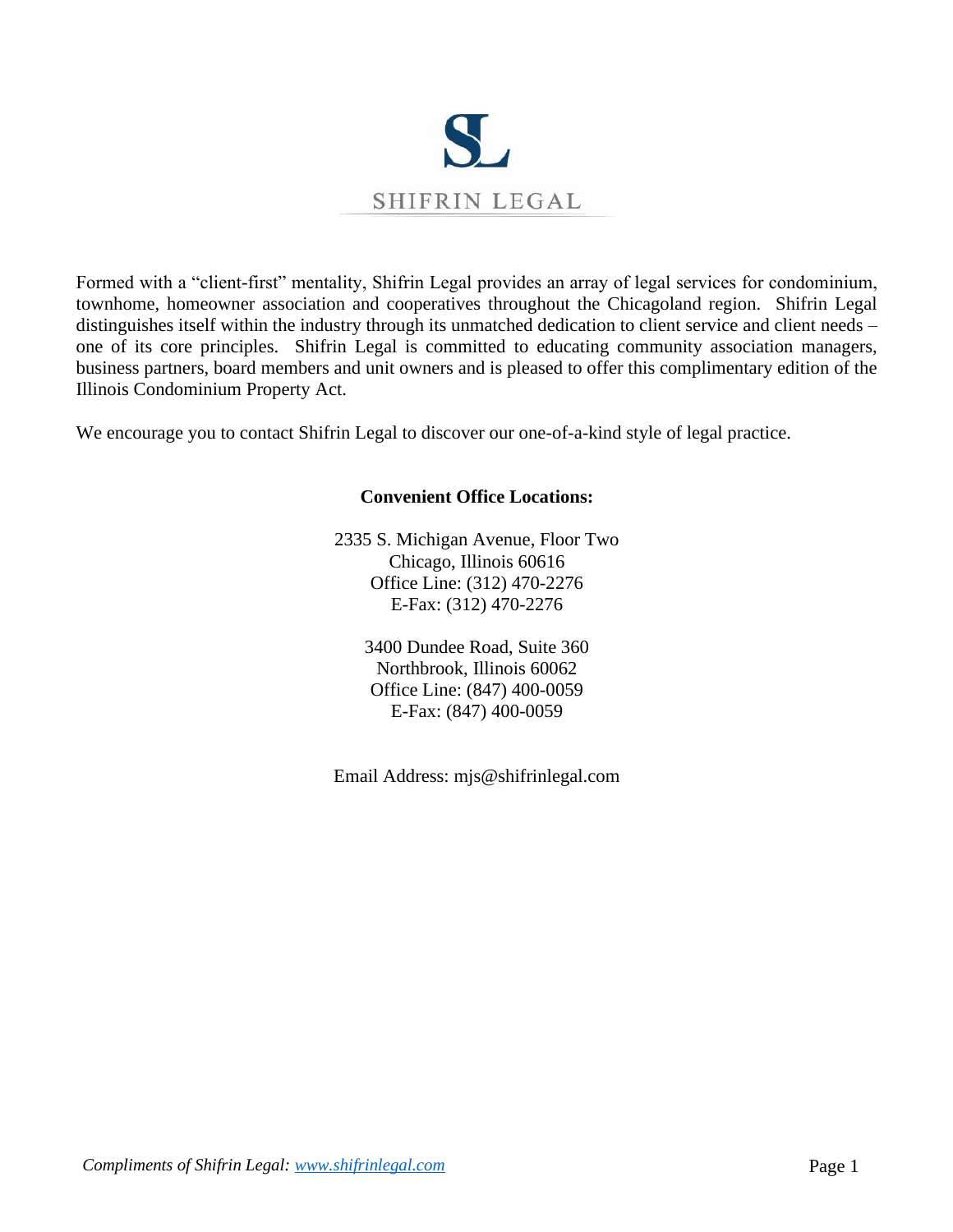SL

SHIFRIN LEGAL

Formed with a "client-first" mentality, Shifrin Legal provides an array of legal services for condominium, townhome, homeowner association and cooperatives throughout the Chicagoland region. Shifrin Legal distinguishes itself within the industry through its unmatched dedication to client service and client needs – one of its core principles. Shifrin Legal is committed to educating community association managers, business partners, board members and unit owners and is pleased to offer this complimentary edition of the Illinois Condominium Property Act.

We encourage you to contact Shifrin Legal to discover our one-of-a-kind style of legal practice.

**Convenient Office Locations:**

2335 S. Michigan Avenue, Floor Two
Chicago, Illinois 60616
Office Line: (312) 470-2276
E-Fax: (312) 470-2276

3400 Dundee Road, Suite 360
Northbrook, Illinois 60062
Office Line: (847) 400-0059
E-Fax: (847) 400-0059

Email Address: mjs@shifrinlegal.com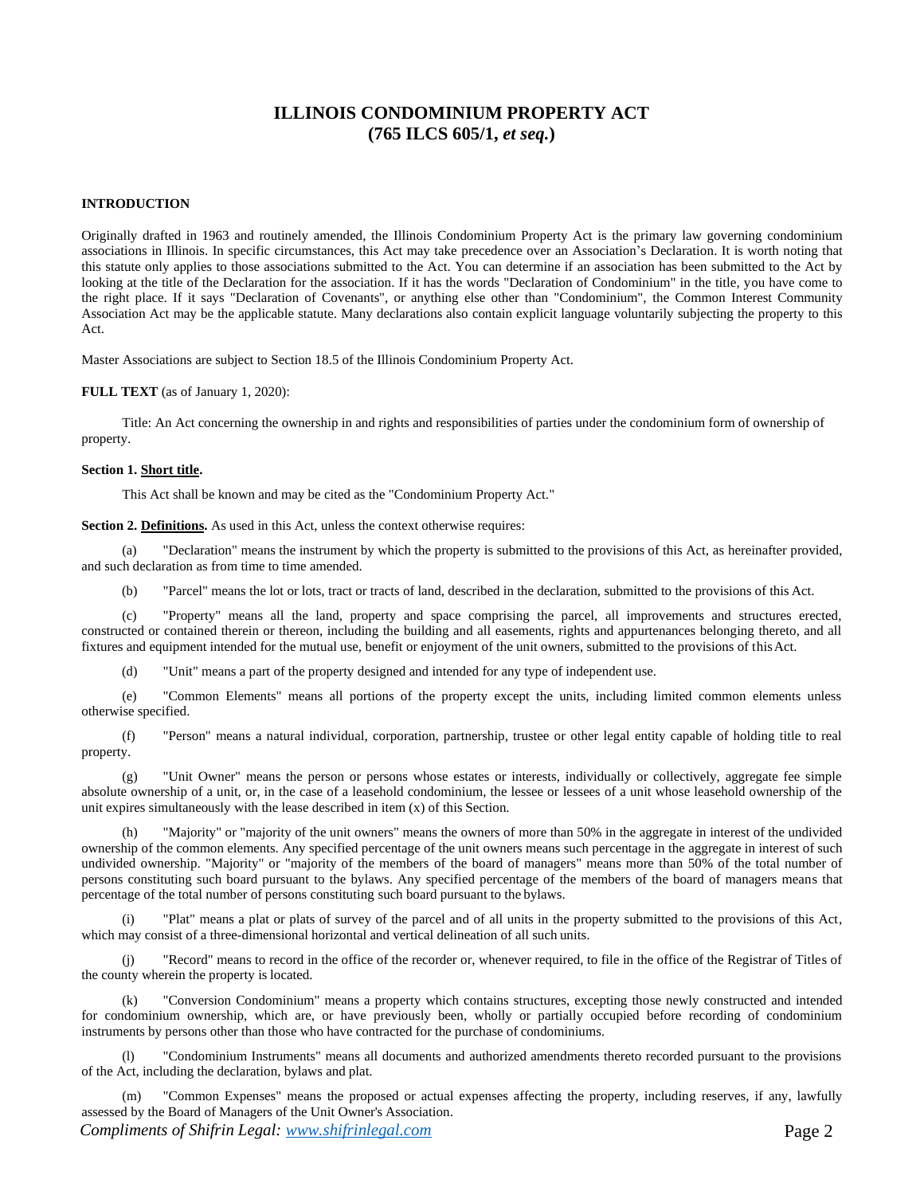# ILLINOIS CONDOMINIUM PROPERTY ACT
# (765 ILCS 605/1, *et seq.*)

**INTRODUCTION**

Originally drafted in 1963 and routinely amended, the Illinois Condominium Property Act is the primary law governing condominium associations in Illinois. In specific circumstances, this Act may take precedence over an Association's Declaration. It is worth noting that this statute only applies to those associations submitted to the Act. You can determine if an association has been submitted to the Act by looking at the title of the Declaration for the association. If it has the words "Declaration of Condominium" in the title, you have come to the right place. If it says "Declaration of Covenants", or anything else other than "Condominium", the Common Interest Community Association Act may be the applicable statute. Many declarations also contain explicit language voluntarily subjecting the property to this Act.

Master Associations are subject to Section 18.5 of the Illinois Condominium Property Act.

**FULL TEXT** (as of January 1, 2020):

Title: An Act concerning the ownership in and rights and responsibilities of parties under the condominium form of ownership of property.

**Section 1. Short title.**

This Act shall be known and may be cited as the "Condominium Property Act."

**Section 2. Definitions.** As used in this Act, unless the context otherwise requires:

(a) "Declaration" means the instrument by which the property is submitted to the provisions of this Act, as hereinafter provided, and such declaration as from time to time amended.

(b) "Parcel" means the lot or lots, tract or tracts of land, described in the declaration, submitted to the provisions of this Act.

(c) "Property" means all the land, property and space comprising the parcel, all improvements and structures erected, constructed or contained therein or thereon, including the building and all easements, rights and appurtenances belonging thereto, and all fixtures and equipment intended for the mutual use, benefit or enjoyment of the unit owners, submitted to the provisions of this Act.

(d) "Unit" means a part of the property designed and intended for any type of independent use.

(e) "Common Elements" means all portions of the property except the units, including limited common elements unless otherwise specified.

(f) "Person" means a natural individual, corporation, partnership, trustee or other legal entity capable of holding title to real property.

(g) "Unit Owner" means the person or persons whose estates or interests, individually or collectively, aggregate fee simple absolute ownership of a unit, or, in the case of a leasehold condominium, the lessee or lessees of a unit whose leasehold ownership of the unit expires simultaneously with the lease described in item (x) of this Section.

(h) "Majority" or "majority of the unit owners" means the owners of more than 50% in the aggregate in interest of the undivided ownership of the common elements. Any specified percentage of the unit owners means such percentage in the aggregate in interest of such undivided ownership. "Majority" or "majority of the members of the board of managers" means more than 50% of the total number of persons constituting such board pursuant to the bylaws. Any specified percentage of the members of the board of managers means that percentage of the total number of persons constituting such board pursuant to the bylaws.

(i) "Plat" means a plat or plats of survey of the parcel and of all units in the property submitted to the provisions of this Act, which may consist of a three-dimensional horizontal and vertical delineation of all such units.

(j) "Record" means to record in the office of the recorder or, whenever required, to file in the office of the Registrar of Titles of the county wherein the property is located.

(k) "Conversion Condominium" means a property which contains structures, excepting those newly constructed and intended for condominium ownership, which are, or have previously been, wholly or partially occupied before recording of condominium instruments by persons other than those who have contracted for the purchase of condominiums.

(l) "Condominium Instruments" means all documents and authorized amendments thereto recorded pursuant to the provisions of the Act, including the declaration, bylaws and plat.

(m) "Common Expenses" means the proposed or actual expenses affecting the property, including reserves, if any, lawfully assessed by the Board of Managers of the Unit Owner's Association.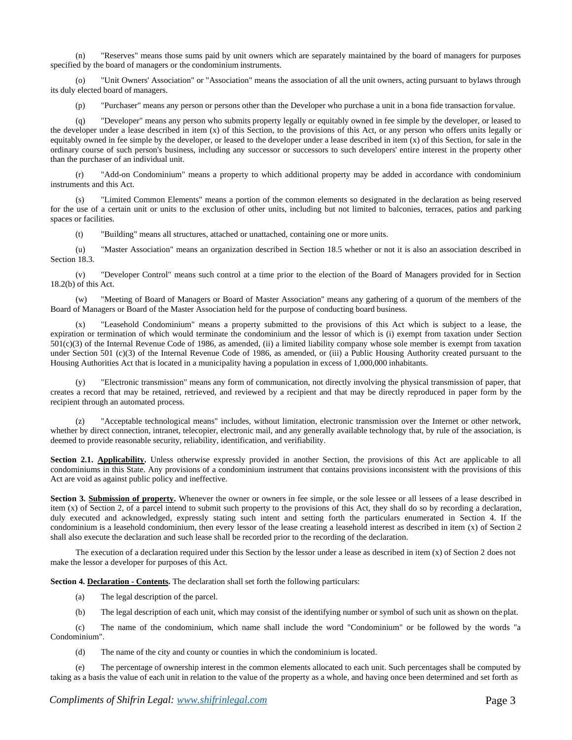(n) "Reserves" means those sums paid by unit owners which are separately maintained by the board of managers for purposes specified by the board of managers or the condominium instruments.

(o) "Unit Owners' Association" or "Association" means the association of all the unit owners, acting pursuant to bylaws through its duly elected board of managers.

(p) "Purchaser" means any person or persons other than the Developer who purchase a unit in a bona fide transaction for value.

(q) "Developer" means any person who submits property legally or equitably owned in fee simple by the developer, or leased to the developer under a lease described in item (x) of this Section, to the provisions of this Act, or any person who offers units legally or equitably owned in fee simple by the developer, or leased to the developer under a lease described in item (x) of this Section, for sale in the ordinary course of such person's business, including any successor or successors to such developers' entire interest in the property other than the purchaser of an individual unit.

(r) "Add-on Condominium" means a property to which additional property may be added in accordance with condominium instruments and this Act.

(s) "Limited Common Elements" means a portion of the common elements so designated in the declaration as being reserved for the use of a certain unit or units to the exclusion of other units, including but not limited to balconies, terraces, patios and parking spaces or facilities.

(t) "Building" means all structures, attached or unattached, containing one or more units.

(u) "Master Association" means an organization described in Section 18.5 whether or not it is also an association described in Section 18.3.

(v) "Developer Control" means such control at a time prior to the election of the Board of Managers provided for in Section 18.2(b) of this Act.

(w) "Meeting of Board of Managers or Board of Master Association" means any gathering of a quorum of the members of the Board of Managers or Board of the Master Association held for the purpose of conducting board business.

(x) "Leasehold Condominium" means a property submitted to the provisions of this Act which is subject to a lease, the expiration or termination of which would terminate the condominium and the lessor of which is (i) exempt from taxation under Section 501(c)(3) of the Internal Revenue Code of 1986, as amended, (ii) a limited liability company whose sole member is exempt from taxation under Section 501 (c)(3) of the Internal Revenue Code of 1986, as amended, or (iii) a Public Housing Authority created pursuant to the Housing Authorities Act that is located in a municipality having a population in excess of 1,000,000 inhabitants.

(y) "Electronic transmission" means any form of communication, not directly involving the physical transmission of paper, that creates a record that may be retained, retrieved, and reviewed by a recipient and that may be directly reproduced in paper form by the recipient through an automated process.

(z) "Acceptable technological means" includes, without limitation, electronic transmission over the Internet or other network, whether by direct connection, intranet, telecopier, electronic mail, and any generally available technology that, by rule of the association, is deemed to provide reasonable security, reliability, identification, and verifiability.

**Section 2.1. Applicability.** Unless otherwise expressly provided in another Section, the provisions of this Act are applicable to all condominiums in this State. Any provisions of a condominium instrument that contains provisions inconsistent with the provisions of this Act are void as against public policy and ineffective.

**Section 3. Submission of property.** Whenever the owner or owners in fee simple, or the sole lessee or all lessees of a lease described in item (x) of Section 2, of a parcel intend to submit such property to the provisions of this Act, they shall do so by recording a declaration, duly executed and acknowledged, expressly stating such intent and setting forth the particulars enumerated in Section 4. If the condominium is a leasehold condominium, then every lessor of the lease creating a leasehold interest as described in item (x) of Section 2 shall also execute the declaration and such lease shall be recorded prior to the recording of the declaration.

The execution of a declaration required under this Section by the lessor under a lease as described in item (x) of Section 2 does not make the lessor a developer for purposes of this Act.

**Section 4. Declaration - Contents.** The declaration shall set forth the following particulars:

(a) The legal description of the parcel.

(b) The legal description of each unit, which may consist of the identifying number or symbol of such unit as shown on the plat.

(c) The name of the condominium, which name shall include the word "Condominium" or be followed by the words "a Condominium".

(d) The name of the city and county or counties in which the condominium is located.

(e) The percentage of ownership interest in the common elements allocated to each unit. Such percentages shall be computed by taking as a basis the value of each unit in relation to the value of the property as a whole, and having once been determined and set forth as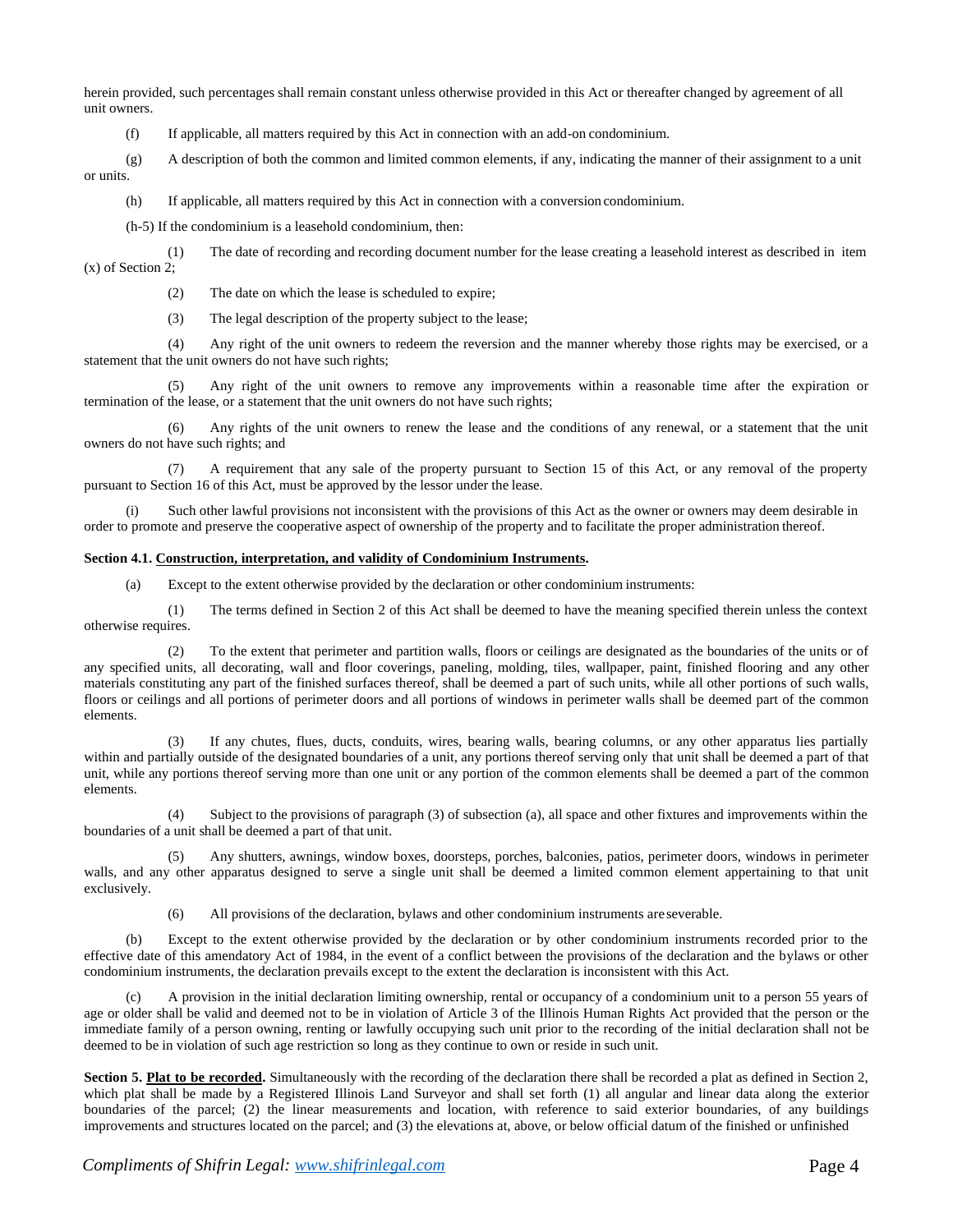herein provided, such percentages shall remain constant unless otherwise provided in this Act or thereafter changed by agreement of all unit owners.

(f) If applicable, all matters required by this Act in connection with an add-on condominium.

(g) A description of both the common and limited common elements, if any, indicating the manner of their assignment to a unit or units.

(h) If applicable, all matters required by this Act in connection with a conversion condominium.

(h-5) If the condominium is a leasehold condominium, then:

(1) The date of recording and recording document number for the lease creating a leasehold interest as described in item (x) of Section 2;

(2) The date on which the lease is scheduled to expire;

(3) The legal description of the property subject to the lease;

(4) Any right of the unit owners to redeem the reversion and the manner whereby those rights may be exercised, or a statement that the unit owners do not have such rights;

(5) Any right of the unit owners to remove any improvements within a reasonable time after the expiration or termination of the lease, or a statement that the unit owners do not have such rights;

(6) Any rights of the unit owners to renew the lease and the conditions of any renewal, or a statement that the unit owners do not have such rights; and

(7) A requirement that any sale of the property pursuant to Section 15 of this Act, or any removal of the property pursuant to Section 16 of this Act, must be approved by the lessor under the lease.

(i) Such other lawful provisions not inconsistent with the provisions of this Act as the owner or owners may deem desirable in order to promote and preserve the cooperative aspect of ownership of the property and to facilitate the proper administration thereof.

**Section 4.1. Construction, interpretation, and validity of Condominium Instruments.**

(a) Except to the extent otherwise provided by the declaration or other condominium instruments:

(1) The terms defined in Section 2 of this Act shall be deemed to have the meaning specified therein unless the context otherwise requires.

(2) To the extent that perimeter and partition walls, floors or ceilings are designated as the boundaries of the units or of any specified units, all decorating, wall and floor coverings, paneling, molding, tiles, wallpaper, paint, finished flooring and any other materials constituting any part of the finished surfaces thereof, shall be deemed a part of such units, while all other portions of such walls, floors or ceilings and all portions of perimeter doors and all portions of windows in perimeter walls shall be deemed part of the common elements.

(3) If any chutes, flues, ducts, conduits, wires, bearing walls, bearing columns, or any other apparatus lies partially within and partially outside of the designated boundaries of a unit, any portions thereof serving only that unit shall be deemed a part of that unit, while any portions thereof serving more than one unit or any portion of the common elements shall be deemed a part of the common elements.

(4) Subject to the provisions of paragraph (3) of subsection (a), all space and other fixtures and improvements within the boundaries of a unit shall be deemed a part of that unit.

(5) Any shutters, awnings, window boxes, doorsteps, porches, balconies, patios, perimeter doors, windows in perimeter walls, and any other apparatus designed to serve a single unit shall be deemed a limited common element appertaining to that unit exclusively.

(6) All provisions of the declaration, bylaws and other condominium instruments are severable.

(b) Except to the extent otherwise provided by the declaration or by other condominium instruments recorded prior to the effective date of this amendatory Act of 1984, in the event of a conflict between the provisions of the declaration and the bylaws or other condominium instruments, the declaration prevails except to the extent the declaration is inconsistent with this Act.

(c) A provision in the initial declaration limiting ownership, rental or occupancy of a condominium unit to a person 55 years of age or older shall be valid and deemed not to be in violation of Article 3 of the Illinois Human Rights Act provided that the person or the immediate family of a person owning, renting or lawfully occupying such unit prior to the recording of the initial declaration shall not be deemed to be in violation of such age restriction so long as they continue to own or reside in such unit.

**Section 5. Plat to be recorded.** Simultaneously with the recording of the declaration there shall be recorded a plat as defined in Section 2, which plat shall be made by a Registered Illinois Land Surveyor and shall set forth (1) all angular and linear data along the exterior boundaries of the parcel; (2) the linear measurements and location, with reference to said exterior boundaries, of any buildings improvements and structures located on the parcel; and (3) the elevations at, above, or below official datum of the finished or unfinished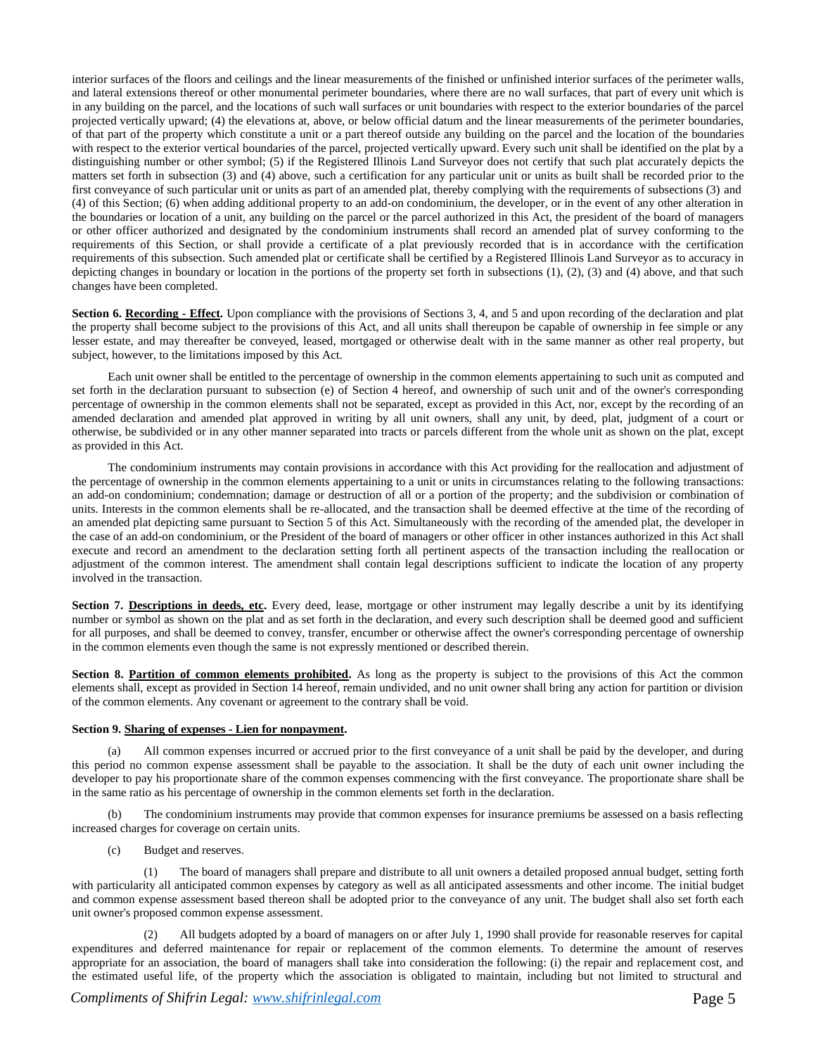interior surfaces of the floors and ceilings and the linear measurements of the finished or unfinished interior surfaces of the perimeter walls, and lateral extensions thereof or other monumental perimeter boundaries, where there are no wall surfaces, that part of every unit which is in any building on the parcel, and the locations of such wall surfaces or unit boundaries with respect to the exterior boundaries of the parcel projected vertically upward; (4) the elevations at, above, or below official datum and the linear measurements of the perimeter boundaries, of that part of the property which constitute a unit or a part thereof outside any building on the parcel and the location of the boundaries with respect to the exterior vertical boundaries of the parcel, projected vertically upward. Every such unit shall be identified on the plat by a distinguishing number or other symbol; (5) if the Registered Illinois Land Surveyor does not certify that such plat accurately depicts the matters set forth in subsection (3) and (4) above, such a certification for any particular unit or units as built shall be recorded prior to the first conveyance of such particular unit or units as part of an amended plat, thereby complying with the requirements of subsections (3) and (4) of this Section; (6) when adding additional property to an add-on condominium, the developer, or in the event of any other alteration in the boundaries or location of a unit, any building on the parcel or the parcel authorized in this Act, the president of the board of managers or other officer authorized and designated by the condominium instruments shall record an amended plat of survey conforming to the requirements of this Section, or shall provide a certificate of a plat previously recorded that is in accordance with the certification requirements of this subsection. Such amended plat or certificate shall be certified by a Registered Illinois Land Surveyor as to accuracy in depicting changes in boundary or location in the portions of the property set forth in subsections (1), (2), (3) and (4) above, and that such changes have been completed.

**Section 6. Recording - Effect.** Upon compliance with the provisions of Sections 3, 4, and 5 and upon recording of the declaration and plat the property shall become subject to the provisions of this Act, and all units shall thereupon be capable of ownership in fee simple or any lesser estate, and may thereafter be conveyed, leased, mortgaged or otherwise dealt with in the same manner as other real property, but subject, however, to the limitations imposed by this Act.

Each unit owner shall be entitled to the percentage of ownership in the common elements appertaining to such unit as computed and set forth in the declaration pursuant to subsection (e) of Section 4 hereof, and ownership of such unit and of the owner's corresponding percentage of ownership in the common elements shall not be separated, except as provided in this Act, nor, except by the recording of an amended declaration and amended plat approved in writing by all unit owners, shall any unit, by deed, plat, judgment of a court or otherwise, be subdivided or in any other manner separated into tracts or parcels different from the whole unit as shown on the plat, except as provided in this Act.

The condominium instruments may contain provisions in accordance with this Act providing for the reallocation and adjustment of the percentage of ownership in the common elements appertaining to a unit or units in circumstances relating to the following transactions: an add-on condominium; condemnation; damage or destruction of all or a portion of the property; and the subdivision or combination of units. Interests in the common elements shall be re-allocated, and the transaction shall be deemed effective at the time of the recording of an amended plat depicting same pursuant to Section 5 of this Act. Simultaneously with the recording of the amended plat, the developer in the case of an add-on condominium, or the President of the board of managers or other officer in other instances authorized in this Act shall execute and record an amendment to the declaration setting forth all pertinent aspects of the transaction including the reallocation or adjustment of the common interest. The amendment shall contain legal descriptions sufficient to indicate the location of any property involved in the transaction.

**Section 7. Descriptions in deeds, etc.** Every deed, lease, mortgage or other instrument may legally describe a unit by its identifying number or symbol as shown on the plat and as set forth in the declaration, and every such description shall be deemed good and sufficient for all purposes, and shall be deemed to convey, transfer, encumber or otherwise affect the owner's corresponding percentage of ownership in the common elements even though the same is not expressly mentioned or described therein.

**Section 8. Partition of common elements prohibited.** As long as the property is subject to the provisions of this Act the common elements shall, except as provided in Section 14 hereof, remain undivided, and no unit owner shall bring any action for partition or division of the common elements. Any covenant or agreement to the contrary shall be void.

**Section 9. Sharing of expenses - Lien for nonpayment.**

(a) All common expenses incurred or accrued prior to the first conveyance of a unit shall be paid by the developer, and during this period no common expense assessment shall be payable to the association. It shall be the duty of each unit owner including the developer to pay his proportionate share of the common expenses commencing with the first conveyance. The proportionate share shall be in the same ratio as his percentage of ownership in the common elements set forth in the declaration.

(b) The condominium instruments may provide that common expenses for insurance premiums be assessed on a basis reflecting increased charges for coverage on certain units.

(c) Budget and reserves.

(1) The board of managers shall prepare and distribute to all unit owners a detailed proposed annual budget, setting forth with particularity all anticipated common expenses by category as well as all anticipated assessments and other income. The initial budget and common expense assessment based thereon shall be adopted prior to the conveyance of any unit. The budget shall also set forth each unit owner's proposed common expense assessment.

(2) All budgets adopted by a board of managers on or after July 1, 1990 shall provide for reasonable reserves for capital expenditures and deferred maintenance for repair or replacement of the common elements. To determine the amount of reserves appropriate for an association, the board of managers shall take into consideration the following: (i) the repair and replacement cost, and the estimated useful life, of the property which the association is obligated to maintain, including but not limited to structural and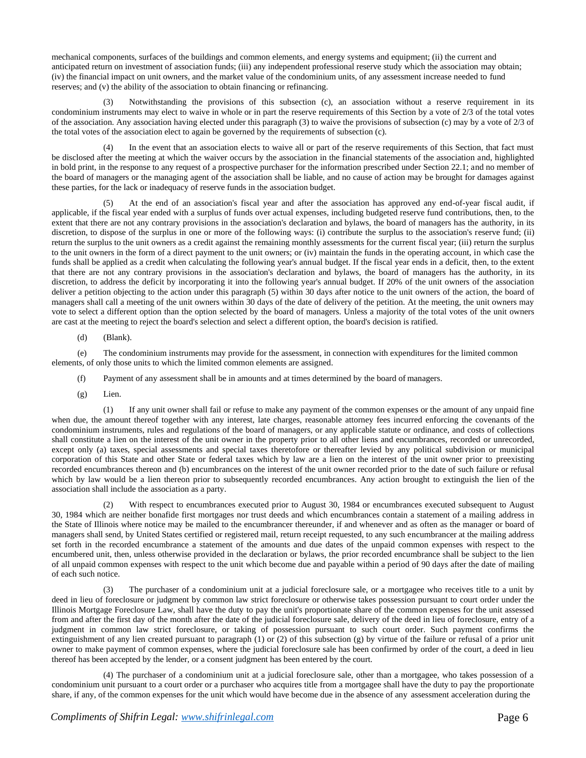mechanical components, surfaces of the buildings and common elements, and energy systems and equipment; (ii) the current and anticipated return on investment of association funds; (iii) any independent professional reserve study which the association may obtain; (iv) the financial impact on unit owners, and the market value of the condominium units, of any assessment increase needed to fund reserves; and (v) the ability of the association to obtain financing or refinancing.

(3) Notwithstanding the provisions of this subsection (c), an association without a reserve requirement in its condominium instruments may elect to waive in whole or in part the reserve requirements of this Section by a vote of 2/3 of the total votes of the association. Any association having elected under this paragraph (3) to waive the provisions of subsection (c) may by a vote of 2/3 of the total votes of the association elect to again be governed by the requirements of subsection (c).

(4) In the event that an association elects to waive all or part of the reserve requirements of this Section, that fact must be disclosed after the meeting at which the waiver occurs by the association in the financial statements of the association and, highlighted in bold print, in the response to any request of a prospective purchaser for the information prescribed under Section 22.1; and no member of the board of managers or the managing agent of the association shall be liable, and no cause of action may be brought for damages against these parties, for the lack or inadequacy of reserve funds in the association budget.

(5) At the end of an association's fiscal year and after the association has approved any end-of-year fiscal audit, if applicable, if the fiscal year ended with a surplus of funds over actual expenses, including budgeted reserve fund contributions, then, to the extent that there are not any contrary provisions in the association's declaration and bylaws, the board of managers has the authority, in its discretion, to dispose of the surplus in one or more of the following ways: (i) contribute the surplus to the association's reserve fund; (ii) return the surplus to the unit owners as a credit against the remaining monthly assessments for the current fiscal year; (iii) return the surplus to the unit owners in the form of a direct payment to the unit owners; or (iv) maintain the funds in the operating account, in which case the funds shall be applied as a credit when calculating the following year's annual budget. If the fiscal year ends in a deficit, then, to the extent that there are not any contrary provisions in the association's declaration and bylaws, the board of managers has the authority, in its discretion, to address the deficit by incorporating it into the following year's annual budget. If 20% of the unit owners of the association deliver a petition objecting to the action under this paragraph (5) within 30 days after notice to the unit owners of the action, the board of managers shall call a meeting of the unit owners within 30 days of the date of delivery of the petition. At the meeting, the unit owners may vote to select a different option than the option selected by the board of managers. Unless a majority of the total votes of the unit owners are cast at the meeting to reject the board's selection and select a different option, the board's decision is ratified.

(d) (Blank).

(e) The condominium instruments may provide for the assessment, in connection with expenditures for the limited common elements, of only those units to which the limited common elements are assigned.

(f) Payment of any assessment shall be in amounts and at times determined by the board of managers.

(g) Lien.

(1) If any unit owner shall fail or refuse to make any payment of the common expenses or the amount of any unpaid fine when due, the amount thereof together with any interest, late charges, reasonable attorney fees incurred enforcing the covenants of the condominium instruments, rules and regulations of the board of managers, or any applicable statute or ordinance, and costs of collections shall constitute a lien on the interest of the unit owner in the property prior to all other liens and encumbrances, recorded or unrecorded, except only (a) taxes, special assessments and special taxes theretofore or thereafter levied by any political subdivision or municipal corporation of this State and other State or federal taxes which by law are a lien on the interest of the unit owner prior to preexisting recorded encumbrances thereon and (b) encumbrances on the interest of the unit owner recorded prior to the date of such failure or refusal which by law would be a lien thereon prior to subsequently recorded encumbrances. Any action brought to extinguish the lien of the association shall include the association as a party.

(2) With respect to encumbrances executed prior to August 30, 1984 or encumbrances executed subsequent to August 30, 1984 which are neither bonafide first mortgages nor trust deeds and which encumbrances contain a statement of a mailing address in the State of Illinois where notice may be mailed to the encumbrancer thereunder, if and whenever and as often as the manager or board of managers shall send, by United States certified or registered mail, return receipt requested, to any such encumbrancer at the mailing address set forth in the recorded encumbrance a statement of the amounts and due dates of the unpaid common expenses with respect to the encumbered unit, then, unless otherwise provided in the declaration or bylaws, the prior recorded encumbrance shall be subject to the lien of all unpaid common expenses with respect to the unit which become due and payable within a period of 90 days after the date of mailing of each such notice.

(3) The purchaser of a condominium unit at a judicial foreclosure sale, or a mortgagee who receives title to a unit by deed in lieu of foreclosure or judgment by common law strict foreclosure or otherwise takes possession pursuant to court order under the Illinois Mortgage Foreclosure Law, shall have the duty to pay the unit's proportionate share of the common expenses for the unit assessed from and after the first day of the month after the date of the judicial foreclosure sale, delivery of the deed in lieu of foreclosure, entry of a judgment in common law strict foreclosure, or taking of possession pursuant to such court order. Such payment confirms the extinguishment of any lien created pursuant to paragraph (1) or (2) of this subsection (g) by virtue of the failure or refusal of a prior unit owner to make payment of common expenses, where the judicial foreclosure sale has been confirmed by order of the court, a deed in lieu thereof has been accepted by the lender, or a consent judgment has been entered by the court.

(4) The purchaser of a condominium unit at a judicial foreclosure sale, other than a mortgagee, who takes possession of a condominium unit pursuant to a court order or a purchaser who acquires title from a mortgagee shall have the duty to pay the proportionate share, if any, of the common expenses for the unit which would have become due in the absence of any assessment acceleration during the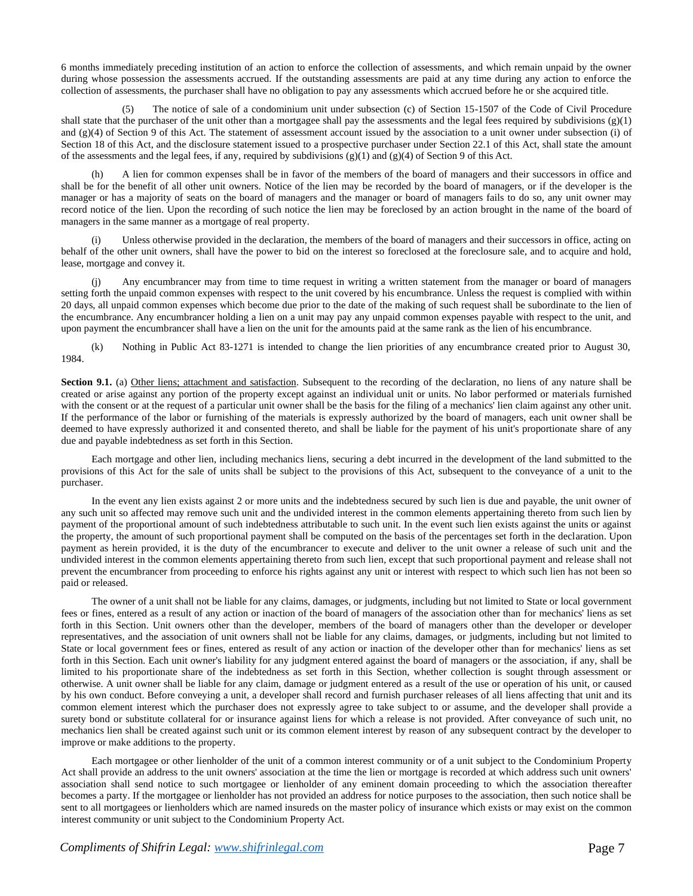6 months immediately preceding institution of an action to enforce the collection of assessments, and which remain unpaid by the owner during whose possession the assessments accrued. If the outstanding assessments are paid at any time during any action to enforce the collection of assessments, the purchaser shall have no obligation to pay any assessments which accrued before he or she acquired title.

(5) The notice of sale of a condominium unit under subsection (c) of Section 15-1507 of the Code of Civil Procedure shall state that the purchaser of the unit other than a mortgagee shall pay the assessments and the legal fees required by subdivisions (g)(1) and (g)(4) of Section 9 of this Act. The statement of assessment account issued by the association to a unit owner under subsection (i) of Section 18 of this Act, and the disclosure statement issued to a prospective purchaser under Section 22.1 of this Act, shall state the amount of the assessments and the legal fees, if any, required by subdivisions (g)(1) and (g)(4) of Section 9 of this Act.

(h) A lien for common expenses shall be in favor of the members of the board of managers and their successors in office and shall be for the benefit of all other unit owners. Notice of the lien may be recorded by the board of managers, or if the developer is the manager or has a majority of seats on the board of managers and the manager or board of managers fails to do so, any unit owner may record notice of the lien. Upon the recording of such notice the lien may be foreclosed by an action brought in the name of the board of managers in the same manner as a mortgage of real property.

(i) Unless otherwise provided in the declaration, the members of the board of managers and their successors in office, acting on behalf of the other unit owners, shall have the power to bid on the interest so foreclosed at the foreclosure sale, and to acquire and hold, lease, mortgage and convey it.

(j) Any encumbrancer may from time to time request in writing a written statement from the manager or board of managers setting forth the unpaid common expenses with respect to the unit covered by his encumbrance. Unless the request is complied with within 20 days, all unpaid common expenses which become due prior to the date of the making of such request shall be subordinate to the lien of the encumbrance. Any encumbrancer holding a lien on a unit may pay any unpaid common expenses payable with respect to the unit, and upon payment the encumbrancer shall have a lien on the unit for the amounts paid at the same rank as the lien of his encumbrance.

(k) Nothing in Public Act 83-1271 is intended to change the lien priorities of any encumbrance created prior to August 30, 1984.

**Section 9.1.** (a) Other liens; attachment and satisfaction. Subsequent to the recording of the declaration, no liens of any nature shall be created or arise against any portion of the property except against an individual unit or units. No labor performed or materials furnished with the consent or at the request of a particular unit owner shall be the basis for the filing of a mechanics' lien claim against any other unit. If the performance of the labor or furnishing of the materials is expressly authorized by the board of managers, each unit owner shall be deemed to have expressly authorized it and consented thereto, and shall be liable for the payment of his unit's proportionate share of any due and payable indebtedness as set forth in this Section.

Each mortgage and other lien, including mechanics liens, securing a debt incurred in the development of the land submitted to the provisions of this Act for the sale of units shall be subject to the provisions of this Act, subsequent to the conveyance of a unit to the purchaser.

In the event any lien exists against 2 or more units and the indebtedness secured by such lien is due and payable, the unit owner of any such unit so affected may remove such unit and the undivided interest in the common elements appertaining thereto from such lien by payment of the proportional amount of such indebtedness attributable to such unit. In the event such lien exists against the units or against the property, the amount of such proportional payment shall be computed on the basis of the percentages set forth in the declaration. Upon payment as herein provided, it is the duty of the encumbrancer to execute and deliver to the unit owner a release of such unit and the undivided interest in the common elements appertaining thereto from such lien, except that such proportional payment and release shall not prevent the encumbrancer from proceeding to enforce his rights against any unit or interest with respect to which such lien has not been so paid or released.

The owner of a unit shall not be liable for any claims, damages, or judgments, including but not limited to State or local government fees or fines, entered as a result of any action or inaction of the board of managers of the association other than for mechanics' liens as set forth in this Section. Unit owners other than the developer, members of the board of managers other than the developer or developer representatives, and the association of unit owners shall not be liable for any claims, damages, or judgments, including but not limited to State or local government fees or fines, entered as result of any action or inaction of the developer other than for mechanics' liens as set forth in this Section. Each unit owner's liability for any judgment entered against the board of managers or the association, if any, shall be limited to his proportionate share of the indebtedness as set forth in this Section, whether collection is sought through assessment or otherwise. A unit owner shall be liable for any claim, damage or judgment entered as a result of the use or operation of his unit, or caused by his own conduct. Before conveying a unit, a developer shall record and furnish purchaser releases of all liens affecting that unit and its common element interest which the purchaser does not expressly agree to take subject to or assume, and the developer shall provide a surety bond or substitute collateral for or insurance against liens for which a release is not provided. After conveyance of such unit, no mechanics lien shall be created against such unit or its common element interest by reason of any subsequent contract by the developer to improve or make additions to the property.

Each mortgagee or other lienholder of the unit of a common interest community or of a unit subject to the Condominium Property Act shall provide an address to the unit owners' association at the time the lien or mortgage is recorded at which address such unit owners' association shall send notice to such mortgagee or lienholder of any eminent domain proceeding to which the association thereafter becomes a party. If the mortgagee or lienholder has not provided an address for notice purposes to the association, then such notice shall be sent to all mortgagees or lienholders which are named insureds on the master policy of insurance which exists or may exist on the common interest community or unit subject to the Condominium Property Act.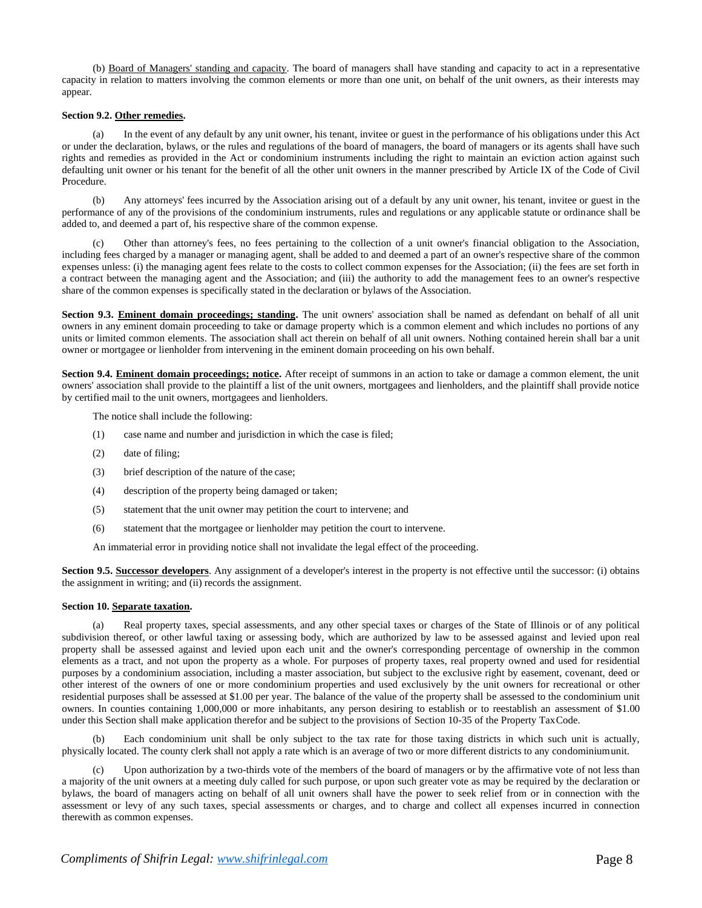(b) Board of Managers' standing and capacity. The board of managers shall have standing and capacity to act in a representative capacity in relation to matters involving the common elements or more than one unit, on behalf of the unit owners, as their interests may appear.

**Section 9.2. Other remedies.**

(a) In the event of any default by any unit owner, his tenant, invitee or guest in the performance of his obligations under this Act or under the declaration, bylaws, or the rules and regulations of the board of managers, the board of managers or its agents shall have such rights and remedies as provided in the Act or condominium instruments including the right to maintain an eviction action against such defaulting unit owner or his tenant for the benefit of all the other unit owners in the manner prescribed by Article IX of the Code of Civil Procedure.

(b) Any attorneys' fees incurred by the Association arising out of a default by any unit owner, his tenant, invitee or guest in the performance of any of the provisions of the condominium instruments, rules and regulations or any applicable statute or ordinance shall be added to, and deemed a part of, his respective share of the common expense.

(c) Other than attorney's fees, no fees pertaining to the collection of a unit owner's financial obligation to the Association, including fees charged by a manager or managing agent, shall be added to and deemed a part of an owner's respective share of the common expenses unless: (i) the managing agent fees relate to the costs to collect common expenses for the Association; (ii) the fees are set forth in a contract between the managing agent and the Association; and (iii) the authority to add the management fees to an owner's respective share of the common expenses is specifically stated in the declaration or bylaws of the Association.

**Section 9.3. Eminent domain proceedings; standing.** The unit owners' association shall be named as defendant on behalf of all unit owners in any eminent domain proceeding to take or damage property which is a common element and which includes no portions of any units or limited common elements. The association shall act therein on behalf of all unit owners. Nothing contained herein shall bar a unit owner or mortgagee or lienholder from intervening in the eminent domain proceeding on his own behalf.

**Section 9.4. Eminent domain proceedings; notice.** After receipt of summons in an action to take or damage a common element, the unit owners' association shall provide to the plaintiff a list of the unit owners, mortgagees and lienholders, and the plaintiff shall provide notice by certified mail to the unit owners, mortgagees and lienholders.

The notice shall include the following:

(1) case name and number and jurisdiction in which the case is filed;

(2) date of filing;

(3) brief description of the nature of the case;

(4) description of the property being damaged or taken;

(5) statement that the unit owner may petition the court to intervene; and

(6) statement that the mortgagee or lienholder may petition the court to intervene.

An immaterial error in providing notice shall not invalidate the legal effect of the proceeding.

**Section 9.5. Successor developers**. Any assignment of a developer's interest in the property is not effective until the successor: (i) obtains the assignment in writing; and (ii) records the assignment.

**Section 10. Separate taxation.**

(a) Real property taxes, special assessments, and any other special taxes or charges of the State of Illinois or of any political subdivision thereof, or other lawful taxing or assessing body, which are authorized by law to be assessed against and levied upon real property shall be assessed against and levied upon each unit and the owner's corresponding percentage of ownership in the common elements as a tract, and not upon the property as a whole. For purposes of property taxes, real property owned and used for residential purposes by a condominium association, including a master association, but subject to the exclusive right by easement, covenant, deed or other interest of the owners of one or more condominium properties and used exclusively by the unit owners for recreational or other residential purposes shall be assessed at $1.00 per year. The balance of the value of the property shall be assessed to the condominium unit owners. In counties containing 1,000,000 or more inhabitants, any person desiring to establish or to reestablish an assessment of $1.00 under this Section shall make application therefor and be subject to the provisions of Section 10-35 of the Property Tax Code.

(b) Each condominium unit shall be only subject to the tax rate for those taxing districts in which such unit is actually, physically located. The county clerk shall not apply a rate which is an average of two or more different districts to any condominium unit.

(c) Upon authorization by a two-thirds vote of the members of the board of managers or by the affirmative vote of not less than a majority of the unit owners at a meeting duly called for such purpose, or upon such greater vote as may be required by the declaration or bylaws, the board of managers acting on behalf of all unit owners shall have the power to seek relief from or in connection with the assessment or levy of any such taxes, special assessments or charges, and to charge and collect all expenses incurred in connection therewith as common expenses.

*Compliments of Shifrin Legal: www.shifrinlegal.com*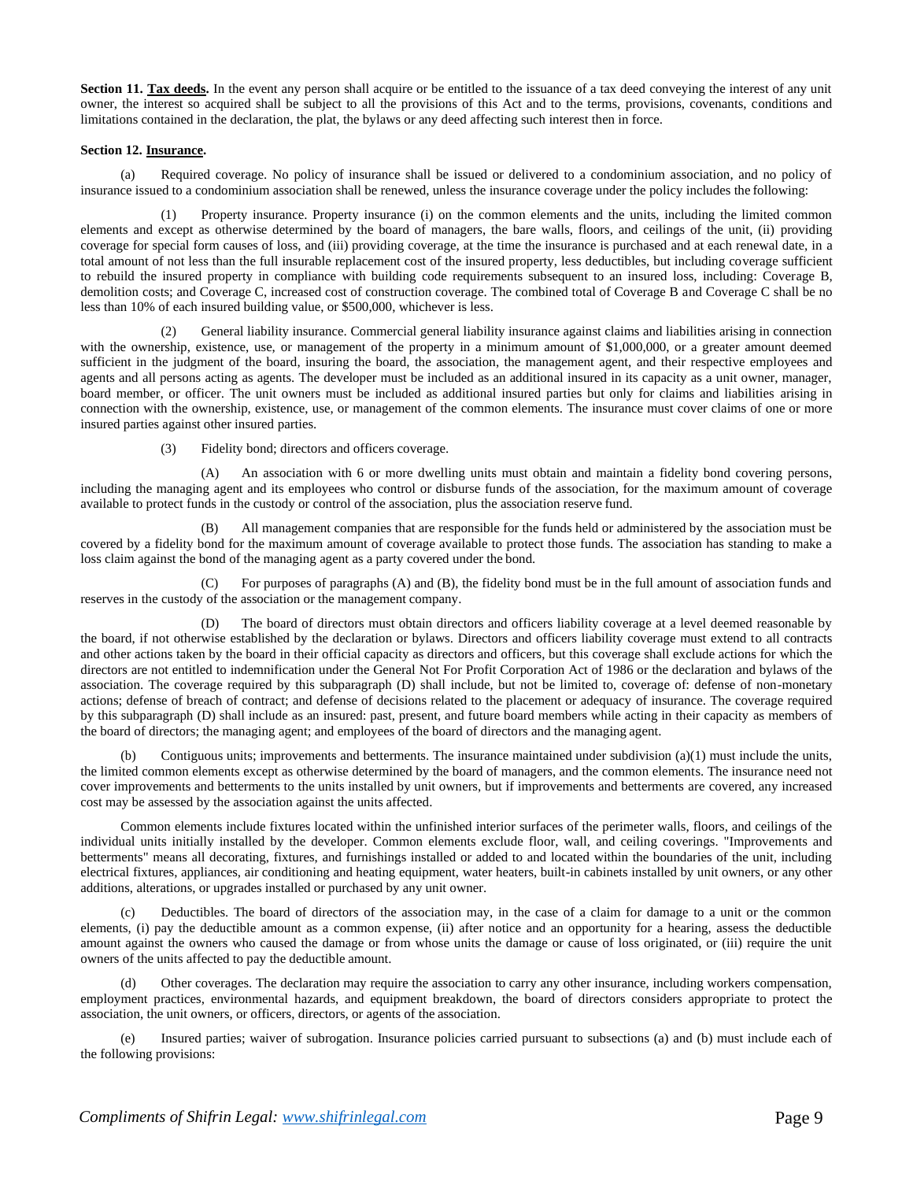**Section 11. Tax deeds.** In the event any person shall acquire or be entitled to the issuance of a tax deed conveying the interest of any unit owner, the interest so acquired shall be subject to all the provisions of this Act and to the terms, provisions, covenants, conditions and limitations contained in the declaration, the plat, the bylaws or any deed affecting such interest then in force.

**Section 12. Insurance.**

(a) Required coverage. No policy of insurance shall be issued or delivered to a condominium association, and no policy of insurance issued to a condominium association shall be renewed, unless the insurance coverage under the policy includes the following:

(1) Property insurance. Property insurance (i) on the common elements and the units, including the limited common elements and except as otherwise determined by the board of managers, the bare walls, floors, and ceilings of the unit, (ii) providing coverage for special form causes of loss, and (iii) providing coverage, at the time the insurance is purchased and at each renewal date, in a total amount of not less than the full insurable replacement cost of the insured property, less deductibles, but including coverage sufficient to rebuild the insured property in compliance with building code requirements subsequent to an insured loss, including: Coverage B, demolition costs; and Coverage C, increased cost of construction coverage. The combined total of Coverage B and Coverage C shall be no less than 10% of each insured building value, or $500,000, whichever is less.

(2) General liability insurance. Commercial general liability insurance against claims and liabilities arising in connection with the ownership, existence, use, or management of the property in a minimum amount of $1,000,000, or a greater amount deemed sufficient in the judgment of the board, insuring the board, the association, the management agent, and their respective employees and agents and all persons acting as agents. The developer must be included as an additional insured in its capacity as a unit owner, manager, board member, or officer. The unit owners must be included as additional insured parties but only for claims and liabilities arising in connection with the ownership, existence, use, or management of the common elements. The insurance must cover claims of one or more insured parties against other insured parties.

(3) Fidelity bond; directors and officers coverage.

(A) An association with 6 or more dwelling units must obtain and maintain a fidelity bond covering persons, including the managing agent and its employees who control or disburse funds of the association, for the maximum amount of coverage available to protect funds in the custody or control of the association, plus the association reserve fund.

(B) All management companies that are responsible for the funds held or administered by the association must be covered by a fidelity bond for the maximum amount of coverage available to protect those funds. The association has standing to make a loss claim against the bond of the managing agent as a party covered under the bond.

(C) For purposes of paragraphs (A) and (B), the fidelity bond must be in the full amount of association funds and reserves in the custody of the association or the management company.

(D) The board of directors must obtain directors and officers liability coverage at a level deemed reasonable by the board, if not otherwise established by the declaration or bylaws. Directors and officers liability coverage must extend to all contracts and other actions taken by the board in their official capacity as directors and officers, but this coverage shall exclude actions for which the directors are not entitled to indemnification under the General Not For Profit Corporation Act of 1986 or the declaration and bylaws of the association. The coverage required by this subparagraph (D) shall include, but not be limited to, coverage of: defense of non-monetary actions; defense of breach of contract; and defense of decisions related to the placement or adequacy of insurance. The coverage required by this subparagraph (D) shall include as an insured: past, present, and future board members while acting in their capacity as members of the board of directors; the managing agent; and employees of the board of directors and the managing agent.

(b) Contiguous units; improvements and betterments. The insurance maintained under subdivision (a)(1) must include the units, the limited common elements except as otherwise determined by the board of managers, and the common elements. The insurance need not cover improvements and betterments to the units installed by unit owners, but if improvements and betterments are covered, any increased cost may be assessed by the association against the units affected.

Common elements include fixtures located within the unfinished interior surfaces of the perimeter walls, floors, and ceilings of the individual units initially installed by the developer. Common elements exclude floor, wall, and ceiling coverings. "Improvements and betterments" means all decorating, fixtures, and furnishings installed or added to and located within the boundaries of the unit, including electrical fixtures, appliances, air conditioning and heating equipment, water heaters, built-in cabinets installed by unit owners, or any other additions, alterations, or upgrades installed or purchased by any unit owner.

(c) Deductibles. The board of directors of the association may, in the case of a claim for damage to a unit or the common elements, (i) pay the deductible amount as a common expense, (ii) after notice and an opportunity for a hearing, assess the deductible amount against the owners who caused the damage or from whose units the damage or cause of loss originated, or (iii) require the unit owners of the units affected to pay the deductible amount.

(d) Other coverages. The declaration may require the association to carry any other insurance, including workers compensation, employment practices, environmental hazards, and equipment breakdown, the board of directors considers appropriate to protect the association, the unit owners, or officers, directors, or agents of the association.

(e) Insured parties; waiver of subrogation. Insurance policies carried pursuant to subsections (a) and (b) must include each of the following provisions: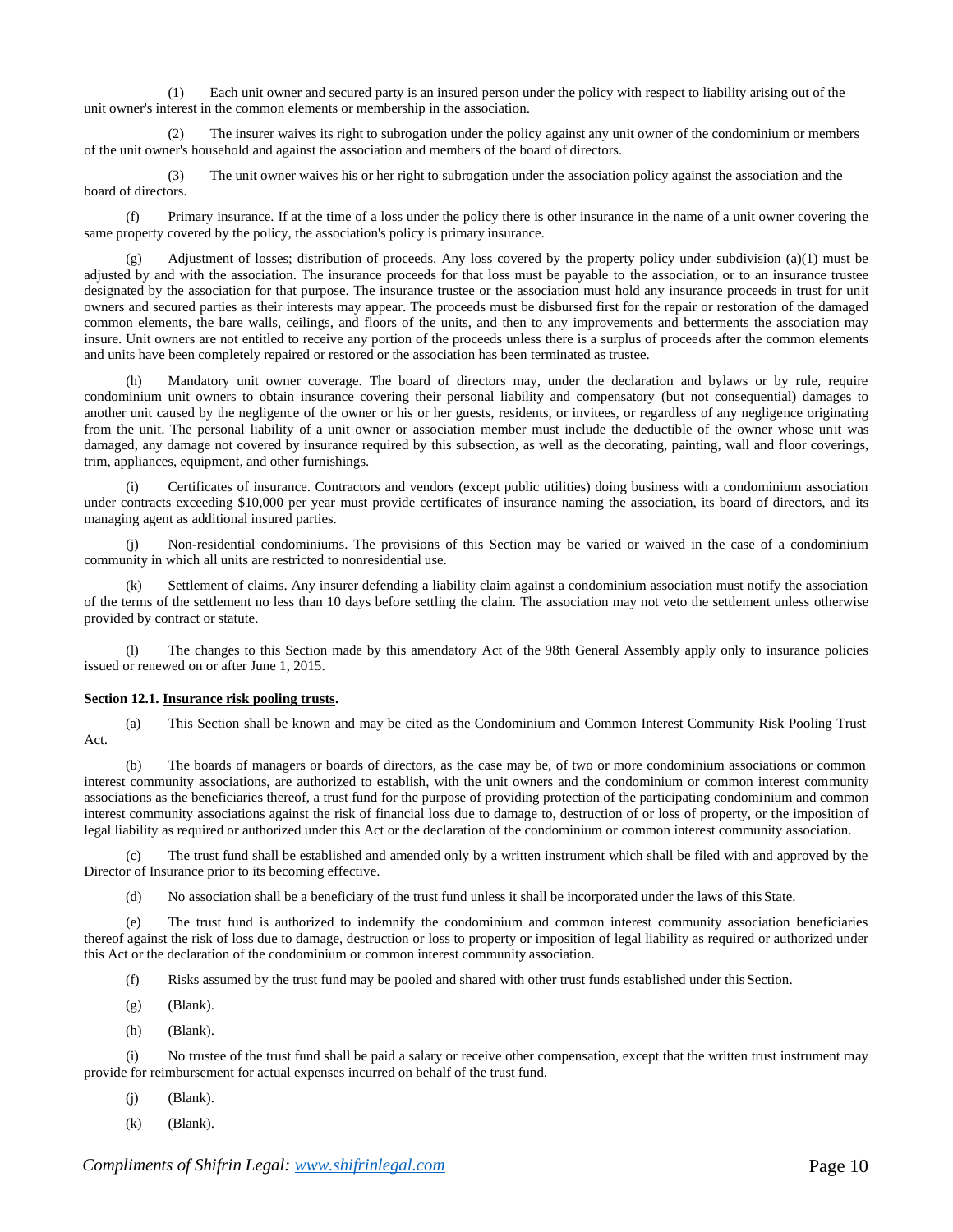(1) Each unit owner and secured party is an insured person under the policy with respect to liability arising out of the unit owner's interest in the common elements or membership in the association.

(2) The insurer waives its right to subrogation under the policy against any unit owner of the condominium or members of the unit owner's household and against the association and members of the board of directors.

(3) The unit owner waives his or her right to subrogation under the association policy against the association and the board of directors.

(f) Primary insurance. If at the time of a loss under the policy there is other insurance in the name of a unit owner covering the same property covered by the policy, the association's policy is primary insurance.

(g) Adjustment of losses; distribution of proceeds. Any loss covered by the property policy under subdivision (a)(1) must be adjusted by and with the association. The insurance proceeds for that loss must be payable to the association, or to an insurance trustee designated by the association for that purpose. The insurance trustee or the association must hold any insurance proceeds in trust for unit owners and secured parties as their interests may appear. The proceeds must be disbursed first for the repair or restoration of the damaged common elements, the bare walls, ceilings, and floors of the units, and then to any improvements and betterments the association may insure. Unit owners are not entitled to receive any portion of the proceeds unless there is a surplus of proceeds after the common elements and units have been completely repaired or restored or the association has been terminated as trustee.

(h) Mandatory unit owner coverage. The board of directors may, under the declaration and bylaws or by rule, require condominium unit owners to obtain insurance covering their personal liability and compensatory (but not consequential) damages to another unit caused by the negligence of the owner or his or her guests, residents, or invitees, or regardless of any negligence originating from the unit. The personal liability of a unit owner or association member must include the deductible of the owner whose unit was damaged, any damage not covered by insurance required by this subsection, as well as the decorating, painting, wall and floor coverings, trim, appliances, equipment, and other furnishings.

(i) Certificates of insurance. Contractors and vendors (except public utilities) doing business with a condominium association under contracts exceeding $10,000 per year must provide certificates of insurance naming the association, its board of directors, and its managing agent as additional insured parties.

(j) Non-residential condominiums. The provisions of this Section may be varied or waived in the case of a condominium community in which all units are restricted to nonresidential use.

(k) Settlement of claims. Any insurer defending a liability claim against a condominium association must notify the association of the terms of the settlement no less than 10 days before settling the claim. The association may not veto the settlement unless otherwise provided by contract or statute.

(l) The changes to this Section made by this amendatory Act of the 98th General Assembly apply only to insurance policies issued or renewed on or after June 1, 2015.

**Section 12.1. Insurance risk pooling trusts.**

(a) This Section shall be known and may be cited as the Condominium and Common Interest Community Risk Pooling Trust Act.

(b) The boards of managers or boards of directors, as the case may be, of two or more condominium associations or common interest community associations, are authorized to establish, with the unit owners and the condominium or common interest community associations as the beneficiaries thereof, a trust fund for the purpose of providing protection of the participating condominium and common interest community associations against the risk of financial loss due to damage to, destruction of or loss of property, or the imposition of legal liability as required or authorized under this Act or the declaration of the condominium or common interest community association.

(c) The trust fund shall be established and amended only by a written instrument which shall be filed with and approved by the Director of Insurance prior to its becoming effective.

(d) No association shall be a beneficiary of the trust fund unless it shall be incorporated under the laws of this State.

(e) The trust fund is authorized to indemnify the condominium and common interest community association beneficiaries thereof against the risk of loss due to damage, destruction or loss to property or imposition of legal liability as required or authorized under this Act or the declaration of the condominium or common interest community association.

(f) Risks assumed by the trust fund may be pooled and shared with other trust funds established under this Section.

(g) (Blank).

(h) (Blank).

(i) No trustee of the trust fund shall be paid a salary or receive other compensation, except that the written trust instrument may provide for reimbursement for actual expenses incurred on behalf of the trust fund.

(j) (Blank).

(k) (Blank).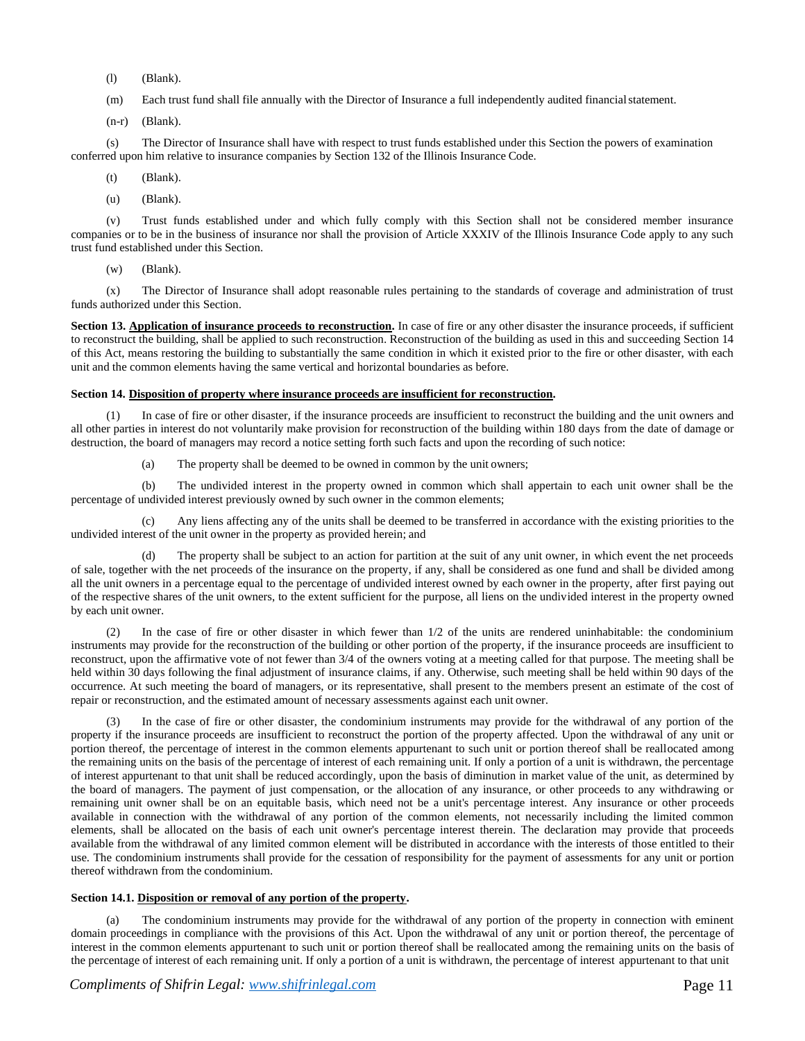(l) (Blank).

(m) Each trust fund shall file annually with the Director of Insurance a full independently audited financial statement.

(n-r) (Blank).

(s) The Director of Insurance shall have with respect to trust funds established under this Section the powers of examination conferred upon him relative to insurance companies by Section 132 of the Illinois Insurance Code.

(t) (Blank).

(u) (Blank).

(v) Trust funds established under and which fully comply with this Section shall not be considered member insurance companies or to be in the business of insurance nor shall the provision of Article XXXIV of the Illinois Insurance Code apply to any such trust fund established under this Section.

(w) (Blank).

(x) The Director of Insurance shall adopt reasonable rules pertaining to the standards of coverage and administration of trust funds authorized under this Section.

**Section 13. Application of insurance proceeds to reconstruction.** In case of fire or any other disaster the insurance proceeds, if sufficient to reconstruct the building, shall be applied to such reconstruction. Reconstruction of the building as used in this and succeeding Section 14 of this Act, means restoring the building to substantially the same condition in which it existed prior to the fire or other disaster, with each unit and the common elements having the same vertical and horizontal boundaries as before.

**Section 14. Disposition of property where insurance proceeds are insufficient for reconstruction.**

(1) In case of fire or other disaster, if the insurance proceeds are insufficient to reconstruct the building and the unit owners and all other parties in interest do not voluntarily make provision for reconstruction of the building within 180 days from the date of damage or destruction, the board of managers may record a notice setting forth such facts and upon the recording of such notice:

(a) The property shall be deemed to be owned in common by the unit owners;

(b) The undivided interest in the property owned in common which shall appertain to each unit owner shall be the percentage of undivided interest previously owned by such owner in the common elements;

(c) Any liens affecting any of the units shall be deemed to be transferred in accordance with the existing priorities to the undivided interest of the unit owner in the property as provided herein; and

(d) The property shall be subject to an action for partition at the suit of any unit owner, in which event the net proceeds of sale, together with the net proceeds of the insurance on the property, if any, shall be considered as one fund and shall be divided among all the unit owners in a percentage equal to the percentage of undivided interest owned by each owner in the property, after first paying out of the respective shares of the unit owners, to the extent sufficient for the purpose, all liens on the undivided interest in the property owned by each unit owner.

(2) In the case of fire or other disaster in which fewer than 1/2 of the units are rendered uninhabitable: the condominium instruments may provide for the reconstruction of the building or other portion of the property, if the insurance proceeds are insufficient to reconstruct, upon the affirmative vote of not fewer than 3/4 of the owners voting at a meeting called for that purpose. The meeting shall be held within 30 days following the final adjustment of insurance claims, if any. Otherwise, such meeting shall be held within 90 days of the occurrence. At such meeting the board of managers, or its representative, shall present to the members present an estimate of the cost of repair or reconstruction, and the estimated amount of necessary assessments against each unit owner.

(3) In the case of fire or other disaster, the condominium instruments may provide for the withdrawal of any portion of the property if the insurance proceeds are insufficient to reconstruct the portion of the property affected. Upon the withdrawal of any unit or portion thereof, the percentage of interest in the common elements appurtenant to such unit or portion thereof shall be reallocated among the remaining units on the basis of the percentage of interest of each remaining unit. If only a portion of a unit is withdrawn, the percentage of interest appurtenant to that unit shall be reduced accordingly, upon the basis of diminution in market value of the unit, as determined by the board of managers. The payment of just compensation, or the allocation of any insurance, or other proceeds to any withdrawing or remaining unit owner shall be on an equitable basis, which need not be a unit's percentage interest. Any insurance or other proceeds available in connection with the withdrawal of any portion of the common elements, not necessarily including the limited common elements, shall be allocated on the basis of each unit owner's percentage interest therein. The declaration may provide that proceeds available from the withdrawal of any limited common element will be distributed in accordance with the interests of those entitled to their use. The condominium instruments shall provide for the cessation of responsibility for the payment of assessments for any unit or portion thereof withdrawn from the condominium.

**Section 14.1. Disposition or removal of any portion of the property.**

(a) The condominium instruments may provide for the withdrawal of any portion of the property in connection with eminent domain proceedings in compliance with the provisions of this Act. Upon the withdrawal of any unit or portion thereof, the percentage of interest in the common elements appurtenant to such unit or portion thereof shall be reallocated among the remaining units on the basis of the percentage of interest of each remaining unit. If only a portion of a unit is withdrawn, the percentage of interest appurtenant to that unit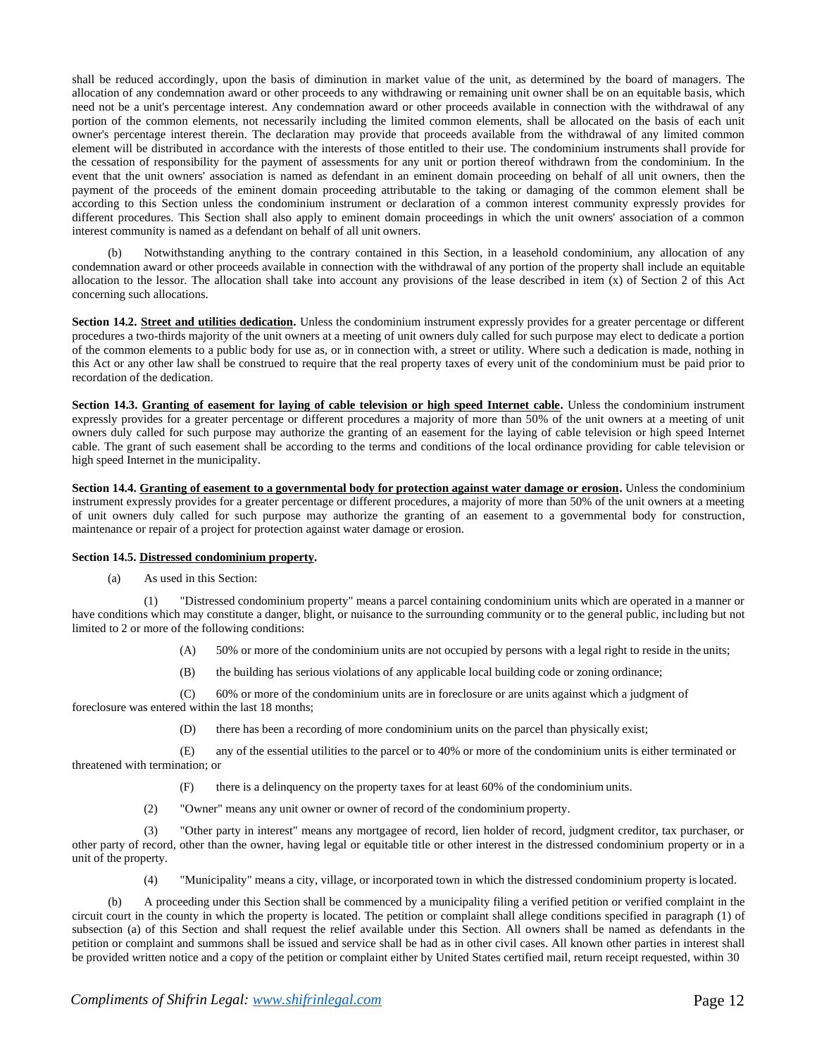shall be reduced accordingly, upon the basis of diminution in market value of the unit, as determined by the board of managers. The allocation of any condemnation award or other proceeds to any withdrawing or remaining unit owner shall be on an equitable basis, which need not be a unit's percentage interest. Any condemnation award or other proceeds available in connection with the withdrawal of any portion of the common elements, not necessarily including the limited common elements, shall be allocated on the basis of each unit owner's percentage interest therein. The declaration may provide that proceeds available from the withdrawal of any limited common element will be distributed in accordance with the interests of those entitled to their use. The condominium instruments shall provide for the cessation of responsibility for the payment of assessments for any unit or portion thereof withdrawn from the condominium. In the event that the unit owners' association is named as defendant in an eminent domain proceeding on behalf of all unit owners, then the payment of the proceeds of the eminent domain proceeding attributable to the taking or damaging of the common element shall be according to this Section unless the condominium instrument or declaration of a common interest community expressly provides for different procedures. This Section shall also apply to eminent domain proceedings in which the unit owners' association of a common interest community is named as a defendant on behalf of all unit owners.

(b) Notwithstanding anything to the contrary contained in this Section, in a leasehold condominium, any allocation of any condemnation award or other proceeds available in connection with the withdrawal of any portion of the property shall include an equitable allocation to the lessor. The allocation shall take into account any provisions of the lease described in item (x) of Section 2 of this Act concerning such allocations.

**Section 14.2. Street and utilities dedication.** Unless the condominium instrument expressly provides for a greater percentage or different procedures a two-thirds majority of the unit owners at a meeting of unit owners duly called for such purpose may elect to dedicate a portion of the common elements to a public body for use as, or in connection with, a street or utility. Where such a dedication is made, nothing in this Act or any other law shall be construed to require that the real property taxes of every unit of the condominium must be paid prior to recordation of the dedication.

**Section 14.3. Granting of easement for laying of cable television or high speed Internet cable.** Unless the condominium instrument expressly provides for a greater percentage or different procedures a majority of more than 50% of the unit owners at a meeting of unit owners duly called for such purpose may authorize the granting of an easement for the laying of cable television or high speed Internet cable. The grant of such easement shall be according to the terms and conditions of the local ordinance providing for cable television or high speed Internet in the municipality.

**Section 14.4. Granting of easement to a governmental body for protection against water damage or erosion.** Unless the condominium instrument expressly provides for a greater percentage or different procedures, a majority of more than 50% of the unit owners at a meeting of unit owners duly called for such purpose may authorize the granting of an easement to a governmental body for construction, maintenance or repair of a project for protection against water damage or erosion.

**Section 14.5. Distressed condominium property.**

(a) As used in this Section:

(1) "Distressed condominium property" means a parcel containing condominium units which are operated in a manner or have conditions which may constitute a danger, blight, or nuisance to the surrounding community or to the general public, including but not limited to 2 or more of the following conditions:

(A) 50% or more of the condominium units are not occupied by persons with a legal right to reside in the units;

(B) the building has serious violations of any applicable local building code or zoning ordinance;

(C) 60% or more of the condominium units are in foreclosure or are units against which a judgment of foreclosure was entered within the last 18 months;

(D) there has been a recording of more condominium units on the parcel than physically exist;

(E) any of the essential utilities to the parcel or to 40% or more of the condominium units is either terminated or threatened with termination; or

(F) there is a delinquency on the property taxes for at least 60% of the condominium units.

(2) "Owner" means any unit owner or owner of record of the condominium property.

(3) "Other party in interest" means any mortgagee of record, lien holder of record, judgment creditor, tax purchaser, or other party of record, other than the owner, having legal or equitable title or other interest in the distressed condominium property or in a unit of the property.

(4) "Municipality" means a city, village, or incorporated town in which the distressed condominium property is located.

(b) A proceeding under this Section shall be commenced by a municipality filing a verified petition or verified complaint in the circuit court in the county in which the property is located. The petition or complaint shall allege conditions specified in paragraph (1) of subsection (a) of this Section and shall request the relief available under this Section. All owners shall be named as defendants in the petition or complaint and summons shall be issued and service shall be had as in other civil cases. All known other parties in interest shall be provided written notice and a copy of the petition or complaint either by United States certified mail, return receipt requested, within 30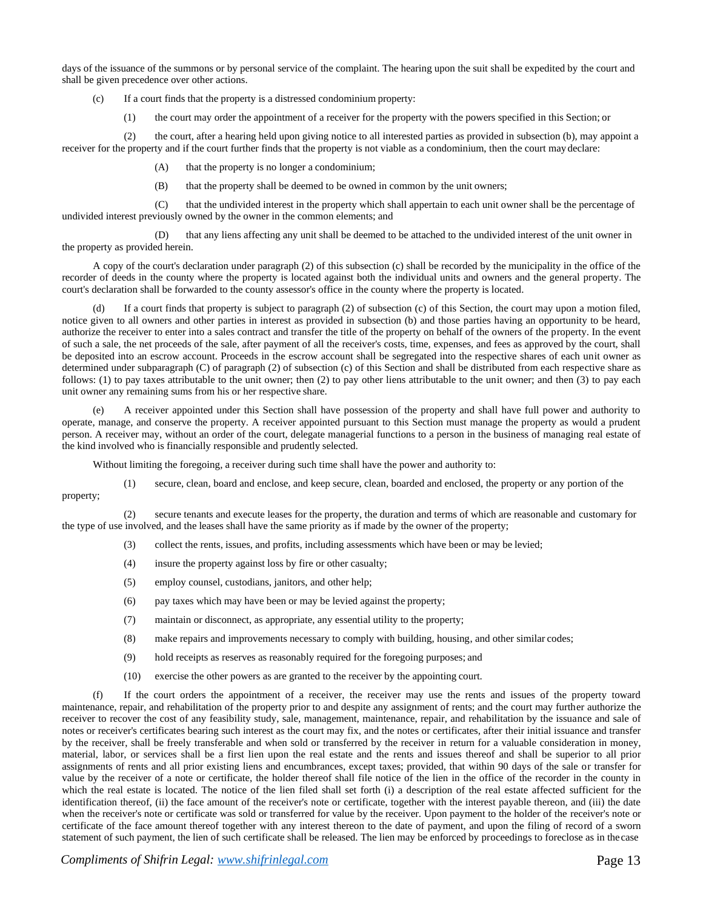days of the issuance of the summons or by personal service of the complaint. The hearing upon the suit shall be expedited by the court and shall be given precedence over other actions.

(c) If a court finds that the property is a distressed condominium property:

(1) the court may order the appointment of a receiver for the property with the powers specified in this Section; or

(2) the court, after a hearing held upon giving notice to all interested parties as provided in subsection (b), may appoint a receiver for the property and if the court further finds that the property is not viable as a condominium, then the court may declare:

(A) that the property is no longer a condominium;

(B) that the property shall be deemed to be owned in common by the unit owners;

(C) that the undivided interest in the property which shall appertain to each unit owner shall be the percentage of undivided interest previously owned by the owner in the common elements; and

(D) that any liens affecting any unit shall be deemed to be attached to the undivided interest of the unit owner in the property as provided herein.

A copy of the court's declaration under paragraph (2) of this subsection (c) shall be recorded by the municipality in the office of the recorder of deeds in the county where the property is located against both the individual units and owners and the general property. The court's declaration shall be forwarded to the county assessor's office in the county where the property is located.

(d) If a court finds that property is subject to paragraph (2) of subsection (c) of this Section, the court may upon a motion filed, notice given to all owners and other parties in interest as provided in subsection (b) and those parties having an opportunity to be heard, authorize the receiver to enter into a sales contract and transfer the title of the property on behalf of the owners of the property. In the event of such a sale, the net proceeds of the sale, after payment of all the receiver's costs, time, expenses, and fees as approved by the court, shall be deposited into an escrow account. Proceeds in the escrow account shall be segregated into the respective shares of each unit owner as determined under subparagraph (C) of paragraph (2) of subsection (c) of this Section and shall be distributed from each respective share as follows: (1) to pay taxes attributable to the unit owner; then (2) to pay other liens attributable to the unit owner; and then (3) to pay each unit owner any remaining sums from his or her respective share.

(e) A receiver appointed under this Section shall have possession of the property and shall have full power and authority to operate, manage, and conserve the property. A receiver appointed pursuant to this Section must manage the property as would a prudent person. A receiver may, without an order of the court, delegate managerial functions to a person in the business of managing real estate of the kind involved who is financially responsible and prudently selected.

Without limiting the foregoing, a receiver during such time shall have the power and authority to:

(1) secure, clean, board and enclose, and keep secure, clean, boarded and enclosed, the property or any portion of the property;

(2) secure tenants and execute leases for the property, the duration and terms of which are reasonable and customary for the type of use involved, and the leases shall have the same priority as if made by the owner of the property;

(3) collect the rents, issues, and profits, including assessments which have been or may be levied;

(4) insure the property against loss by fire or other casualty;

(5) employ counsel, custodians, janitors, and other help;

(6) pay taxes which may have been or may be levied against the property;

(7) maintain or disconnect, as appropriate, any essential utility to the property;

(8) make repairs and improvements necessary to comply with building, housing, and other similar codes;

(9) hold receipts as reserves as reasonably required for the foregoing purposes; and

(10) exercise the other powers as are granted to the receiver by the appointing court.

(f) If the court orders the appointment of a receiver, the receiver may use the rents and issues of the property toward maintenance, repair, and rehabilitation of the property prior to and despite any assignment of rents; and the court may further authorize the receiver to recover the cost of any feasibility study, sale, management, maintenance, repair, and rehabilitation by the issuance and sale of notes or receiver's certificates bearing such interest as the court may fix, and the notes or certificates, after their initial issuance and transfer by the receiver, shall be freely transferable and when sold or transferred by the receiver in return for a valuable consideration in money, material, labor, or services shall be a first lien upon the real estate and the rents and issues thereof and shall be superior to all prior assignments of rents and all prior existing liens and encumbrances, except taxes; provided, that within 90 days of the sale or transfer for value by the receiver of a note or certificate, the holder thereof shall file notice of the lien in the office of the recorder in the county in which the real estate is located. The notice of the lien filed shall set forth (i) a description of the real estate affected sufficient for the identification thereof, (ii) the face amount of the receiver's note or certificate, together with the interest payable thereon, and (iii) the date when the receiver's note or certificate was sold or transferred for value by the receiver. Upon payment to the holder of the receiver's note or certificate of the face amount thereof together with any interest thereon to the date of payment, and upon the filing of record of a sworn statement of such payment, the lien of such certificate shall be released. The lien may be enforced by proceedings to foreclose as in the case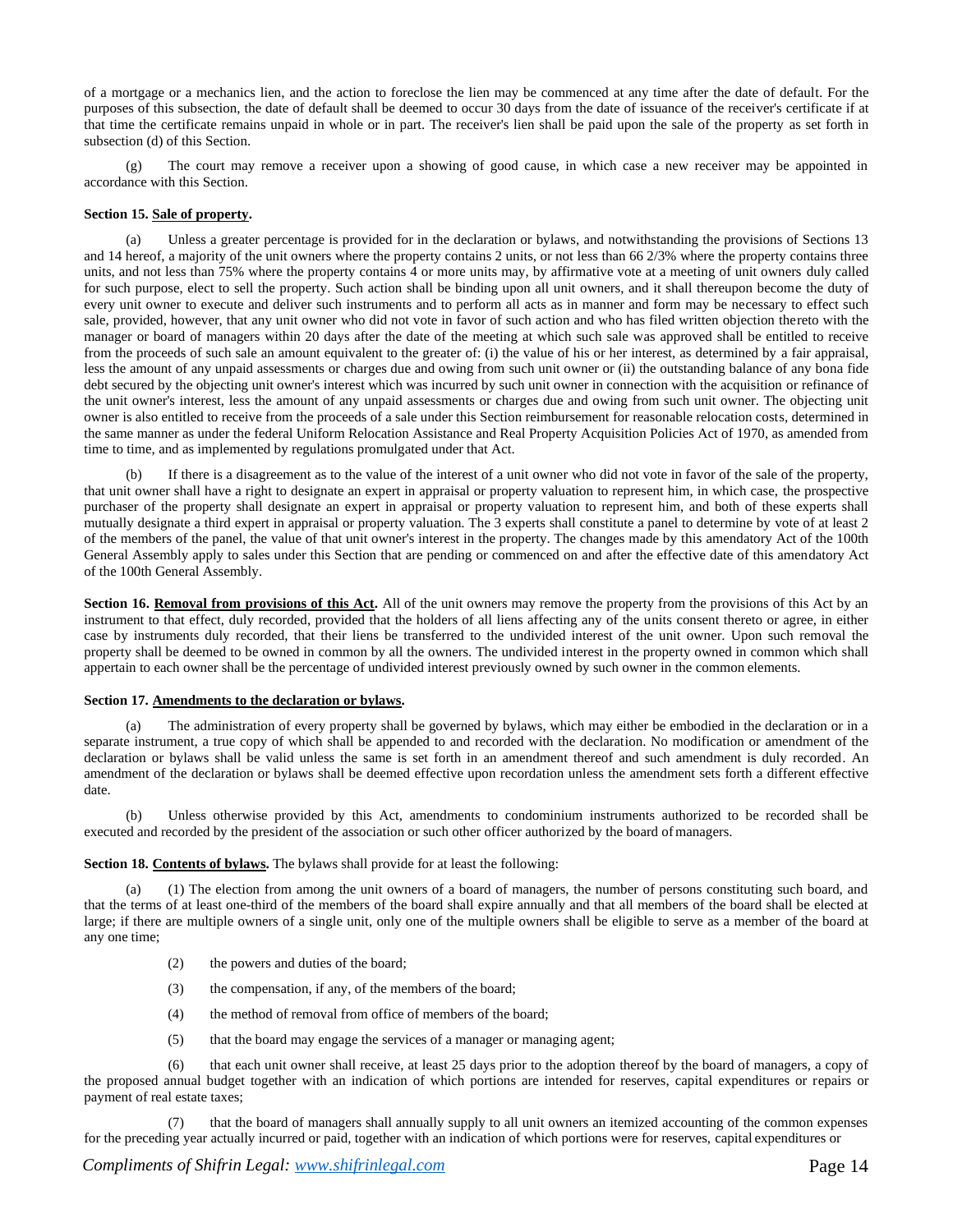of a mortgage or a mechanics lien, and the action to foreclose the lien may be commenced at any time after the date of default. For the purposes of this subsection, the date of default shall be deemed to occur 30 days from the date of issuance of the receiver's certificate if at that time the certificate remains unpaid in whole or in part. The receiver's lien shall be paid upon the sale of the property as set forth in subsection (d) of this Section.

(g) The court may remove a receiver upon a showing of good cause, in which case a new receiver may be appointed in accordance with this Section.

**Section 15. Sale of property.**

(a) Unless a greater percentage is provided for in the declaration or bylaws, and notwithstanding the provisions of Sections 13 and 14 hereof, a majority of the unit owners where the property contains 2 units, or not less than 66 2/3% where the property contains three units, and not less than 75% where the property contains 4 or more units may, by affirmative vote at a meeting of unit owners duly called for such purpose, elect to sell the property. Such action shall be binding upon all unit owners, and it shall thereupon become the duty of every unit owner to execute and deliver such instruments and to perform all acts as in manner and form may be necessary to effect such sale, provided, however, that any unit owner who did not vote in favor of such action and who has filed written objection thereto with the manager or board of managers within 20 days after the date of the meeting at which such sale was approved shall be entitled to receive from the proceeds of such sale an amount equivalent to the greater of: (i) the value of his or her interest, as determined by a fair appraisal, less the amount of any unpaid assessments or charges due and owing from such unit owner or (ii) the outstanding balance of any bona fide debt secured by the objecting unit owner's interest which was incurred by such unit owner in connection with the acquisition or refinance of the unit owner's interest, less the amount of any unpaid assessments or charges due and owing from such unit owner. The objecting unit owner is also entitled to receive from the proceeds of a sale under this Section reimbursement for reasonable relocation costs, determined in the same manner as under the federal Uniform Relocation Assistance and Real Property Acquisition Policies Act of 1970, as amended from time to time, and as implemented by regulations promulgated under that Act.

(b) If there is a disagreement as to the value of the interest of a unit owner who did not vote in favor of the sale of the property, that unit owner shall have a right to designate an expert in appraisal or property valuation to represent him, in which case, the prospective purchaser of the property shall designate an expert in appraisal or property valuation to represent him, and both of these experts shall mutually designate a third expert in appraisal or property valuation. The 3 experts shall constitute a panel to determine by vote of at least 2 of the members of the panel, the value of that unit owner's interest in the property. The changes made by this amendatory Act of the 100th General Assembly apply to sales under this Section that are pending or commenced on and after the effective date of this amendatory Act of the 100th General Assembly.

**Section 16. Removal from provisions of this Act.** All of the unit owners may remove the property from the provisions of this Act by an instrument to that effect, duly recorded, provided that the holders of all liens affecting any of the units consent thereto or agree, in either case by instruments duly recorded, that their liens be transferred to the undivided interest of the unit owner. Upon such removal the property shall be deemed to be owned in common by all the owners. The undivided interest in the property owned in common which shall appertain to each owner shall be the percentage of undivided interest previously owned by such owner in the common elements.

**Section 17. Amendments to the declaration or bylaws.**

(a) The administration of every property shall be governed by bylaws, which may either be embodied in the declaration or in a separate instrument, a true copy of which shall be appended to and recorded with the declaration. No modification or amendment of the declaration or bylaws shall be valid unless the same is set forth in an amendment thereof and such amendment is duly recorded. An amendment of the declaration or bylaws shall be deemed effective upon recordation unless the amendment sets forth a different effective date.

(b) Unless otherwise provided by this Act, amendments to condominium instruments authorized to be recorded shall be executed and recorded by the president of the association or such other officer authorized by the board of managers.

**Section 18. Contents of bylaws.** The bylaws shall provide for at least the following:

(a) (1) The election from among the unit owners of a board of managers, the number of persons constituting such board, and that the terms of at least one-third of the members of the board shall expire annually and that all members of the board shall be elected at large; if there are multiple owners of a single unit, only one of the multiple owners shall be eligible to serve as a member of the board at any one time;

(2) the powers and duties of the board;

(3) the compensation, if any, of the members of the board;

(4) the method of removal from office of members of the board;

(5) that the board may engage the services of a manager or managing agent;

(6) that each unit owner shall receive, at least 25 days prior to the adoption thereof by the board of managers, a copy of the proposed annual budget together with an indication of which portions are intended for reserves, capital expenditures or repairs or payment of real estate taxes;

(7) that the board of managers shall annually supply to all unit owners an itemized accounting of the common expenses for the preceding year actually incurred or paid, together with an indication of which portions were for reserves, capital expenditures or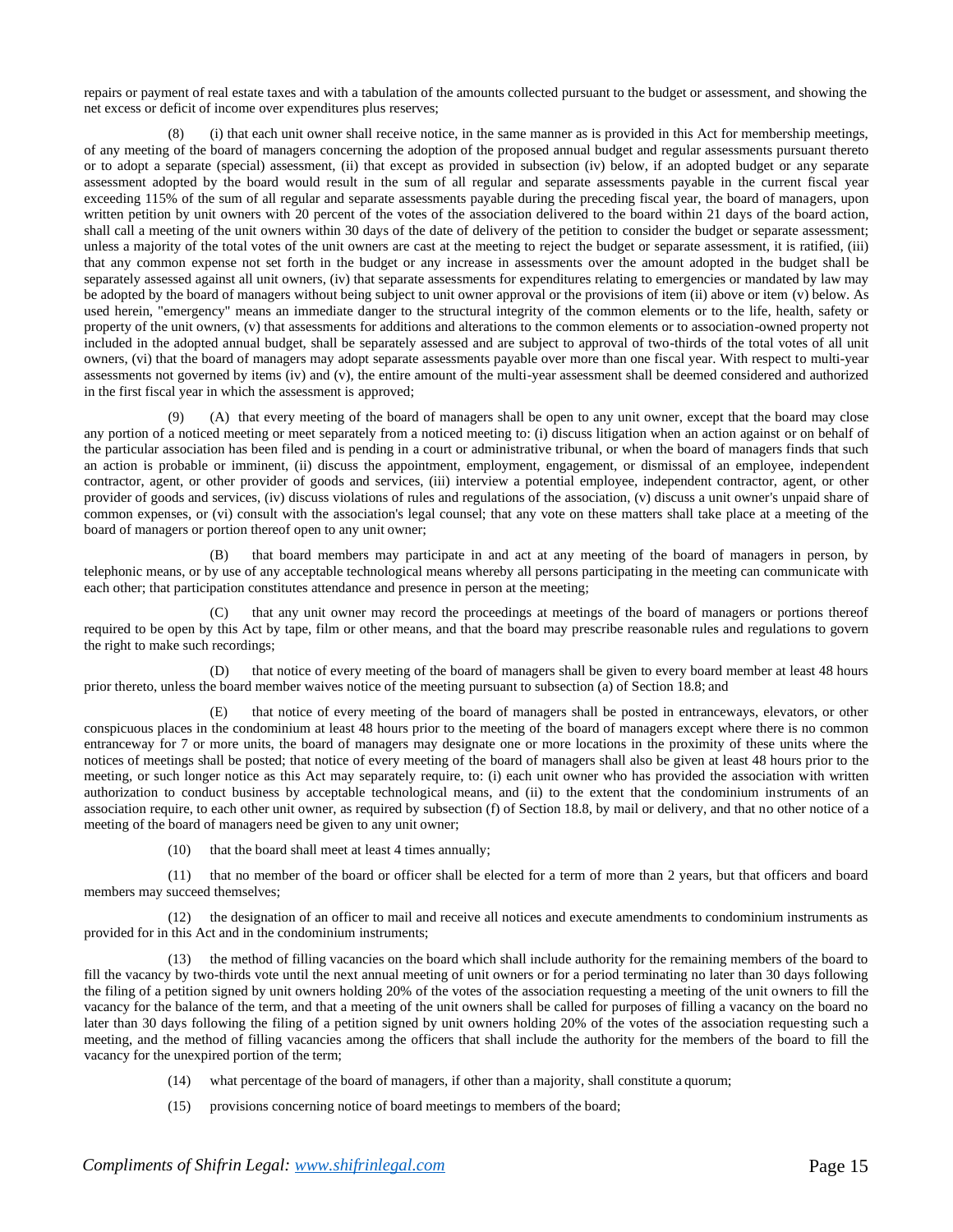repairs or payment of real estate taxes and with a tabulation of the amounts collected pursuant to the budget or assessment, and showing the net excess or deficit of income over expenditures plus reserves;

(8) (i) that each unit owner shall receive notice, in the same manner as is provided in this Act for membership meetings, of any meeting of the board of managers concerning the adoption of the proposed annual budget and regular assessments pursuant thereto or to adopt a separate (special) assessment, (ii) that except as provided in subsection (iv) below, if an adopted budget or any separate assessment adopted by the board would result in the sum of all regular and separate assessments payable in the current fiscal year exceeding 115% of the sum of all regular and separate assessments payable during the preceding fiscal year, the board of managers, upon written petition by unit owners with 20 percent of the votes of the association delivered to the board within 21 days of the board action, shall call a meeting of the unit owners within 30 days of the date of delivery of the petition to consider the budget or separate assessment; unless a majority of the total votes of the unit owners are cast at the meeting to reject the budget or separate assessment, it is ratified, (iii) that any common expense not set forth in the budget or any increase in assessments over the amount adopted in the budget shall be separately assessed against all unit owners, (iv) that separate assessments for expenditures relating to emergencies or mandated by law may be adopted by the board of managers without being subject to unit owner approval or the provisions of item (ii) above or item (v) below. As used herein, "emergency" means an immediate danger to the structural integrity of the common elements or to the life, health, safety or property of the unit owners, (v) that assessments for additions and alterations to the common elements or to association-owned property not included in the adopted annual budget, shall be separately assessed and are subject to approval of two-thirds of the total votes of all unit owners, (vi) that the board of managers may adopt separate assessments payable over more than one fiscal year. With respect to multi-year assessments not governed by items (iv) and (v), the entire amount of the multi-year assessment shall be deemed considered and authorized in the first fiscal year in which the assessment is approved;

(9) (A) that every meeting of the board of managers shall be open to any unit owner, except that the board may close any portion of a noticed meeting or meet separately from a noticed meeting to: (i) discuss litigation when an action against or on behalf of the particular association has been filed and is pending in a court or administrative tribunal, or when the board of managers finds that such an action is probable or imminent, (ii) discuss the appointment, employment, engagement, or dismissal of an employee, independent contractor, agent, or other provider of goods and services, (iii) interview a potential employee, independent contractor, agent, or other provider of goods and services, (iv) discuss violations of rules and regulations of the association, (v) discuss a unit owner's unpaid share of common expenses, or (vi) consult with the association's legal counsel; that any vote on these matters shall take place at a meeting of the board of managers or portion thereof open to any unit owner;

(B) that board members may participate in and act at any meeting of the board of managers in person, by telephonic means, or by use of any acceptable technological means whereby all persons participating in the meeting can communicate with each other; that participation constitutes attendance and presence in person at the meeting;

(C) that any unit owner may record the proceedings at meetings of the board of managers or portions thereof required to be open by this Act by tape, film or other means, and that the board may prescribe reasonable rules and regulations to govern the right to make such recordings;

(D) that notice of every meeting of the board of managers shall be given to every board member at least 48 hours prior thereto, unless the board member waives notice of the meeting pursuant to subsection (a) of Section 18.8; and

(E) that notice of every meeting of the board of managers shall be posted in entranceways, elevators, or other conspicuous places in the condominium at least 48 hours prior to the meeting of the board of managers except where there is no common entranceway for 7 or more units, the board of managers may designate one or more locations in the proximity of these units where the notices of meetings shall be posted; that notice of every meeting of the board of managers shall also be given at least 48 hours prior to the meeting, or such longer notice as this Act may separately require, to: (i) each unit owner who has provided the association with written authorization to conduct business by acceptable technological means, and (ii) to the extent that the condominium instruments of an association require, to each other unit owner, as required by subsection (f) of Section 18.8, by mail or delivery, and that no other notice of a meeting of the board of managers need be given to any unit owner;

(10) that the board shall meet at least 4 times annually;

(11) that no member of the board or officer shall be elected for a term of more than 2 years, but that officers and board members may succeed themselves;

(12) the designation of an officer to mail and receive all notices and execute amendments to condominium instruments as provided for in this Act and in the condominium instruments;

(13) the method of filling vacancies on the board which shall include authority for the remaining members of the board to fill the vacancy by two-thirds vote until the next annual meeting of unit owners or for a period terminating no later than 30 days following the filing of a petition signed by unit owners holding 20% of the votes of the association requesting a meeting of the unit owners to fill the vacancy for the balance of the term, and that a meeting of the unit owners shall be called for purposes of filling a vacancy on the board no later than 30 days following the filing of a petition signed by unit owners holding 20% of the votes of the association requesting such a meeting, and the method of filling vacancies among the officers that shall include the authority for the members of the board to fill the vacancy for the unexpired portion of the term;

(14) what percentage of the board of managers, if other than a majority, shall constitute a quorum;

(15) provisions concerning notice of board meetings to members of the board;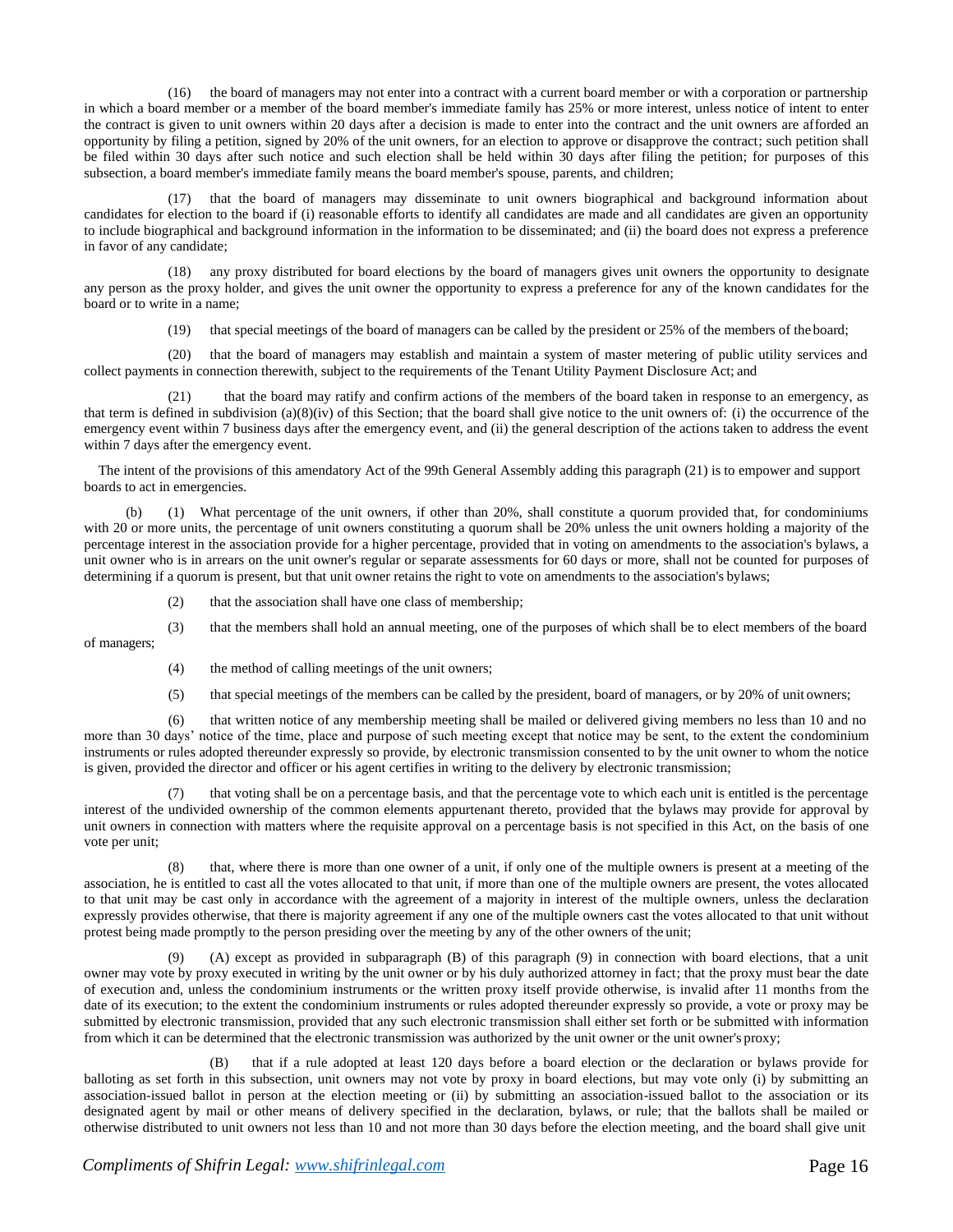(16) the board of managers may not enter into a contract with a current board member or with a corporation or partnership in which a board member or a member of the board member's immediate family has 25% or more interest, unless notice of intent to enter the contract is given to unit owners within 20 days after a decision is made to enter into the contract and the unit owners are afforded an opportunity by filing a petition, signed by 20% of the unit owners, for an election to approve or disapprove the contract; such petition shall be filed within 30 days after such notice and such election shall be held within 30 days after filing the petition; for purposes of this subsection, a board member's immediate family means the board member's spouse, parents, and children;

(17) that the board of managers may disseminate to unit owners biographical and background information about candidates for election to the board if (i) reasonable efforts to identify all candidates are made and all candidates are given an opportunity to include biographical and background information in the information to be disseminated; and (ii) the board does not express a preference in favor of any candidate;

(18) any proxy distributed for board elections by the board of managers gives unit owners the opportunity to designate any person as the proxy holder, and gives the unit owner the opportunity to express a preference for any of the known candidates for the board or to write in a name;

(19) that special meetings of the board of managers can be called by the president or 25% of the members of the board;

(20) that the board of managers may establish and maintain a system of master metering of public utility services and collect payments in connection therewith, subject to the requirements of the Tenant Utility Payment Disclosure Act; and

(21) that the board may ratify and confirm actions of the members of the board taken in response to an emergency, as that term is defined in subdivision (a)(8)(iv) of this Section; that the board shall give notice to the unit owners of: (i) the occurrence of the emergency event within 7 business days after the emergency event, and (ii) the general description of the actions taken to address the event within 7 days after the emergency event.

The intent of the provisions of this amendatory Act of the 99th General Assembly adding this paragraph (21) is to empower and support boards to act in emergencies.

(b) (1) What percentage of the unit owners, if other than 20%, shall constitute a quorum provided that, for condominiums with 20 or more units, the percentage of unit owners constituting a quorum shall be 20% unless the unit owners holding a majority of the percentage interest in the association provide for a higher percentage, provided that in voting on amendments to the association's bylaws, a unit owner who is in arrears on the unit owner's regular or separate assessments for 60 days or more, shall not be counted for purposes of determining if a quorum is present, but that unit owner retains the right to vote on amendments to the association's bylaws;

(2) that the association shall have one class of membership;

(3) that the members shall hold an annual meeting, one of the purposes of which shall be to elect members of the board of managers;

(4) the method of calling meetings of the unit owners;

(5) that special meetings of the members can be called by the president, board of managers, or by 20% of unit owners;

(6) that written notice of any membership meeting shall be mailed or delivered giving members no less than 10 and no more than 30 days' notice of the time, place and purpose of such meeting except that notice may be sent, to the extent the condominium instruments or rules adopted thereunder expressly so provide, by electronic transmission consented to by the unit owner to whom the notice is given, provided the director and officer or his agent certifies in writing to the delivery by electronic transmission;

(7) that voting shall be on a percentage basis, and that the percentage vote to which each unit is entitled is the percentage interest of the undivided ownership of the common elements appurtenant thereto, provided that the bylaws may provide for approval by unit owners in connection with matters where the requisite approval on a percentage basis is not specified in this Act, on the basis of one vote per unit;

(8) that, where there is more than one owner of a unit, if only one of the multiple owners is present at a meeting of the association, he is entitled to cast all the votes allocated to that unit, if more than one of the multiple owners are present, the votes allocated to that unit may be cast only in accordance with the agreement of a majority in interest of the multiple owners, unless the declaration expressly provides otherwise, that there is majority agreement if any one of the multiple owners cast the votes allocated to that unit without protest being made promptly to the person presiding over the meeting by any of the other owners of the unit;

(9) (A) except as provided in subparagraph (B) of this paragraph (9) in connection with board elections, that a unit owner may vote by proxy executed in writing by the unit owner or by his duly authorized attorney in fact; that the proxy must bear the date of execution and, unless the condominium instruments or the written proxy itself provide otherwise, is invalid after 11 months from the date of its execution; to the extent the condominium instruments or rules adopted thereunder expressly so provide, a vote or proxy may be submitted by electronic transmission, provided that any such electronic transmission shall either set forth or be submitted with information from which it can be determined that the electronic transmission was authorized by the unit owner or the unit owner's proxy;

(B) that if a rule adopted at least 120 days before a board election or the declaration or bylaws provide for balloting as set forth in this subsection, unit owners may not vote by proxy in board elections, but may vote only (i) by submitting an association-issued ballot in person at the election meeting or (ii) by submitting an association-issued ballot to the association or its designated agent by mail or other means of delivery specified in the declaration, bylaws, or rule; that the ballots shall be mailed or otherwise distributed to unit owners not less than 10 and not more than 30 days before the election meeting, and the board shall give unit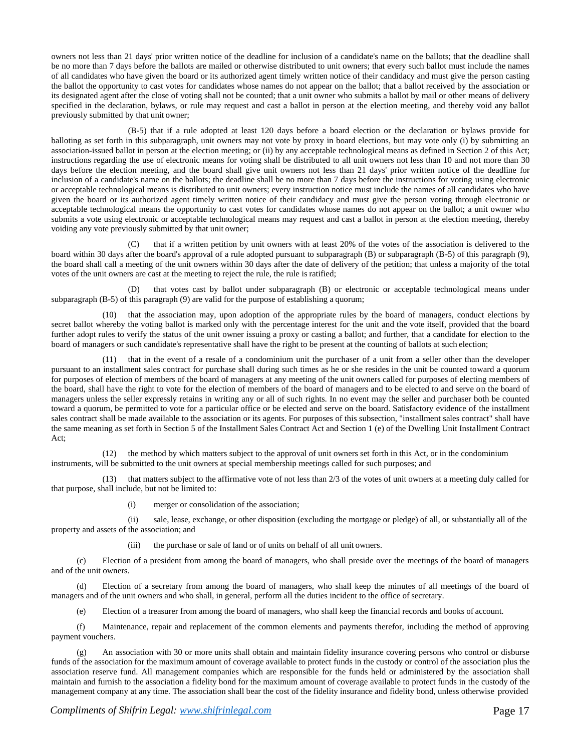owners not less than 21 days' prior written notice of the deadline for inclusion of a candidate's name on the ballots; that the deadline shall be no more than 7 days before the ballots are mailed or otherwise distributed to unit owners; that every such ballot must include the names of all candidates who have given the board or its authorized agent timely written notice of their candidacy and must give the person casting the ballot the opportunity to cast votes for candidates whose names do not appear on the ballot; that a ballot received by the association or its designated agent after the close of voting shall not be counted; that a unit owner who submits a ballot by mail or other means of delivery specified in the declaration, bylaws, or rule may request and cast a ballot in person at the election meeting, and thereby void any ballot previously submitted by that unit owner;

(B-5) that if a rule adopted at least 120 days before a board election or the declaration or bylaws provide for balloting as set forth in this subparagraph, unit owners may not vote by proxy in board elections, but may vote only (i) by submitting an association-issued ballot in person at the election meeting; or (ii) by any acceptable technological means as defined in Section 2 of this Act; instructions regarding the use of electronic means for voting shall be distributed to all unit owners not less than 10 and not more than 30 days before the election meeting, and the board shall give unit owners not less than 21 days' prior written notice of the deadline for inclusion of a candidate's name on the ballots; the deadline shall be no more than 7 days before the instructions for voting using electronic or acceptable technological means is distributed to unit owners; every instruction notice must include the names of all candidates who have given the board or its authorized agent timely written notice of their candidacy and must give the person voting through electronic or acceptable technological means the opportunity to cast votes for candidates whose names do not appear on the ballot; a unit owner who submits a vote using electronic or acceptable technological means may request and cast a ballot in person at the election meeting, thereby voiding any vote previously submitted by that unit owner;

(C) that if a written petition by unit owners with at least 20% of the votes of the association is delivered to the board within 30 days after the board's approval of a rule adopted pursuant to subparagraph (B) or subparagraph (B-5) of this paragraph (9), the board shall call a meeting of the unit owners within 30 days after the date of delivery of the petition; that unless a majority of the total votes of the unit owners are cast at the meeting to reject the rule, the rule is ratified;

(D) that votes cast by ballot under subparagraph (B) or electronic or acceptable technological means under subparagraph (B-5) of this paragraph (9) are valid for the purpose of establishing a quorum;

(10) that the association may, upon adoption of the appropriate rules by the board of managers, conduct elections by secret ballot whereby the voting ballot is marked only with the percentage interest for the unit and the vote itself, provided that the board further adopt rules to verify the status of the unit owner issuing a proxy or casting a ballot; and further, that a candidate for election to the board of managers or such candidate's representative shall have the right to be present at the counting of ballots at such election;

(11) that in the event of a resale of a condominium unit the purchaser of a unit from a seller other than the developer pursuant to an installment sales contract for purchase shall during such times as he or she resides in the unit be counted toward a quorum for purposes of election of members of the board of managers at any meeting of the unit owners called for purposes of electing members of the board, shall have the right to vote for the election of members of the board of managers and to be elected to and serve on the board of managers unless the seller expressly retains in writing any or all of such rights. In no event may the seller and purchaser both be counted toward a quorum, be permitted to vote for a particular office or be elected and serve on the board. Satisfactory evidence of the installment sales contract shall be made available to the association or its agents. For purposes of this subsection, "installment sales contract" shall have the same meaning as set forth in Section 5 of the Installment Sales Contract Act and Section 1 (e) of the Dwelling Unit Installment Contract Act;

(12) the method by which matters subject to the approval of unit owners set forth in this Act, or in the condominium instruments, will be submitted to the unit owners at special membership meetings called for such purposes; and

(13) that matters subject to the affirmative vote of not less than 2/3 of the votes of unit owners at a meeting duly called for that purpose, shall include, but not be limited to:

(i) merger or consolidation of the association;

(ii) sale, lease, exchange, or other disposition (excluding the mortgage or pledge) of all, or substantially all of the property and assets of the association; and

(iii) the purchase or sale of land or of units on behalf of all unit owners.

(c) Election of a president from among the board of managers, who shall preside over the meetings of the board of managers and of the unit owners.

(d) Election of a secretary from among the board of managers, who shall keep the minutes of all meetings of the board of managers and of the unit owners and who shall, in general, perform all the duties incident to the office of secretary.

(e) Election of a treasurer from among the board of managers, who shall keep the financial records and books of account.

(f) Maintenance, repair and replacement of the common elements and payments therefor, including the method of approving payment vouchers.

(g) An association with 30 or more units shall obtain and maintain fidelity insurance covering persons who control or disburse funds of the association for the maximum amount of coverage available to protect funds in the custody or control of the association plus the association reserve fund. All management companies which are responsible for the funds held or administered by the association shall maintain and furnish to the association a fidelity bond for the maximum amount of coverage available to protect funds in the custody of the management company at any time. The association shall bear the cost of the fidelity insurance and fidelity bond, unless otherwise provided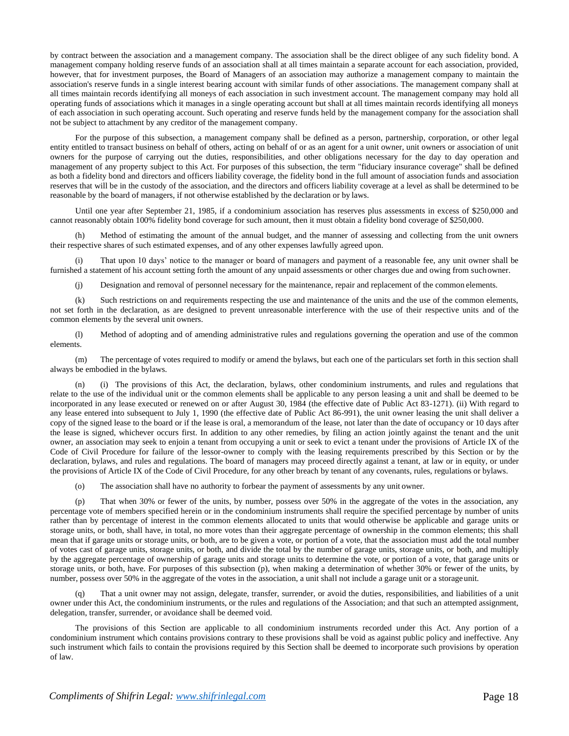by contract between the association and a management company. The association shall be the direct obligee of any such fidelity bond. A management company holding reserve funds of an association shall at all times maintain a separate account for each association, provided, however, that for investment purposes, the Board of Managers of an association may authorize a management company to maintain the association's reserve funds in a single interest bearing account with similar funds of other associations. The management company shall at all times maintain records identifying all moneys of each association in such investment account. The management company may hold all operating funds of associations which it manages in a single operating account but shall at all times maintain records identifying all moneys of each association in such operating account. Such operating and reserve funds held by the management company for the association shall not be subject to attachment by any creditor of the management company.

For the purpose of this subsection, a management company shall be defined as a person, partnership, corporation, or other legal entity entitled to transact business on behalf of others, acting on behalf of or as an agent for a unit owner, unit owners or association of unit owners for the purpose of carrying out the duties, responsibilities, and other obligations necessary for the day to day operation and management of any property subject to this Act. For purposes of this subsection, the term "fiduciary insurance coverage" shall be defined as both a fidelity bond and directors and officers liability coverage, the fidelity bond in the full amount of association funds and association reserves that will be in the custody of the association, and the directors and officers liability coverage at a level as shall be determined to be reasonable by the board of managers, if not otherwise established by the declaration or by laws.

Until one year after September 21, 1985, if a condominium association has reserves plus assessments in excess of $250,000 and cannot reasonably obtain 100% fidelity bond coverage for such amount, then it must obtain a fidelity bond coverage of $250,000.

(h) Method of estimating the amount of the annual budget, and the manner of assessing and collecting from the unit owners their respective shares of such estimated expenses, and of any other expenses lawfully agreed upon.

(i) That upon 10 days' notice to the manager or board of managers and payment of a reasonable fee, any unit owner shall be furnished a statement of his account setting forth the amount of any unpaid assessments or other charges due and owing from such owner.

(j) Designation and removal of personnel necessary for the maintenance, repair and replacement of the common elements.

(k) Such restrictions on and requirements respecting the use and maintenance of the units and the use of the common elements, not set forth in the declaration, as are designed to prevent unreasonable interference with the use of their respective units and of the common elements by the several unit owners.

(l) Method of adopting and of amending administrative rules and regulations governing the operation and use of the common elements.

(m) The percentage of votes required to modify or amend the bylaws, but each one of the particulars set forth in this section shall always be embodied in the bylaws.

(n) (i) The provisions of this Act, the declaration, bylaws, other condominium instruments, and rules and regulations that relate to the use of the individual unit or the common elements shall be applicable to any person leasing a unit and shall be deemed to be incorporated in any lease executed or renewed on or after August 30, 1984 (the effective date of Public Act 83-1271). (ii) With regard to any lease entered into subsequent to July 1, 1990 (the effective date of Public Act 86-991), the unit owner leasing the unit shall deliver a copy of the signed lease to the board or if the lease is oral, a memorandum of the lease, not later than the date of occupancy or 10 days after the lease is signed, whichever occurs first. In addition to any other remedies, by filing an action jointly against the tenant and the unit owner, an association may seek to enjoin a tenant from occupying a unit or seek to evict a tenant under the provisions of Article IX of the Code of Civil Procedure for failure of the lessor-owner to comply with the leasing requirements prescribed by this Section or by the declaration, bylaws, and rules and regulations. The board of managers may proceed directly against a tenant, at law or in equity, or under the provisions of Article IX of the Code of Civil Procedure, for any other breach by tenant of any covenants, rules, regulations or bylaws.

(o) The association shall have no authority to forbear the payment of assessments by any unit owner.

(p) That when 30% or fewer of the units, by number, possess over 50% in the aggregate of the votes in the association, any percentage vote of members specified herein or in the condominium instruments shall require the specified percentage by number of units rather than by percentage of interest in the common elements allocated to units that would otherwise be applicable and garage units or storage units, or both, shall have, in total, no more votes than their aggregate percentage of ownership in the common elements; this shall mean that if garage units or storage units, or both, are to be given a vote, or portion of a vote, that the association must add the total number of votes cast of garage units, storage units, or both, and divide the total by the number of garage units, storage units, or both, and multiply by the aggregate percentage of ownership of garage units and storage units to determine the vote, or portion of a vote, that garage units or storage units, or both, have. For purposes of this subsection (p), when making a determination of whether 30% or fewer of the units, by number, possess over 50% in the aggregate of the votes in the association, a unit shall not include a garage unit or a storage unit.

(q) That a unit owner may not assign, delegate, transfer, surrender, or avoid the duties, responsibilities, and liabilities of a unit owner under this Act, the condominium instruments, or the rules and regulations of the Association; and that such an attempted assignment, delegation, transfer, surrender, or avoidance shall be deemed void.

The provisions of this Section are applicable to all condominium instruments recorded under this Act. Any portion of a condominium instrument which contains provisions contrary to these provisions shall be void as against public policy and ineffective. Any such instrument which fails to contain the provisions required by this Section shall be deemed to incorporate such provisions by operation of law.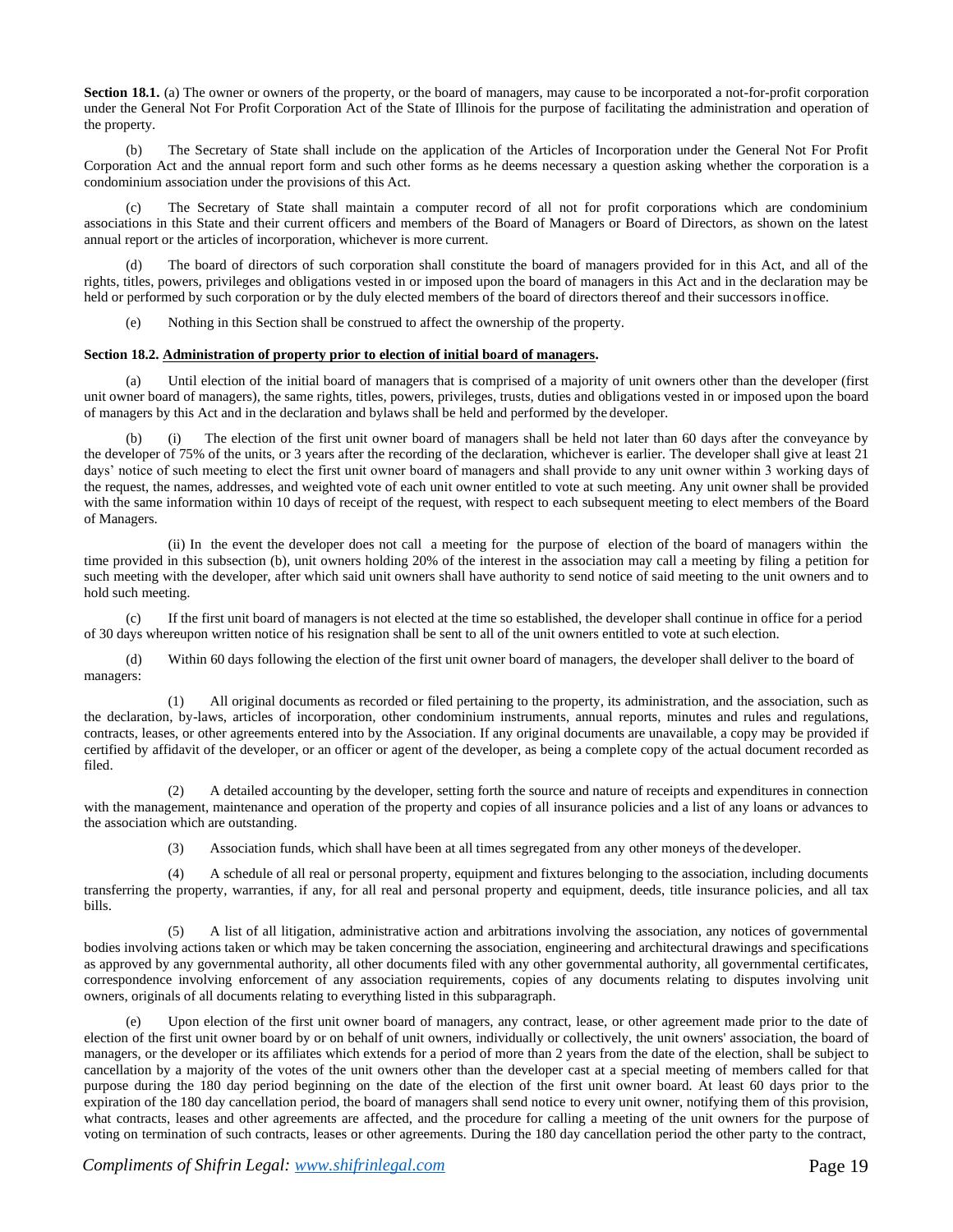**Section 18.1.** (a) The owner or owners of the property, or the board of managers, may cause to be incorporated a not-for-profit corporation under the General Not For Profit Corporation Act of the State of Illinois for the purpose of facilitating the administration and operation of the property.

(b) The Secretary of State shall include on the application of the Articles of Incorporation under the General Not For Profit Corporation Act and the annual report form and such other forms as he deems necessary a question asking whether the corporation is a condominium association under the provisions of this Act.

(c) The Secretary of State shall maintain a computer record of all not for profit corporations which are condominium associations in this State and their current officers and members of the Board of Managers or Board of Directors, as shown on the latest annual report or the articles of incorporation, whichever is more current.

(d) The board of directors of such corporation shall constitute the board of managers provided for in this Act, and all of the rights, titles, powers, privileges and obligations vested in or imposed upon the board of managers in this Act and in the declaration may be held or performed by such corporation or by the duly elected members of the board of directors thereof and their successors in office.

(e) Nothing in this Section shall be construed to affect the ownership of the property.

**Section 18.2. Administration of property prior to election of initial board of managers.**

(a) Until election of the initial board of managers that is comprised of a majority of unit owners other than the developer (first unit owner board of managers), the same rights, titles, powers, privileges, trusts, duties and obligations vested in or imposed upon the board of managers by this Act and in the declaration and bylaws shall be held and performed by the developer.

(b) (i) The election of the first unit owner board of managers shall be held not later than 60 days after the conveyance by the developer of 75% of the units, or 3 years after the recording of the declaration, whichever is earlier. The developer shall give at least 21 days' notice of such meeting to elect the first unit owner board of managers and shall provide to any unit owner within 3 working days of the request, the names, addresses, and weighted vote of each unit owner entitled to vote at such meeting. Any unit owner shall be provided with the same information within 10 days of receipt of the request, with respect to each subsequent meeting to elect members of the Board of Managers.

(ii) In the event the developer does not call a meeting for the purpose of election of the board of managers within the time provided in this subsection (b), unit owners holding 20% of the interest in the association may call a meeting by filing a petition for such meeting with the developer, after which said unit owners shall have authority to send notice of said meeting to the unit owners and to hold such meeting.

(c) If the first unit board of managers is not elected at the time so established, the developer shall continue in office for a period of 30 days whereupon written notice of his resignation shall be sent to all of the unit owners entitled to vote at such election.

(d) Within 60 days following the election of the first unit owner board of managers, the developer shall deliver to the board of managers:

(1) All original documents as recorded or filed pertaining to the property, its administration, and the association, such as the declaration, by-laws, articles of incorporation, other condominium instruments, annual reports, minutes and rules and regulations, contracts, leases, or other agreements entered into by the Association. If any original documents are unavailable, a copy may be provided if certified by affidavit of the developer, or an officer or agent of the developer, as being a complete copy of the actual document recorded as filed.

(2) A detailed accounting by the developer, setting forth the source and nature of receipts and expenditures in connection with the management, maintenance and operation of the property and copies of all insurance policies and a list of any loans or advances to the association which are outstanding.

(3) Association funds, which shall have been at all times segregated from any other moneys of the developer.

(4) A schedule of all real or personal property, equipment and fixtures belonging to the association, including documents transferring the property, warranties, if any, for all real and personal property and equipment, deeds, title insurance policies, and all tax bills.

(5) A list of all litigation, administrative action and arbitrations involving the association, any notices of governmental bodies involving actions taken or which may be taken concerning the association, engineering and architectural drawings and specifications as approved by any governmental authority, all other documents filed with any other governmental authority, all governmental certificates, correspondence involving enforcement of any association requirements, copies of any documents relating to disputes involving unit owners, originals of all documents relating to everything listed in this subparagraph.

(e) Upon election of the first unit owner board of managers, any contract, lease, or other agreement made prior to the date of election of the first unit owner board by or on behalf of unit owners, individually or collectively, the unit owners' association, the board of managers, or the developer or its affiliates which extends for a period of more than 2 years from the date of the election, shall be subject to cancellation by a majority of the votes of the unit owners other than the developer cast at a special meeting of members called for that purpose during the 180 day period beginning on the date of the election of the first unit owner board. At least 60 days prior to the expiration of the 180 day cancellation period, the board of managers shall send notice to every unit owner, notifying them of this provision, what contracts, leases and other agreements are affected, and the procedure for calling a meeting of the unit owners for the purpose of voting on termination of such contracts, leases or other agreements. During the 180 day cancellation period the other party to the contract,

*Compliments of Shifrin Legal: www.shifrinlegal.com*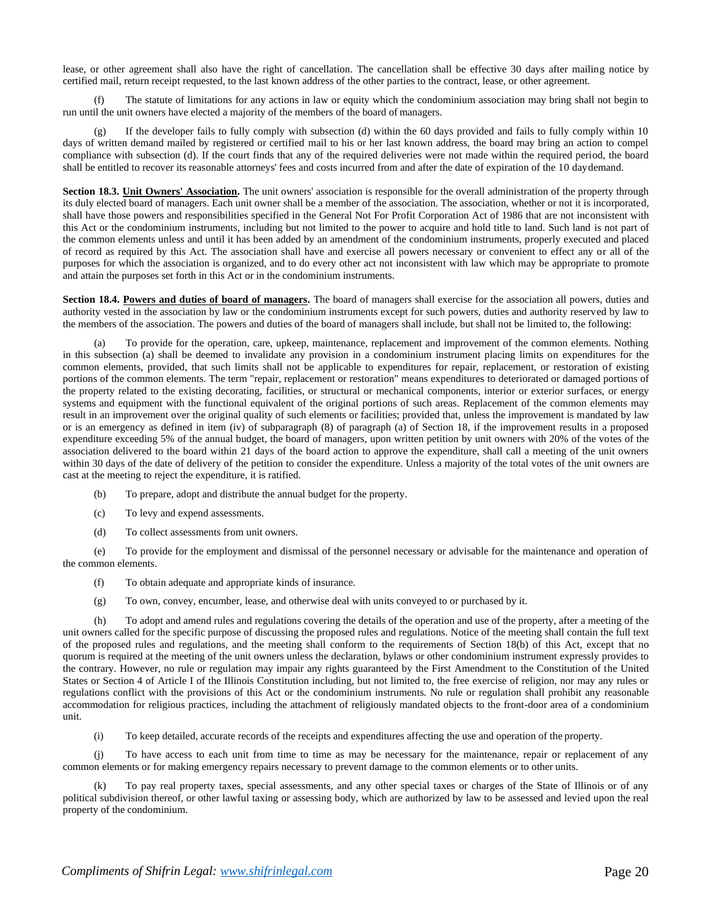lease, or other agreement shall also have the right of cancellation. The cancellation shall be effective 30 days after mailing notice by certified mail, return receipt requested, to the last known address of the other parties to the contract, lease, or other agreement.

(f) The statute of limitations for any actions in law or equity which the condominium association may bring shall not begin to run until the unit owners have elected a majority of the members of the board of managers.

(g) If the developer fails to fully comply with subsection (d) within the 60 days provided and fails to fully comply within 10 days of written demand mailed by registered or certified mail to his or her last known address, the board may bring an action to compel compliance with subsection (d). If the court finds that any of the required deliveries were not made within the required period, the board shall be entitled to recover its reasonable attorneys' fees and costs incurred from and after the date of expiration of the 10 daydemand.

**Section 18.3. Unit Owners' Association.** The unit owners' association is responsible for the overall administration of the property through its duly elected board of managers. Each unit owner shall be a member of the association. The association, whether or not it is incorporated, shall have those powers and responsibilities specified in the General Not For Profit Corporation Act of 1986 that are not inconsistent with this Act or the condominium instruments, including but not limited to the power to acquire and hold title to land. Such land is not part of the common elements unless and until it has been added by an amendment of the condominium instruments, properly executed and placed of record as required by this Act. The association shall have and exercise all powers necessary or convenient to effect any or all of the purposes for which the association is organized, and to do every other act not inconsistent with law which may be appropriate to promote and attain the purposes set forth in this Act or in the condominium instruments.

**Section 18.4. Powers and duties of board of managers.** The board of managers shall exercise for the association all powers, duties and authority vested in the association by law or the condominium instruments except for such powers, duties and authority reserved by law to the members of the association. The powers and duties of the board of managers shall include, but shall not be limited to, the following:

(a) To provide for the operation, care, upkeep, maintenance, replacement and improvement of the common elements. Nothing in this subsection (a) shall be deemed to invalidate any provision in a condominium instrument placing limits on expenditures for the common elements, provided, that such limits shall not be applicable to expenditures for repair, replacement, or restoration of existing portions of the common elements. The term "repair, replacement or restoration" means expenditures to deteriorated or damaged portions of the property related to the existing decorating, facilities, or structural or mechanical components, interior or exterior surfaces, or energy systems and equipment with the functional equivalent of the original portions of such areas. Replacement of the common elements may result in an improvement over the original quality of such elements or facilities; provided that, unless the improvement is mandated by law or is an emergency as defined in item (iv) of subparagraph (8) of paragraph (a) of Section 18, if the improvement results in a proposed expenditure exceeding 5% of the annual budget, the board of managers, upon written petition by unit owners with 20% of the votes of the association delivered to the board within 21 days of the board action to approve the expenditure, shall call a meeting of the unit owners within 30 days of the date of delivery of the petition to consider the expenditure. Unless a majority of the total votes of the unit owners are cast at the meeting to reject the expenditure, it is ratified.

(b) To prepare, adopt and distribute the annual budget for the property.

(c) To levy and expend assessments.

(d) To collect assessments from unit owners.

(e) To provide for the employment and dismissal of the personnel necessary or advisable for the maintenance and operation of the common elements.

(f) To obtain adequate and appropriate kinds of insurance.

(g) To own, convey, encumber, lease, and otherwise deal with units conveyed to or purchased by it.

(h) To adopt and amend rules and regulations covering the details of the operation and use of the property, after a meeting of the unit owners called for the specific purpose of discussing the proposed rules and regulations. Notice of the meeting shall contain the full text of the proposed rules and regulations, and the meeting shall conform to the requirements of Section 18(b) of this Act, except that no quorum is required at the meeting of the unit owners unless the declaration, bylaws or other condominium instrument expressly provides to the contrary. However, no rule or regulation may impair any rights guaranteed by the First Amendment to the Constitution of the United States or Section 4 of Article I of the Illinois Constitution including, but not limited to, the free exercise of religion, nor may any rules or regulations conflict with the provisions of this Act or the condominium instruments. No rule or regulation shall prohibit any reasonable accommodation for religious practices, including the attachment of religiously mandated objects to the front-door area of a condominium unit.

(i) To keep detailed, accurate records of the receipts and expenditures affecting the use and operation of the property.

(j) To have access to each unit from time to time as may be necessary for the maintenance, repair or replacement of any common elements or for making emergency repairs necessary to prevent damage to the common elements or to other units.

(k) To pay real property taxes, special assessments, and any other special taxes or charges of the State of Illinois or of any political subdivision thereof, or other lawful taxing or assessing body, which are authorized by law to be assessed and levied upon the real property of the condominium.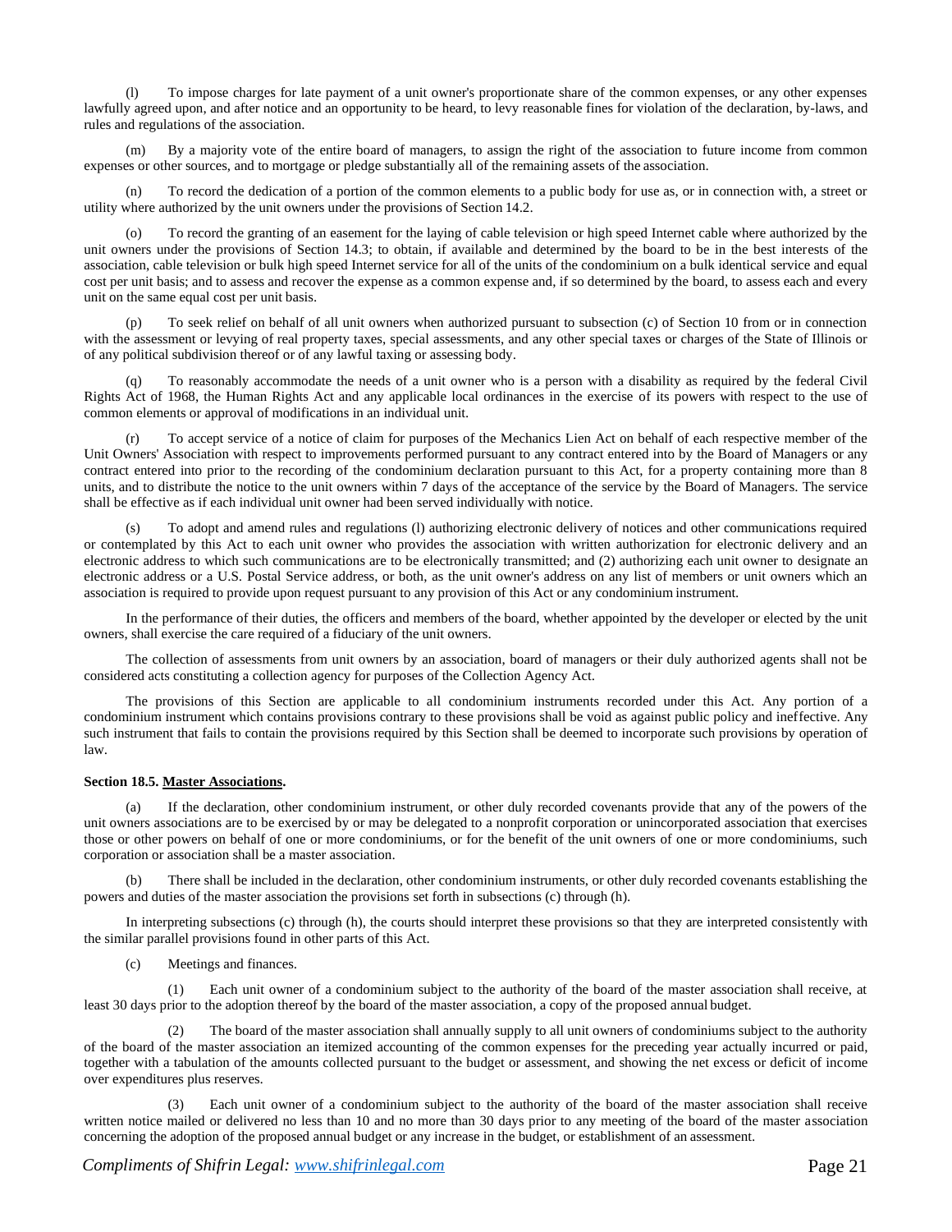(l) To impose charges for late payment of a unit owner's proportionate share of the common expenses, or any other expenses lawfully agreed upon, and after notice and an opportunity to be heard, to levy reasonable fines for violation of the declaration, by-laws, and rules and regulations of the association.

(m) By a majority vote of the entire board of managers, to assign the right of the association to future income from common expenses or other sources, and to mortgage or pledge substantially all of the remaining assets of the association.

(n) To record the dedication of a portion of the common elements to a public body for use as, or in connection with, a street or utility where authorized by the unit owners under the provisions of Section 14.2.

(o) To record the granting of an easement for the laying of cable television or high speed Internet cable where authorized by the unit owners under the provisions of Section 14.3; to obtain, if available and determined by the board to be in the best interests of the association, cable television or bulk high speed Internet service for all of the units of the condominium on a bulk identical service and equal cost per unit basis; and to assess and recover the expense as a common expense and, if so determined by the board, to assess each and every unit on the same equal cost per unit basis.

(p) To seek relief on behalf of all unit owners when authorized pursuant to subsection (c) of Section 10 from or in connection with the assessment or levying of real property taxes, special assessments, and any other special taxes or charges of the State of Illinois or of any political subdivision thereof or of any lawful taxing or assessing body.

(q) To reasonably accommodate the needs of a unit owner who is a person with a disability as required by the federal Civil Rights Act of 1968, the Human Rights Act and any applicable local ordinances in the exercise of its powers with respect to the use of common elements or approval of modifications in an individual unit.

(r) To accept service of a notice of claim for purposes of the Mechanics Lien Act on behalf of each respective member of the Unit Owners' Association with respect to improvements performed pursuant to any contract entered into by the Board of Managers or any contract entered into prior to the recording of the condominium declaration pursuant to this Act, for a property containing more than 8 units, and to distribute the notice to the unit owners within 7 days of the acceptance of the service by the Board of Managers. The service shall be effective as if each individual unit owner had been served individually with notice.

(s) To adopt and amend rules and regulations (l) authorizing electronic delivery of notices and other communications required or contemplated by this Act to each unit owner who provides the association with written authorization for electronic delivery and an electronic address to which such communications are to be electronically transmitted; and (2) authorizing each unit owner to designate an electronic address or a U.S. Postal Service address, or both, as the unit owner's address on any list of members or unit owners which an association is required to provide upon request pursuant to any provision of this Act or any condominium instrument.

In the performance of their duties, the officers and members of the board, whether appointed by the developer or elected by the unit owners, shall exercise the care required of a fiduciary of the unit owners.

The collection of assessments from unit owners by an association, board of managers or their duly authorized agents shall not be considered acts constituting a collection agency for purposes of the Collection Agency Act.

The provisions of this Section are applicable to all condominium instruments recorded under this Act. Any portion of a condominium instrument which contains provisions contrary to these provisions shall be void as against public policy and ineffective. Any such instrument that fails to contain the provisions required by this Section shall be deemed to incorporate such provisions by operation of law.

**Section 18.5. Master Associations.**

(a) If the declaration, other condominium instrument, or other duly recorded covenants provide that any of the powers of the unit owners associations are to be exercised by or may be delegated to a nonprofit corporation or unincorporated association that exercises those or other powers on behalf of one or more condominiums, or for the benefit of the unit owners of one or more condominiums, such corporation or association shall be a master association.

(b) There shall be included in the declaration, other condominium instruments, or other duly recorded covenants establishing the powers and duties of the master association the provisions set forth in subsections (c) through (h).

In interpreting subsections (c) through (h), the courts should interpret these provisions so that they are interpreted consistently with the similar parallel provisions found in other parts of this Act.

(c) Meetings and finances.

(1) Each unit owner of a condominium subject to the authority of the board of the master association shall receive, at least 30 days prior to the adoption thereof by the board of the master association, a copy of the proposed annual budget.

(2) The board of the master association shall annually supply to all unit owners of condominiums subject to the authority of the board of the master association an itemized accounting of the common expenses for the preceding year actually incurred or paid, together with a tabulation of the amounts collected pursuant to the budget or assessment, and showing the net excess or deficit of income over expenditures plus reserves.

(3) Each unit owner of a condominium subject to the authority of the board of the master association shall receive written notice mailed or delivered no less than 10 and no more than 30 days prior to any meeting of the board of the master association concerning the adoption of the proposed annual budget or any increase in the budget, or establishment of an assessment.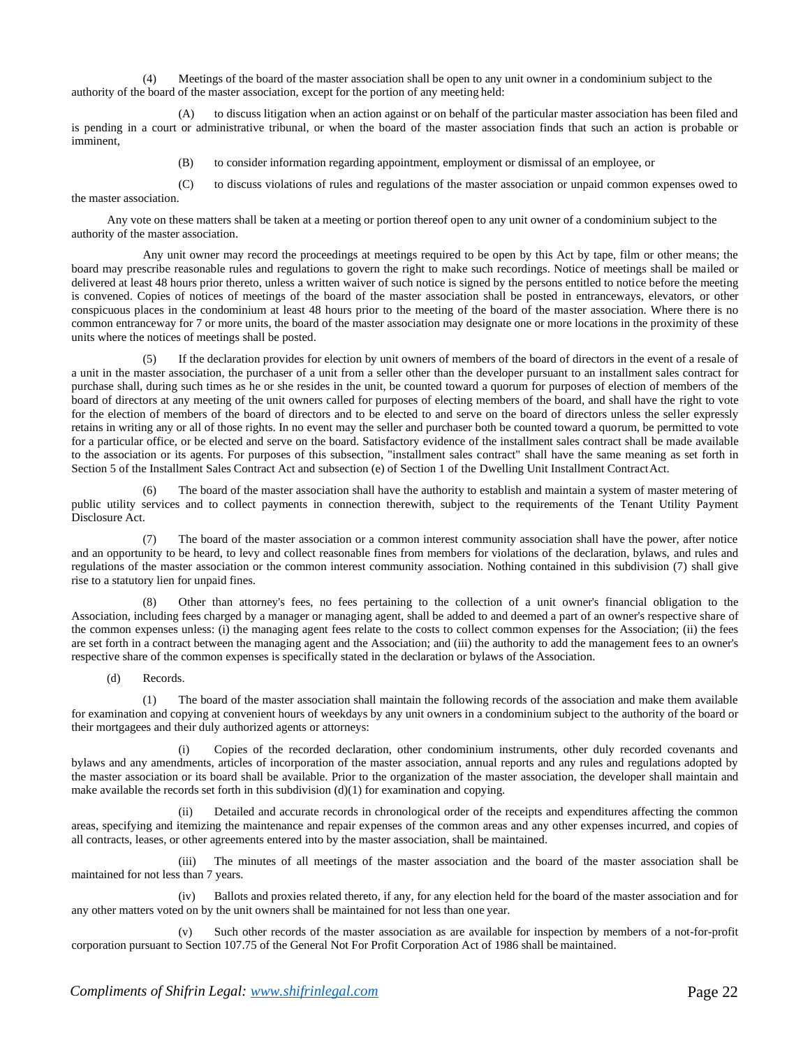(4) Meetings of the board of the master association shall be open to any unit owner in a condominium subject to the authority of the board of the master association, except for the portion of any meeting held:

(A) to discuss litigation when an action against or on behalf of the particular master association has been filed and is pending in a court or administrative tribunal, or when the board of the master association finds that such an action is probable or imminent,

(B) to consider information regarding appointment, employment or dismissal of an employee, or

(C) to discuss violations of rules and regulations of the master association or unpaid common expenses owed to the master association.

Any vote on these matters shall be taken at a meeting or portion thereof open to any unit owner of a condominium subject to the authority of the master association.

Any unit owner may record the proceedings at meetings required to be open by this Act by tape, film or other means; the board may prescribe reasonable rules and regulations to govern the right to make such recordings. Notice of meetings shall be mailed or delivered at least 48 hours prior thereto, unless a written waiver of such notice is signed by the persons entitled to notice before the meeting is convened. Copies of notices of meetings of the board of the master association shall be posted in entranceways, elevators, or other conspicuous places in the condominium at least 48 hours prior to the meeting of the board of the master association. Where there is no common entranceway for 7 or more units, the board of the master association may designate one or more locations in the proximity of these units where the notices of meetings shall be posted.

(5) If the declaration provides for election by unit owners of members of the board of directors in the event of a resale of a unit in the master association, the purchaser of a unit from a seller other than the developer pursuant to an installment sales contract for purchase shall, during such times as he or she resides in the unit, be counted toward a quorum for purposes of election of members of the board of directors at any meeting of the unit owners called for purposes of electing members of the board, and shall have the right to vote for the election of members of the board of directors and to be elected to and serve on the board of directors unless the seller expressly retains in writing any or all of those rights. In no event may the seller and purchaser both be counted toward a quorum, be permitted to vote for a particular office, or be elected and serve on the board. Satisfactory evidence of the installment sales contract shall be made available to the association or its agents. For purposes of this subsection, "installment sales contract" shall have the same meaning as set forth in Section 5 of the Installment Sales Contract Act and subsection (e) of Section 1 of the Dwelling Unit Installment Contract Act.

(6) The board of the master association shall have the authority to establish and maintain a system of master metering of public utility services and to collect payments in connection therewith, subject to the requirements of the Tenant Utility Payment Disclosure Act.

(7) The board of the master association or a common interest community association shall have the power, after notice and an opportunity to be heard, to levy and collect reasonable fines from members for violations of the declaration, bylaws, and rules and regulations of the master association or the common interest community association. Nothing contained in this subdivision (7) shall give rise to a statutory lien for unpaid fines.

(8) Other than attorney's fees, no fees pertaining to the collection of a unit owner's financial obligation to the Association, including fees charged by a manager or managing agent, shall be added to and deemed a part of an owner's respective share of the common expenses unless: (i) the managing agent fees relate to the costs to collect common expenses for the Association; (ii) the fees are set forth in a contract between the managing agent and the Association; and (iii) the authority to add the management fees to an owner's respective share of the common expenses is specifically stated in the declaration or bylaws of the Association.

(d) Records.

(1) The board of the master association shall maintain the following records of the association and make them available for examination and copying at convenient hours of weekdays by any unit owners in a condominium subject to the authority of the board or their mortgagees and their duly authorized agents or attorneys:

(i) Copies of the recorded declaration, other condominium instruments, other duly recorded covenants and bylaws and any amendments, articles of incorporation of the master association, annual reports and any rules and regulations adopted by the master association or its board shall be available. Prior to the organization of the master association, the developer shall maintain and make available the records set forth in this subdivision (d)(1) for examination and copying.

(ii) Detailed and accurate records in chronological order of the receipts and expenditures affecting the common areas, specifying and itemizing the maintenance and repair expenses of the common areas and any other expenses incurred, and copies of all contracts, leases, or other agreements entered into by the master association, shall be maintained.

(iii) The minutes of all meetings of the master association and the board of the master association shall be maintained for not less than 7 years.

(iv) Ballots and proxies related thereto, if any, for any election held for the board of the master association and for any other matters voted on by the unit owners shall be maintained for not less than one year.

(v) Such other records of the master association as are available for inspection by members of a not-for-profit corporation pursuant to Section 107.75 of the General Not For Profit Corporation Act of 1986 shall be maintained.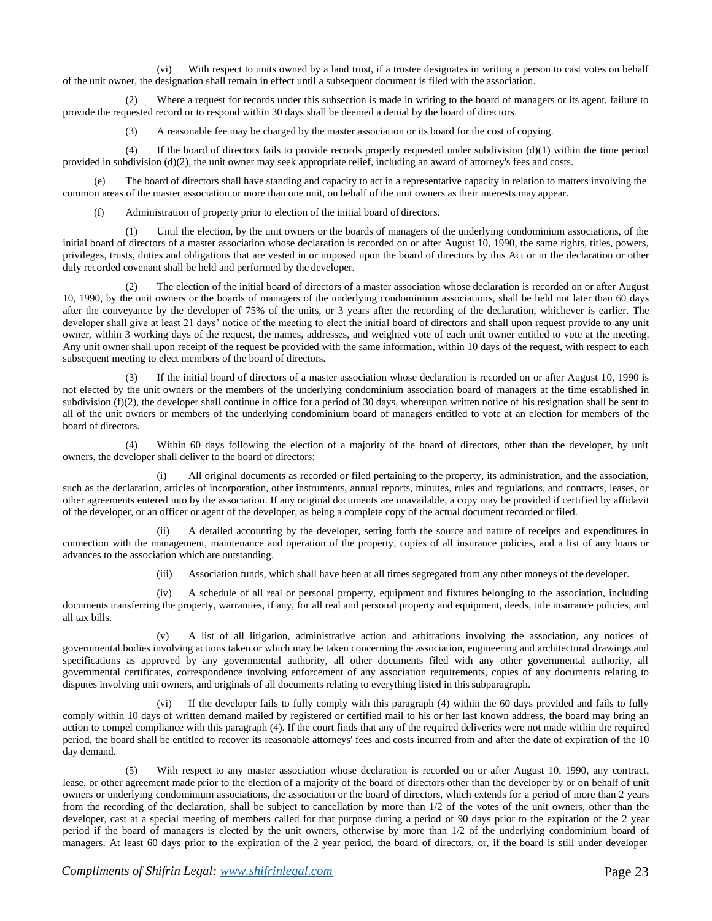(vi) With respect to units owned by a land trust, if a trustee designates in writing a person to cast votes on behalf of the unit owner, the designation shall remain in effect until a subsequent document is filed with the association.

(2) Where a request for records under this subsection is made in writing to the board of managers or its agent, failure to provide the requested record or to respond within 30 days shall be deemed a denial by the board of directors.

(3) A reasonable fee may be charged by the master association or its board for the cost of copying.

(4) If the board of directors fails to provide records properly requested under subdivision (d)(1) within the time period provided in subdivision (d)(2), the unit owner may seek appropriate relief, including an award of attorney's fees and costs.

(e) The board of directors shall have standing and capacity to act in a representative capacity in relation to matters involving the common areas of the master association or more than one unit, on behalf of the unit owners as their interests may appear.

(f) Administration of property prior to election of the initial board of directors.

(1) Until the election, by the unit owners or the boards of managers of the underlying condominium associations, of the initial board of directors of a master association whose declaration is recorded on or after August 10, 1990, the same rights, titles, powers, privileges, trusts, duties and obligations that are vested in or imposed upon the board of directors by this Act or in the declaration or other duly recorded covenant shall be held and performed by the developer.

(2) The election of the initial board of directors of a master association whose declaration is recorded on or after August 10, 1990, by the unit owners or the boards of managers of the underlying condominium associations, shall be held not later than 60 days after the conveyance by the developer of 75% of the units, or 3 years after the recording of the declaration, whichever is earlier. The developer shall give at least 21 days' notice of the meeting to elect the initial board of directors and shall upon request provide to any unit owner, within 3 working days of the request, the names, addresses, and weighted vote of each unit owner entitled to vote at the meeting. Any unit owner shall upon receipt of the request be provided with the same information, within 10 days of the request, with respect to each subsequent meeting to elect members of the board of directors.

(3) If the initial board of directors of a master association whose declaration is recorded on or after August 10, 1990 is not elected by the unit owners or the members of the underlying condominium association board of managers at the time established in subdivision (f)(2), the developer shall continue in office for a period of 30 days, whereupon written notice of his resignation shall be sent to all of the unit owners or members of the underlying condominium board of managers entitled to vote at an election for members of the board of directors.

(4) Within 60 days following the election of a majority of the board of directors, other than the developer, by unit owners, the developer shall deliver to the board of directors:

(i) All original documents as recorded or filed pertaining to the property, its administration, and the association, such as the declaration, articles of incorporation, other instruments, annual reports, minutes, rules and regulations, and contracts, leases, or other agreements entered into by the association. If any original documents are unavailable, a copy may be provided if certified by affidavit of the developer, or an officer or agent of the developer, as being a complete copy of the actual document recorded or filed.

(ii) A detailed accounting by the developer, setting forth the source and nature of receipts and expenditures in connection with the management, maintenance and operation of the property, copies of all insurance policies, and a list of any loans or advances to the association which are outstanding.

(iii) Association funds, which shall have been at all times segregated from any other moneys of the developer.

(iv) A schedule of all real or personal property, equipment and fixtures belonging to the association, including documents transferring the property, warranties, if any, for all real and personal property and equipment, deeds, title insurance policies, and all tax bills.

(v) A list of all litigation, administrative action and arbitrations involving the association, any notices of governmental bodies involving actions taken or which may be taken concerning the association, engineering and architectural drawings and specifications as approved by any governmental authority, all other documents filed with any other governmental authority, all governmental certificates, correspondence involving enforcement of any association requirements, copies of any documents relating to disputes involving unit owners, and originals of all documents relating to everything listed in this subparagraph.

(vi) If the developer fails to fully comply with this paragraph (4) within the 60 days provided and fails to fully comply within 10 days of written demand mailed by registered or certified mail to his or her last known address, the board may bring an action to compel compliance with this paragraph (4). If the court finds that any of the required deliveries were not made within the required period, the board shall be entitled to recover its reasonable attorneys' fees and costs incurred from and after the date of expiration of the 10 day demand.

(5) With respect to any master association whose declaration is recorded on or after August 10, 1990, any contract, lease, or other agreement made prior to the election of a majority of the board of directors other than the developer by or on behalf of unit owners or underlying condominium associations, the association or the board of directors, which extends for a period of more than 2 years from the recording of the declaration, shall be subject to cancellation by more than 1/2 of the votes of the unit owners, other than the developer, cast at a special meeting of members called for that purpose during a period of 90 days prior to the expiration of the 2 year period if the board of managers is elected by the unit owners, otherwise by more than 1/2 of the underlying condominium board of managers. At least 60 days prior to the expiration of the 2 year period, the board of directors, or, if the board is still under developer

*Compliments of Shifrin Legal: www.shifrinlegal.com*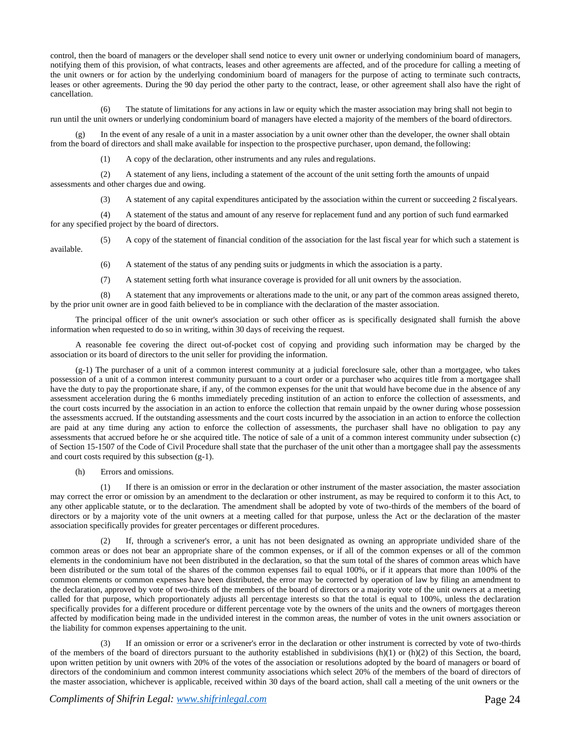control, then the board of managers or the developer shall send notice to every unit owner or underlying condominium board of managers, notifying them of this provision, of what contracts, leases and other agreements are affected, and of the procedure for calling a meeting of the unit owners or for action by the underlying condominium board of managers for the purpose of acting to terminate such contracts, leases or other agreements. During the 90 day period the other party to the contract, lease, or other agreement shall also have the right of cancellation.

(6) The statute of limitations for any actions in law or equity which the master association may bring shall not begin to run until the unit owners or underlying condominium board of managers have elected a majority of the members of the board of directors.

(g) In the event of any resale of a unit in a master association by a unit owner other than the developer, the owner shall obtain from the board of directors and shall make available for inspection to the prospective purchaser, upon demand, the following:

(1) A copy of the declaration, other instruments and any rules and regulations.

(2) A statement of any liens, including a statement of the account of the unit setting forth the amounts of unpaid assessments and other charges due and owing.

(3) A statement of any capital expenditures anticipated by the association within the current or succeeding 2 fiscal years.

(4) A statement of the status and amount of any reserve for replacement fund and any portion of such fund earmarked for any specified project by the board of directors.

(5) A copy of the statement of financial condition of the association for the last fiscal year for which such a statement is available.

(6) A statement of the status of any pending suits or judgments in which the association is a party.

(7) A statement setting forth what insurance coverage is provided for all unit owners by the association.

(8) A statement that any improvements or alterations made to the unit, or any part of the common areas assigned thereto, by the prior unit owner are in good faith believed to be in compliance with the declaration of the master association.

The principal officer of the unit owner's association or such other officer as is specifically designated shall furnish the above information when requested to do so in writing, within 30 days of receiving the request.

A reasonable fee covering the direct out-of-pocket cost of copying and providing such information may be charged by the association or its board of directors to the unit seller for providing the information.

(g-1) The purchaser of a unit of a common interest community at a judicial foreclosure sale, other than a mortgagee, who takes possession of a unit of a common interest community pursuant to a court order or a purchaser who acquires title from a mortgagee shall have the duty to pay the proportionate share, if any, of the common expenses for the unit that would have become due in the absence of any assessment acceleration during the 6 months immediately preceding institution of an action to enforce the collection of assessments, and the court costs incurred by the association in an action to enforce the collection that remain unpaid by the owner during whose possession the assessments accrued. If the outstanding assessments and the court costs incurred by the association in an action to enforce the collection are paid at any time during any action to enforce the collection of assessments, the purchaser shall have no obligation to pay any assessments that accrued before he or she acquired title. The notice of sale of a unit of a common interest community under subsection (c) of Section 15-1507 of the Code of Civil Procedure shall state that the purchaser of the unit other than a mortgagee shall pay the assessments and court costs required by this subsection (g-1).

(h) Errors and omissions.

(1) If there is an omission or error in the declaration or other instrument of the master association, the master association may correct the error or omission by an amendment to the declaration or other instrument, as may be required to conform it to this Act, to any other applicable statute, or to the declaration. The amendment shall be adopted by vote of two-thirds of the members of the board of directors or by a majority vote of the unit owners at a meeting called for that purpose, unless the Act or the declaration of the master association specifically provides for greater percentages or different procedures.

(2) If, through a scrivener's error, a unit has not been designated as owning an appropriate undivided share of the common areas or does not bear an appropriate share of the common expenses, or if all of the common expenses or all of the common elements in the condominium have not been distributed in the declaration, so that the sum total of the shares of common areas which have been distributed or the sum total of the shares of the common expenses fail to equal 100%, or if it appears that more than 100% of the common elements or common expenses have been distributed, the error may be corrected by operation of law by filing an amendment to the declaration, approved by vote of two-thirds of the members of the board of directors or a majority vote of the unit owners at a meeting called for that purpose, which proportionately adjusts all percentage interests so that the total is equal to 100%, unless the declaration specifically provides for a different procedure or different percentage vote by the owners of the units and the owners of mortgages thereon affected by modification being made in the undivided interest in the common areas, the number of votes in the unit owners association or the liability for common expenses appertaining to the unit.

(3) If an omission or error or a scrivener's error in the declaration or other instrument is corrected by vote of two-thirds of the members of the board of directors pursuant to the authority established in subdivisions (h)(1) or (h)(2) of this Section, the board, upon written petition by unit owners with 20% of the votes of the association or resolutions adopted by the board of managers or board of directors of the condominium and common interest community associations which select 20% of the members of the board of directors of the master association, whichever is applicable, received within 30 days of the board action, shall call a meeting of the unit owners or the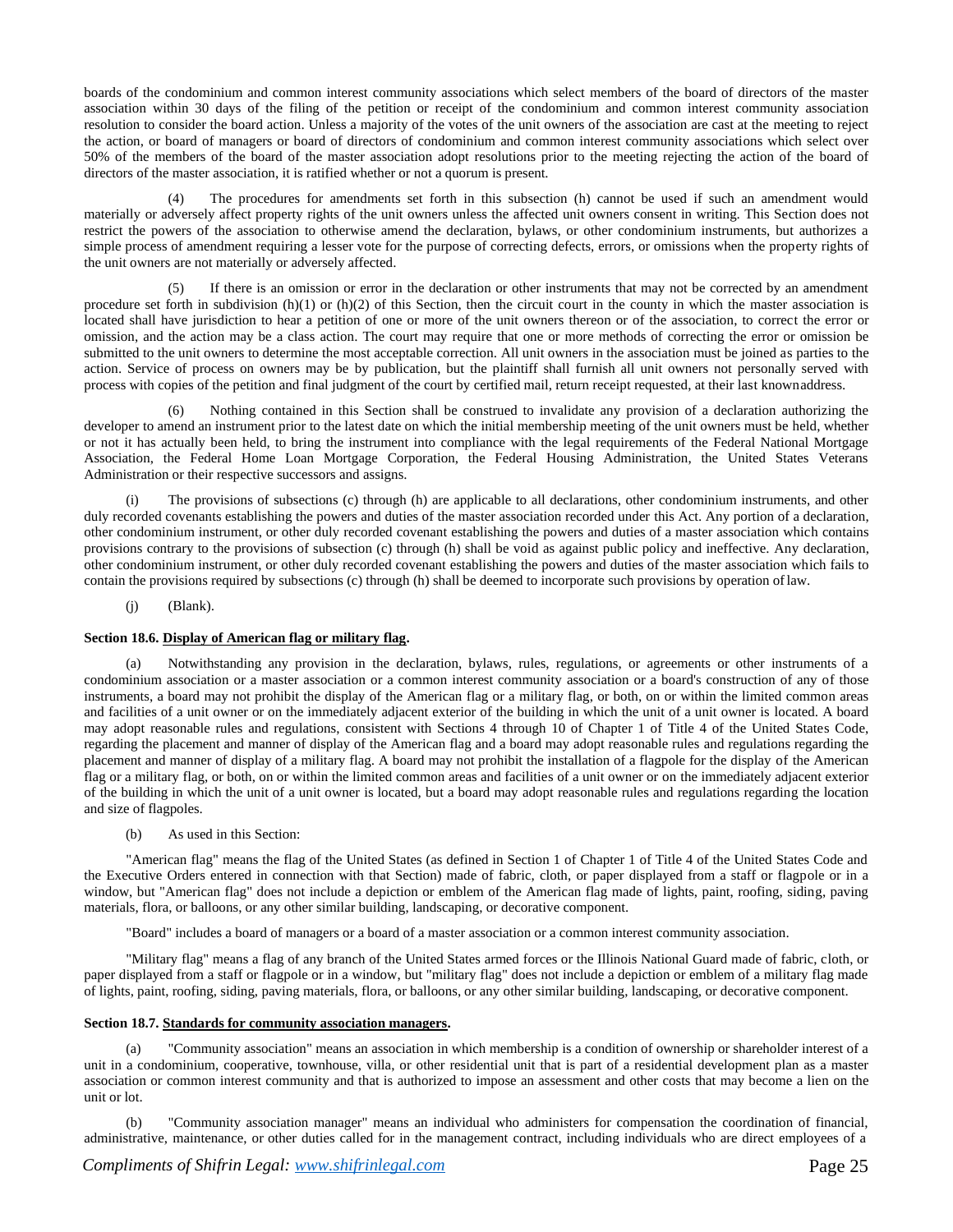boards of the condominium and common interest community associations which select members of the board of directors of the master association within 30 days of the filing of the petition or receipt of the condominium and common interest community association resolution to consider the board action. Unless a majority of the votes of the unit owners of the association are cast at the meeting to reject the action, or board of managers or board of directors of condominium and common interest community associations which select over 50% of the members of the board of the master association adopt resolutions prior to the meeting rejecting the action of the board of directors of the master association, it is ratified whether or not a quorum is present.

(4) The procedures for amendments set forth in this subsection (h) cannot be used if such an amendment would materially or adversely affect property rights of the unit owners unless the affected unit owners consent in writing. This Section does not restrict the powers of the association to otherwise amend the declaration, bylaws, or other condominium instruments, but authorizes a simple process of amendment requiring a lesser vote for the purpose of correcting defects, errors, or omissions when the property rights of the unit owners are not materially or adversely affected.

(5) If there is an omission or error in the declaration or other instruments that may not be corrected by an amendment procedure set forth in subdivision (h)(1) or (h)(2) of this Section, then the circuit court in the county in which the master association is located shall have jurisdiction to hear a petition of one or more of the unit owners thereon or of the association, to correct the error or omission, and the action may be a class action. The court may require that one or more methods of correcting the error or omission be submitted to the unit owners to determine the most acceptable correction. All unit owners in the association must be joined as parties to the action. Service of process on owners may be by publication, but the plaintiff shall furnish all unit owners not personally served with process with copies of the petition and final judgment of the court by certified mail, return receipt requested, at their last known address.

(6) Nothing contained in this Section shall be construed to invalidate any provision of a declaration authorizing the developer to amend an instrument prior to the latest date on which the initial membership meeting of the unit owners must be held, whether or not it has actually been held, to bring the instrument into compliance with the legal requirements of the Federal National Mortgage Association, the Federal Home Loan Mortgage Corporation, the Federal Housing Administration, the United States Veterans Administration or their respective successors and assigns.

(i) The provisions of subsections (c) through (h) are applicable to all declarations, other condominium instruments, and other duly recorded covenants establishing the powers and duties of the master association recorded under this Act. Any portion of a declaration, other condominium instrument, or other duly recorded covenant establishing the powers and duties of a master association which contains provisions contrary to the provisions of subsection (c) through (h) shall be void as against public policy and ineffective. Any declaration, other condominium instrument, or other duly recorded covenant establishing the powers and duties of the master association which fails to contain the provisions required by subsections (c) through (h) shall be deemed to incorporate such provisions by operation of law.

(j) (Blank).

**Section 18.6. Display of American flag or military flag.**

(a) Notwithstanding any provision in the declaration, bylaws, rules, regulations, or agreements or other instruments of a condominium association or a master association or a common interest community association or a board's construction of any of those instruments, a board may not prohibit the display of the American flag or a military flag, or both, on or within the limited common areas and facilities of a unit owner or on the immediately adjacent exterior of the building in which the unit of a unit owner is located. A board may adopt reasonable rules and regulations, consistent with Sections 4 through 10 of Chapter 1 of Title 4 of the United States Code, regarding the placement and manner of display of the American flag and a board may adopt reasonable rules and regulations regarding the placement and manner of display of a military flag. A board may not prohibit the installation of a flagpole for the display of the American flag or a military flag, or both, on or within the limited common areas and facilities of a unit owner or on the immediately adjacent exterior of the building in which the unit of a unit owner is located, but a board may adopt reasonable rules and regulations regarding the location and size of flagpoles.

(b) As used in this Section:

"American flag" means the flag of the United States (as defined in Section 1 of Chapter 1 of Title 4 of the United States Code and the Executive Orders entered in connection with that Section) made of fabric, cloth, or paper displayed from a staff or flagpole or in a window, but "American flag" does not include a depiction or emblem of the American flag made of lights, paint, roofing, siding, paving materials, flora, or balloons, or any other similar building, landscaping, or decorative component.

"Board" includes a board of managers or a board of a master association or a common interest community association.

"Military flag" means a flag of any branch of the United States armed forces or the Illinois National Guard made of fabric, cloth, or paper displayed from a staff or flagpole or in a window, but "military flag" does not include a depiction or emblem of a military flag made of lights, paint, roofing, siding, paving materials, flora, or balloons, or any other similar building, landscaping, or decorative component.

**Section 18.7. Standards for community association managers.**

(a) "Community association" means an association in which membership is a condition of ownership or shareholder interest of a unit in a condominium, cooperative, townhouse, villa, or other residential unit that is part of a residential development plan as a master association or common interest community and that is authorized to impose an assessment and other costs that may become a lien on the unit or lot.

(b) "Community association manager" means an individual who administers for compensation the coordination of financial, administrative, maintenance, or other duties called for in the management contract, including individuals who are direct employees of a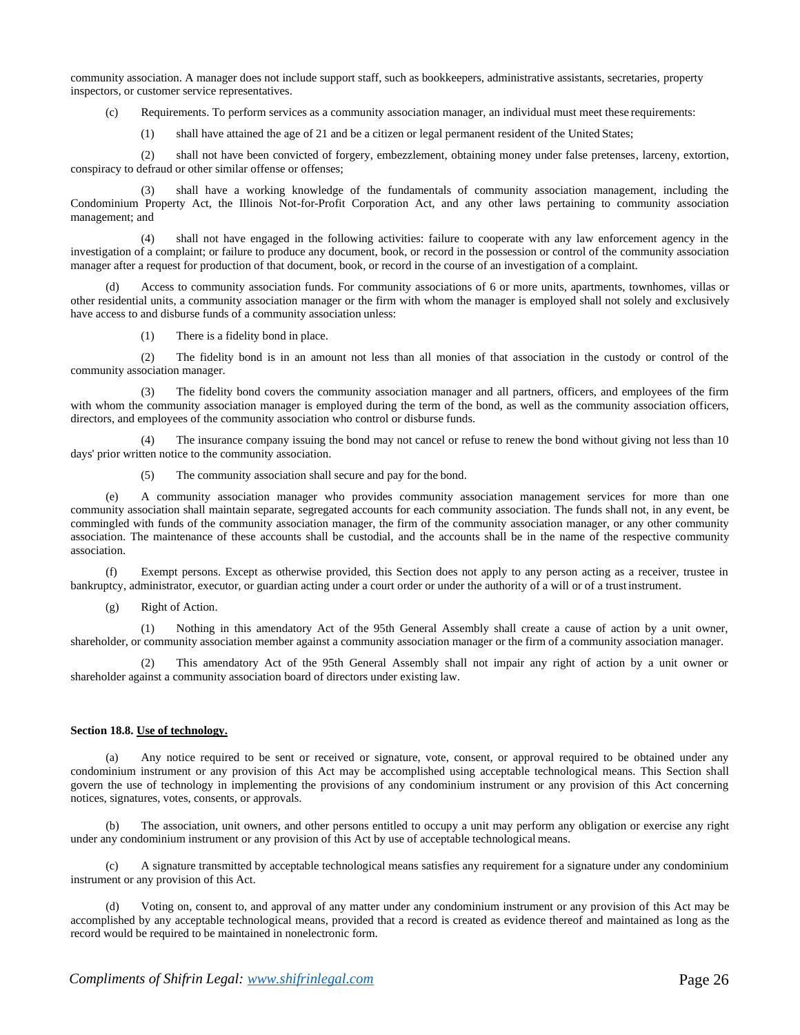community association. A manager does not include support staff, such as bookkeepers, administrative assistants, secretaries, property inspectors, or customer service representatives.

(c) Requirements. To perform services as a community association manager, an individual must meet these requirements:

(1) shall have attained the age of 21 and be a citizen or legal permanent resident of the United States;

(2) shall not have been convicted of forgery, embezzlement, obtaining money under false pretenses, larceny, extortion, conspiracy to defraud or other similar offense or offenses;

(3) shall have a working knowledge of the fundamentals of community association management, including the Condominium Property Act, the Illinois Not-for-Profit Corporation Act, and any other laws pertaining to community association management; and

(4) shall not have engaged in the following activities: failure to cooperate with any law enforcement agency in the investigation of a complaint; or failure to produce any document, book, or record in the possession or control of the community association manager after a request for production of that document, book, or record in the course of an investigation of a complaint.

(d) Access to community association funds. For community associations of 6 or more units, apartments, townhomes, villas or other residential units, a community association manager or the firm with whom the manager is employed shall not solely and exclusively have access to and disburse funds of a community association unless:

(1) There is a fidelity bond in place.

(2) The fidelity bond is in an amount not less than all monies of that association in the custody or control of the community association manager.

(3) The fidelity bond covers the community association manager and all partners, officers, and employees of the firm with whom the community association manager is employed during the term of the bond, as well as the community association officers, directors, and employees of the community association who control or disburse funds.

(4) The insurance company issuing the bond may not cancel or refuse to renew the bond without giving not less than 10 days' prior written notice to the community association.

(5) The community association shall secure and pay for the bond.

(e) A community association manager who provides community association management services for more than one community association shall maintain separate, segregated accounts for each community association. The funds shall not, in any event, be commingled with funds of the community association manager, the firm of the community association manager, or any other community association. The maintenance of these accounts shall be custodial, and the accounts shall be in the name of the respective community association.

(f) Exempt persons. Except as otherwise provided, this Section does not apply to any person acting as a receiver, trustee in bankruptcy, administrator, executor, or guardian acting under a court order or under the authority of a will or of a trust instrument.

(g) Right of Action.

(1) Nothing in this amendatory Act of the 95th General Assembly shall create a cause of action by a unit owner, shareholder, or community association member against a community association manager or the firm of a community association manager.

(2) This amendatory Act of the 95th General Assembly shall not impair any right of action by a unit owner or shareholder against a community association board of directors under existing law.

**Section 18.8. Use of technology.**

(a) Any notice required to be sent or received or signature, vote, consent, or approval required to be obtained under any condominium instrument or any provision of this Act may be accomplished using acceptable technological means. This Section shall govern the use of technology in implementing the provisions of any condominium instrument or any provision of this Act concerning notices, signatures, votes, consents, or approvals.

(b) The association, unit owners, and other persons entitled to occupy a unit may perform any obligation or exercise any right under any condominium instrument or any provision of this Act by use of acceptable technological means.

(c) A signature transmitted by acceptable technological means satisfies any requirement for a signature under any condominium instrument or any provision of this Act.

(d) Voting on, consent to, and approval of any matter under any condominium instrument or any provision of this Act may be accomplished by any acceptable technological means, provided that a record is created as evidence thereof and maintained as long as the record would be required to be maintained in nonelectronic form.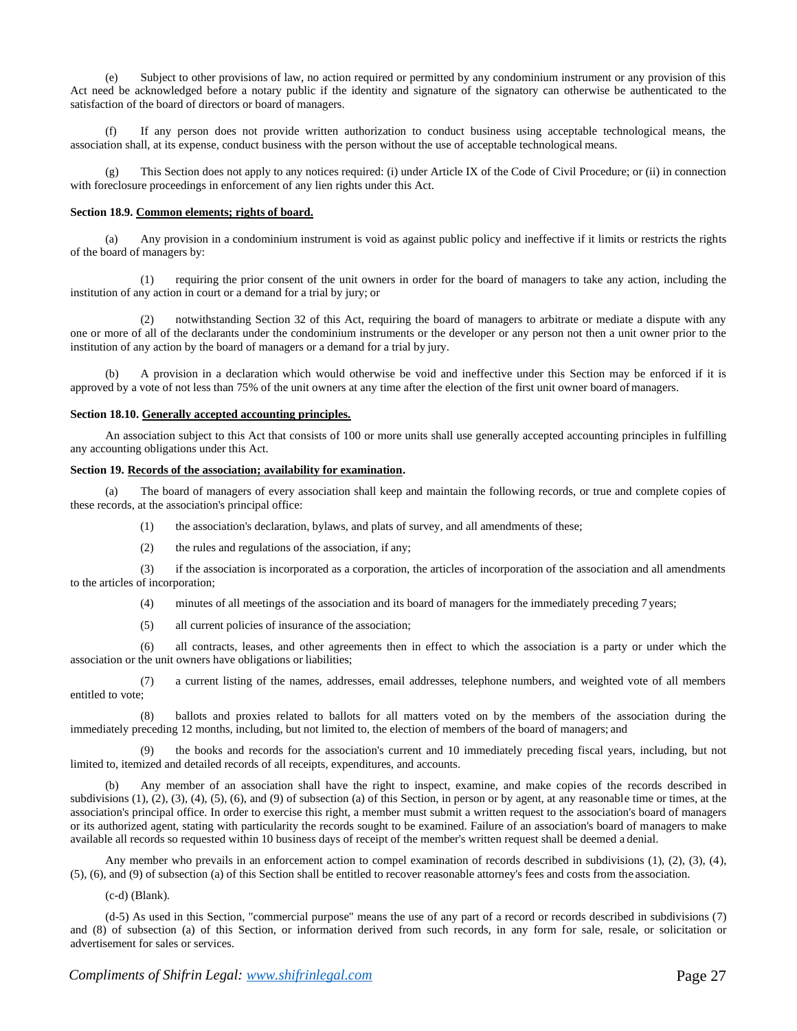(e) Subject to other provisions of law, no action required or permitted by any condominium instrument or any provision of this Act need be acknowledged before a notary public if the identity and signature of the signatory can otherwise be authenticated to the satisfaction of the board of directors or board of managers.

(f) If any person does not provide written authorization to conduct business using acceptable technological means, the association shall, at its expense, conduct business with the person without the use of acceptable technological means.

(g) This Section does not apply to any notices required: (i) under Article IX of the Code of Civil Procedure; or (ii) in connection with foreclosure proceedings in enforcement of any lien rights under this Act.

**Section 18.9. Common elements; rights of board.**

(a) Any provision in a condominium instrument is void as against public policy and ineffective if it limits or restricts the rights of the board of managers by:

(1) requiring the prior consent of the unit owners in order for the board of managers to take any action, including the institution of any action in court or a demand for a trial by jury; or

(2) notwithstanding Section 32 of this Act, requiring the board of managers to arbitrate or mediate a dispute with any one or more of all of the declarants under the condominium instruments or the developer or any person not then a unit owner prior to the institution of any action by the board of managers or a demand for a trial by jury.

(b) A provision in a declaration which would otherwise be void and ineffective under this Section may be enforced if it is approved by a vote of not less than 75% of the unit owners at any time after the election of the first unit owner board of managers.

**Section 18.10. Generally accepted accounting principles.**

An association subject to this Act that consists of 100 or more units shall use generally accepted accounting principles in fulfilling any accounting obligations under this Act.

**Section 19. Records of the association; availability for examination.**

(a) The board of managers of every association shall keep and maintain the following records, or true and complete copies of these records, at the association's principal office:

(1) the association's declaration, bylaws, and plats of survey, and all amendments of these;

(2) the rules and regulations of the association, if any;

(3) if the association is incorporated as a corporation, the articles of incorporation of the association and all amendments to the articles of incorporation;

(4) minutes of all meetings of the association and its board of managers for the immediately preceding 7 years;

(5) all current policies of insurance of the association;

(6) all contracts, leases, and other agreements then in effect to which the association is a party or under which the association or the unit owners have obligations or liabilities;

(7) a current listing of the names, addresses, email addresses, telephone numbers, and weighted vote of all members entitled to vote;

(8) ballots and proxies related to ballots for all matters voted on by the members of the association during the immediately preceding 12 months, including, but not limited to, the election of members of the board of managers; and

(9) the books and records for the association's current and 10 immediately preceding fiscal years, including, but not limited to, itemized and detailed records of all receipts, expenditures, and accounts.

(b) Any member of an association shall have the right to inspect, examine, and make copies of the records described in subdivisions (1), (2), (3), (4), (5), (6), and (9) of subsection (a) of this Section, in person or by agent, at any reasonable time or times, at the association's principal office. In order to exercise this right, a member must submit a written request to the association's board of managers or its authorized agent, stating with particularity the records sought to be examined. Failure of an association's board of managers to make available all records so requested within 10 business days of receipt of the member's written request shall be deemed a denial.

Any member who prevails in an enforcement action to compel examination of records described in subdivisions (1), (2), (3), (4), (5), (6), and (9) of subsection (a) of this Section shall be entitled to recover reasonable attorney's fees and costs from the association.

(c-d) (Blank).

(d-5) As used in this Section, "commercial purpose" means the use of any part of a record or records described in subdivisions (7) and (8) of subsection (a) of this Section, or information derived from such records, in any form for sale, resale, or solicitation or advertisement for sales or services.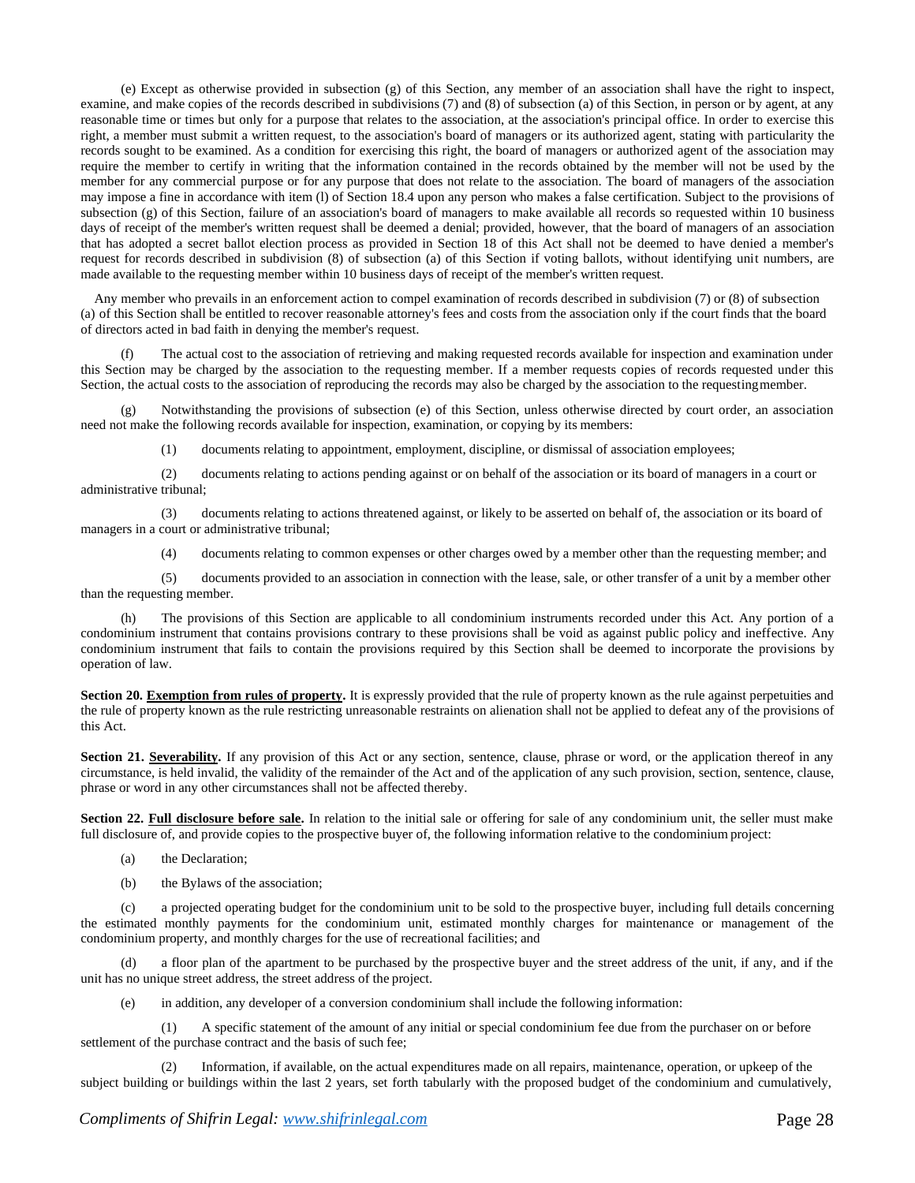(e) Except as otherwise provided in subsection (g) of this Section, any member of an association shall have the right to inspect, examine, and make copies of the records described in subdivisions (7) and (8) of subsection (a) of this Section, in person or by agent, at any reasonable time or times but only for a purpose that relates to the association, at the association's principal office. In order to exercise this right, a member must submit a written request, to the association's board of managers or its authorized agent, stating with particularity the records sought to be examined. As a condition for exercising this right, the board of managers or authorized agent of the association may require the member to certify in writing that the information contained in the records obtained by the member will not be used by the member for any commercial purpose or for any purpose that does not relate to the association. The board of managers of the association may impose a fine in accordance with item (l) of Section 18.4 upon any person who makes a false certification. Subject to the provisions of subsection (g) of this Section, failure of an association's board of managers to make available all records so requested within 10 business days of receipt of the member's written request shall be deemed a denial; provided, however, that the board of managers of an association that has adopted a secret ballot election process as provided in Section 18 of this Act shall not be deemed to have denied a member's request for records described in subdivision (8) of subsection (a) of this Section if voting ballots, without identifying unit numbers, are made available to the requesting member within 10 business days of receipt of the member's written request.

Any member who prevails in an enforcement action to compel examination of records described in subdivision (7) or (8) of subsection (a) of this Section shall be entitled to recover reasonable attorney's fees and costs from the association only if the court finds that the board of directors acted in bad faith in denying the member's request.

(f) The actual cost to the association of retrieving and making requested records available for inspection and examination under this Section may be charged by the association to the requesting member. If a member requests copies of records requested under this Section, the actual costs to the association of reproducing the records may also be charged by the association to the requesting member.

(g) Notwithstanding the provisions of subsection (e) of this Section, unless otherwise directed by court order, an association need not make the following records available for inspection, examination, or copying by its members:

(1) documents relating to appointment, employment, discipline, or dismissal of association employees;

(2) documents relating to actions pending against or on behalf of the association or its board of managers in a court or administrative tribunal;

(3) documents relating to actions threatened against, or likely to be asserted on behalf of, the association or its board of managers in a court or administrative tribunal;

(4) documents relating to common expenses or other charges owed by a member other than the requesting member; and

(5) documents provided to an association in connection with the lease, sale, or other transfer of a unit by a member other than the requesting member.

(h) The provisions of this Section are applicable to all condominium instruments recorded under this Act. Any portion of a condominium instrument that contains provisions contrary to these provisions shall be void as against public policy and ineffective. Any condominium instrument that fails to contain the provisions required by this Section shall be deemed to incorporate the provisions by operation of law.

**Section 20. Exemption from rules of property.** It is expressly provided that the rule of property known as the rule against perpetuities and the rule of property known as the rule restricting unreasonable restraints on alienation shall not be applied to defeat any of the provisions of this Act.

**Section 21. Severability.** If any provision of this Act or any section, sentence, clause, phrase or word, or the application thereof in any circumstance, is held invalid, the validity of the remainder of the Act and of the application of any such provision, section, sentence, clause, phrase or word in any other circumstances shall not be affected thereby.

**Section 22. Full disclosure before sale.** In relation to the initial sale or offering for sale of any condominium unit, the seller must make full disclosure of, and provide copies to the prospective buyer of, the following information relative to the condominium project:

(a) the Declaration;

(b) the Bylaws of the association;

(c) a projected operating budget for the condominium unit to be sold to the prospective buyer, including full details concerning the estimated monthly payments for the condominium unit, estimated monthly charges for maintenance or management of the condominium property, and monthly charges for the use of recreational facilities; and

(d) a floor plan of the apartment to be purchased by the prospective buyer and the street address of the unit, if any, and if the unit has no unique street address, the street address of the project.

(e) in addition, any developer of a conversion condominium shall include the following information:

(1) A specific statement of the amount of any initial or special condominium fee due from the purchaser on or before settlement of the purchase contract and the basis of such fee;

(2) Information, if available, on the actual expenditures made on all repairs, maintenance, operation, or upkeep of the subject building or buildings within the last 2 years, set forth tabularly with the proposed budget of the condominium and cumulatively,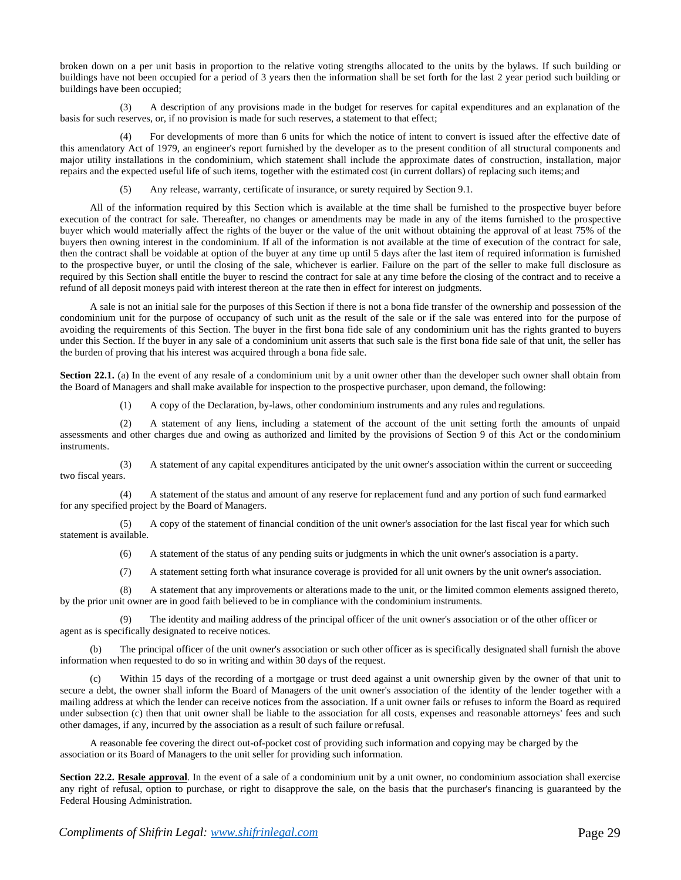broken down on a per unit basis in proportion to the relative voting strengths allocated to the units by the bylaws. If such building or buildings have not been occupied for a period of 3 years then the information shall be set forth for the last 2 year period such building or buildings have been occupied;

(3) A description of any provisions made in the budget for reserves for capital expenditures and an explanation of the basis for such reserves, or, if no provision is made for such reserves, a statement to that effect;

(4) For developments of more than 6 units for which the notice of intent to convert is issued after the effective date of this amendatory Act of 1979, an engineer's report furnished by the developer as to the present condition of all structural components and major utility installations in the condominium, which statement shall include the approximate dates of construction, installation, major repairs and the expected useful life of such items, together with the estimated cost (in current dollars) of replacing such items; and

(5) Any release, warranty, certificate of insurance, or surety required by Section 9.1.

All of the information required by this Section which is available at the time shall be furnished to the prospective buyer before execution of the contract for sale. Thereafter, no changes or amendments may be made in any of the items furnished to the prospective buyer which would materially affect the rights of the buyer or the value of the unit without obtaining the approval of at least 75% of the buyers then owning interest in the condominium. If all of the information is not available at the time of execution of the contract for sale, then the contract shall be voidable at option of the buyer at any time up until 5 days after the last item of required information is furnished to the prospective buyer, or until the closing of the sale, whichever is earlier. Failure on the part of the seller to make full disclosure as required by this Section shall entitle the buyer to rescind the contract for sale at any time before the closing of the contract and to receive a refund of all deposit moneys paid with interest thereon at the rate then in effect for interest on judgments.

A sale is not an initial sale for the purposes of this Section if there is not a bona fide transfer of the ownership and possession of the condominium unit for the purpose of occupancy of such unit as the result of the sale or if the sale was entered into for the purpose of avoiding the requirements of this Section. The buyer in the first bona fide sale of any condominium unit has the rights granted to buyers under this Section. If the buyer in any sale of a condominium unit asserts that such sale is the first bona fide sale of that unit, the seller has the burden of proving that his interest was acquired through a bona fide sale.

**Section 22.1.** (a) In the event of any resale of a condominium unit by a unit owner other than the developer such owner shall obtain from the Board of Managers and shall make available for inspection to the prospective purchaser, upon demand, the following:

(1) A copy of the Declaration, by-laws, other condominium instruments and any rules and regulations.

(2) A statement of any liens, including a statement of the account of the unit setting forth the amounts of unpaid assessments and other charges due and owing as authorized and limited by the provisions of Section 9 of this Act or the condominium instruments.

(3) A statement of any capital expenditures anticipated by the unit owner's association within the current or succeeding two fiscal years.

(4) A statement of the status and amount of any reserve for replacement fund and any portion of such fund earmarked for any specified project by the Board of Managers.

(5) A copy of the statement of financial condition of the unit owner's association for the last fiscal year for which such statement is available.

(6) A statement of the status of any pending suits or judgments in which the unit owner's association is a party.

(7) A statement setting forth what insurance coverage is provided for all unit owners by the unit owner's association.

(8) A statement that any improvements or alterations made to the unit, or the limited common elements assigned thereto, by the prior unit owner are in good faith believed to be in compliance with the condominium instruments.

(9) The identity and mailing address of the principal officer of the unit owner's association or of the other officer or agent as is specifically designated to receive notices.

(b) The principal officer of the unit owner's association or such other officer as is specifically designated shall furnish the above information when requested to do so in writing and within 30 days of the request.

(c) Within 15 days of the recording of a mortgage or trust deed against a unit ownership given by the owner of that unit to secure a debt, the owner shall inform the Board of Managers of the unit owner's association of the identity of the lender together with a mailing address at which the lender can receive notices from the association. If a unit owner fails or refuses to inform the Board as required under subsection (c) then that unit owner shall be liable to the association for all costs, expenses and reasonable attorneys' fees and such other damages, if any, incurred by the association as a result of such failure or refusal.

A reasonable fee covering the direct out-of-pocket cost of providing such information and copying may be charged by the association or its Board of Managers to the unit seller for providing such information.

**Section 22.2. Resale approval**. In the event of a sale of a condominium unit by a unit owner, no condominium association shall exercise any right of refusal, option to purchase, or right to disapprove the sale, on the basis that the purchaser's financing is guaranteed by the Federal Housing Administration.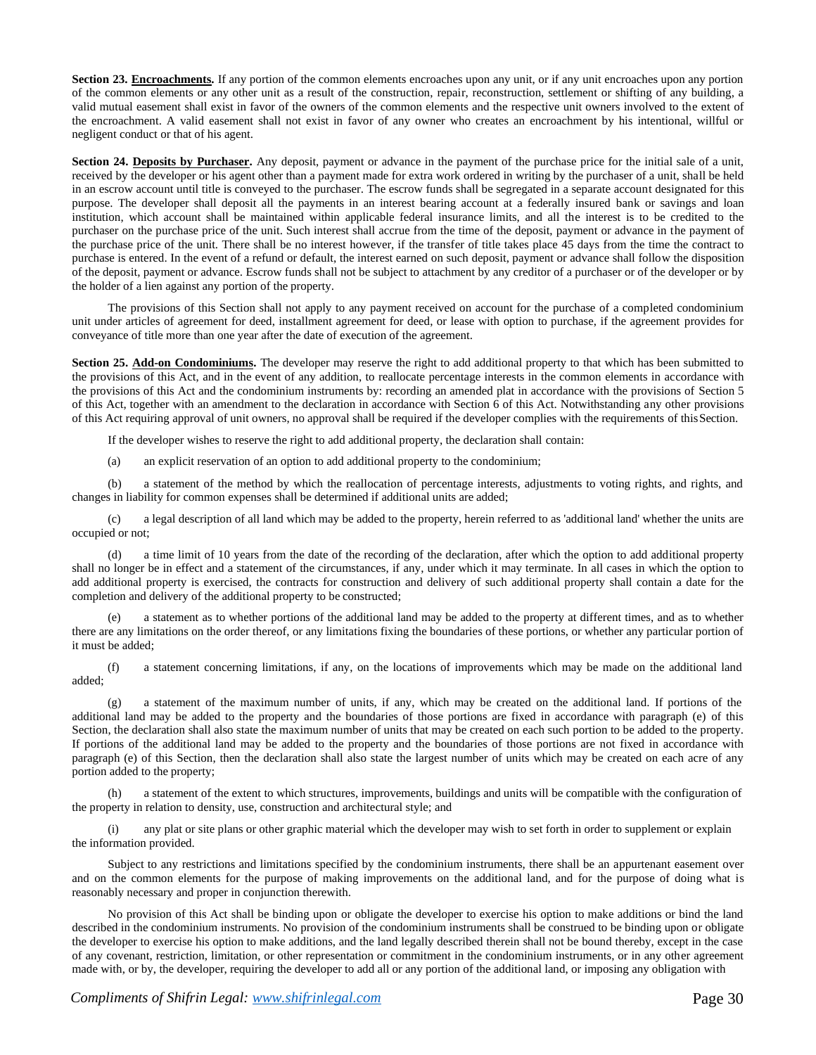**Section 23. Encroachments.** If any portion of the common elements encroaches upon any unit, or if any unit encroaches upon any portion of the common elements or any other unit as a result of the construction, repair, reconstruction, settlement or shifting of any building, a valid mutual easement shall exist in favor of the owners of the common elements and the respective unit owners involved to the extent of the encroachment. A valid easement shall not exist in favor of any owner who creates an encroachment by his intentional, willful or negligent conduct or that of his agent.

**Section 24. Deposits by Purchaser.** Any deposit, payment or advance in the payment of the purchase price for the initial sale of a unit, received by the developer or his agent other than a payment made for extra work ordered in writing by the purchaser of a unit, shall be held in an escrow account until title is conveyed to the purchaser. The escrow funds shall be segregated in a separate account designated for this purpose. The developer shall deposit all the payments in an interest bearing account at a federally insured bank or savings and loan institution, which account shall be maintained within applicable federal insurance limits, and all the interest is to be credited to the purchaser on the purchase price of the unit. Such interest shall accrue from the time of the deposit, payment or advance in the payment of the purchase price of the unit. There shall be no interest however, if the transfer of title takes place 45 days from the time the contract to purchase is entered. In the event of a refund or default, the interest earned on such deposit, payment or advance shall follow the disposition of the deposit, payment or advance. Escrow funds shall not be subject to attachment by any creditor of a purchaser or of the developer or by the holder of a lien against any portion of the property.

The provisions of this Section shall not apply to any payment received on account for the purchase of a completed condominium unit under articles of agreement for deed, installment agreement for deed, or lease with option to purchase, if the agreement provides for conveyance of title more than one year after the date of execution of the agreement.

**Section 25. Add-on Condominiums.** The developer may reserve the right to add additional property to that which has been submitted to the provisions of this Act, and in the event of any addition, to reallocate percentage interests in the common elements in accordance with the provisions of this Act and the condominium instruments by: recording an amended plat in accordance with the provisions of Section 5 of this Act, together with an amendment to the declaration in accordance with Section 6 of this Act. Notwithstanding any other provisions of this Act requiring approval of unit owners, no approval shall be required if the developer complies with the requirements of this Section.

If the developer wishes to reserve the right to add additional property, the declaration shall contain:

(a) an explicit reservation of an option to add additional property to the condominium;

(b) a statement of the method by which the reallocation of percentage interests, adjustments to voting rights, and rights, and changes in liability for common expenses shall be determined if additional units are added;

(c) a legal description of all land which may be added to the property, herein referred to as 'additional land' whether the units are occupied or not;

(d) a time limit of 10 years from the date of the recording of the declaration, after which the option to add additional property shall no longer be in effect and a statement of the circumstances, if any, under which it may terminate. In all cases in which the option to add additional property is exercised, the contracts for construction and delivery of such additional property shall contain a date for the completion and delivery of the additional property to be constructed;

(e) a statement as to whether portions of the additional land may be added to the property at different times, and as to whether there are any limitations on the order thereof, or any limitations fixing the boundaries of these portions, or whether any particular portion of it must be added;

(f) a statement concerning limitations, if any, on the locations of improvements which may be made on the additional land added;

(g) a statement of the maximum number of units, if any, which may be created on the additional land. If portions of the additional land may be added to the property and the boundaries of those portions are fixed in accordance with paragraph (e) of this Section, the declaration shall also state the maximum number of units that may be created on each such portion to be added to the property. If portions of the additional land may be added to the property and the boundaries of those portions are not fixed in accordance with paragraph (e) of this Section, then the declaration shall also state the largest number of units which may be created on each acre of any portion added to the property;

(h) a statement of the extent to which structures, improvements, buildings and units will be compatible with the configuration of the property in relation to density, use, construction and architectural style; and

(i) any plat or site plans or other graphic material which the developer may wish to set forth in order to supplement or explain the information provided.

Subject to any restrictions and limitations specified by the condominium instruments, there shall be an appurtenant easement over and on the common elements for the purpose of making improvements on the additional land, and for the purpose of doing what is reasonably necessary and proper in conjunction therewith.

No provision of this Act shall be binding upon or obligate the developer to exercise his option to make additions or bind the land described in the condominium instruments. No provision of the condominium instruments shall be construed to be binding upon or obligate the developer to exercise his option to make additions, and the land legally described therein shall not be bound thereby, except in the case of any covenant, restriction, limitation, or other representation or commitment in the condominium instruments, or in any other agreement made with, or by, the developer, requiring the developer to add all or any portion of the additional land, or imposing any obligation with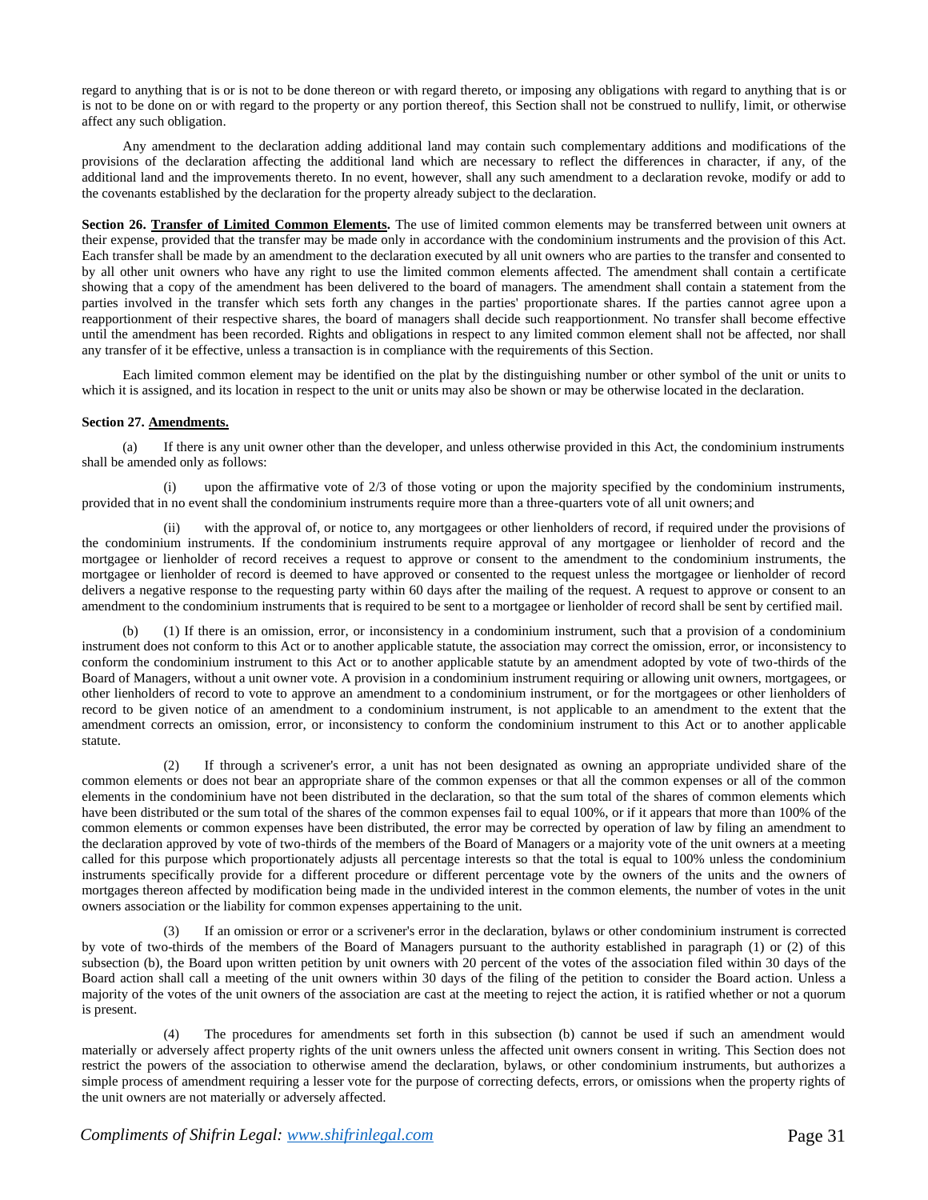regard to anything that is or is not to be done thereon or with regard thereto, or imposing any obligations with regard to anything that is or is not to be done on or with regard to the property or any portion thereof, this Section shall not be construed to nullify, limit, or otherwise affect any such obligation.

Any amendment to the declaration adding additional land may contain such complementary additions and modifications of the provisions of the declaration affecting the additional land which are necessary to reflect the differences in character, if any, of the additional land and the improvements thereto. In no event, however, shall any such amendment to a declaration revoke, modify or add to the covenants established by the declaration for the property already subject to the declaration.

**Section 26. Transfer of Limited Common Elements.** The use of limited common elements may be transferred between unit owners at their expense, provided that the transfer may be made only in accordance with the condominium instruments and the provision of this Act. Each transfer shall be made by an amendment to the declaration executed by all unit owners who are parties to the transfer and consented to by all other unit owners who have any right to use the limited common elements affected. The amendment shall contain a certificate showing that a copy of the amendment has been delivered to the board of managers. The amendment shall contain a statement from the parties involved in the transfer which sets forth any changes in the parties' proportionate shares. If the parties cannot agree upon a reapportionment of their respective shares, the board of managers shall decide such reapportionment. No transfer shall become effective until the amendment has been recorded. Rights and obligations in respect to any limited common element shall not be affected, nor shall any transfer of it be effective, unless a transaction is in compliance with the requirements of this Section.

Each limited common element may be identified on the plat by the distinguishing number or other symbol of the unit or units to which it is assigned, and its location in respect to the unit or units may also be shown or may be otherwise located in the declaration.

**Section 27. Amendments.**

(a) If there is any unit owner other than the developer, and unless otherwise provided in this Act, the condominium instruments shall be amended only as follows:

(i) upon the affirmative vote of 2/3 of those voting or upon the majority specified by the condominium instruments, provided that in no event shall the condominium instruments require more than a three-quarters vote of all unit owners; and

(ii) with the approval of, or notice to, any mortgagees or other lienholders of record, if required under the provisions of the condominium instruments. If the condominium instruments require approval of any mortgagee or lienholder of record and the mortgagee or lienholder of record receives a request to approve or consent to the amendment to the condominium instruments, the mortgagee or lienholder of record is deemed to have approved or consented to the request unless the mortgagee or lienholder of record delivers a negative response to the requesting party within 60 days after the mailing of the request. A request to approve or consent to an amendment to the condominium instruments that is required to be sent to a mortgagee or lienholder of record shall be sent by certified mail.

(b) (1) If there is an omission, error, or inconsistency in a condominium instrument, such that a provision of a condominium instrument does not conform to this Act or to another applicable statute, the association may correct the omission, error, or inconsistency to conform the condominium instrument to this Act or to another applicable statute by an amendment adopted by vote of two-thirds of the Board of Managers, without a unit owner vote. A provision in a condominium instrument requiring or allowing unit owners, mortgagees, or other lienholders of record to vote to approve an amendment to a condominium instrument, or for the mortgagees or other lienholders of record to be given notice of an amendment to a condominium instrument, is not applicable to an amendment to the extent that the amendment corrects an omission, error, or inconsistency to conform the condominium instrument to this Act or to another applicable statute.

(2) If through a scrivener's error, a unit has not been designated as owning an appropriate undivided share of the common elements or does not bear an appropriate share of the common expenses or that all the common expenses or all of the common elements in the condominium have not been distributed in the declaration, so that the sum total of the shares of common elements which have been distributed or the sum total of the shares of the common expenses fail to equal 100%, or if it appears that more than 100% of the common elements or common expenses have been distributed, the error may be corrected by operation of law by filing an amendment to the declaration approved by vote of two-thirds of the members of the Board of Managers or a majority vote of the unit owners at a meeting called for this purpose which proportionately adjusts all percentage interests so that the total is equal to 100% unless the condominium instruments specifically provide for a different procedure or different percentage vote by the owners of the units and the owners of mortgages thereon affected by modification being made in the undivided interest in the common elements, the number of votes in the unit owners association or the liability for common expenses appertaining to the unit.

(3) If an omission or error or a scrivener's error in the declaration, bylaws or other condominium instrument is corrected by vote of two-thirds of the members of the Board of Managers pursuant to the authority established in paragraph (1) or (2) of this subsection (b), the Board upon written petition by unit owners with 20 percent of the votes of the association filed within 30 days of the Board action shall call a meeting of the unit owners within 30 days of the filing of the petition to consider the Board action. Unless a majority of the votes of the unit owners of the association are cast at the meeting to reject the action, it is ratified whether or not a quorum is present.

(4) The procedures for amendments set forth in this subsection (b) cannot be used if such an amendment would materially or adversely affect property rights of the unit owners unless the affected unit owners consent in writing. This Section does not restrict the powers of the association to otherwise amend the declaration, bylaws, or other condominium instruments, but authorizes a simple process of amendment requiring a lesser vote for the purpose of correcting defects, errors, or omissions when the property rights of the unit owners are not materially or adversely affected.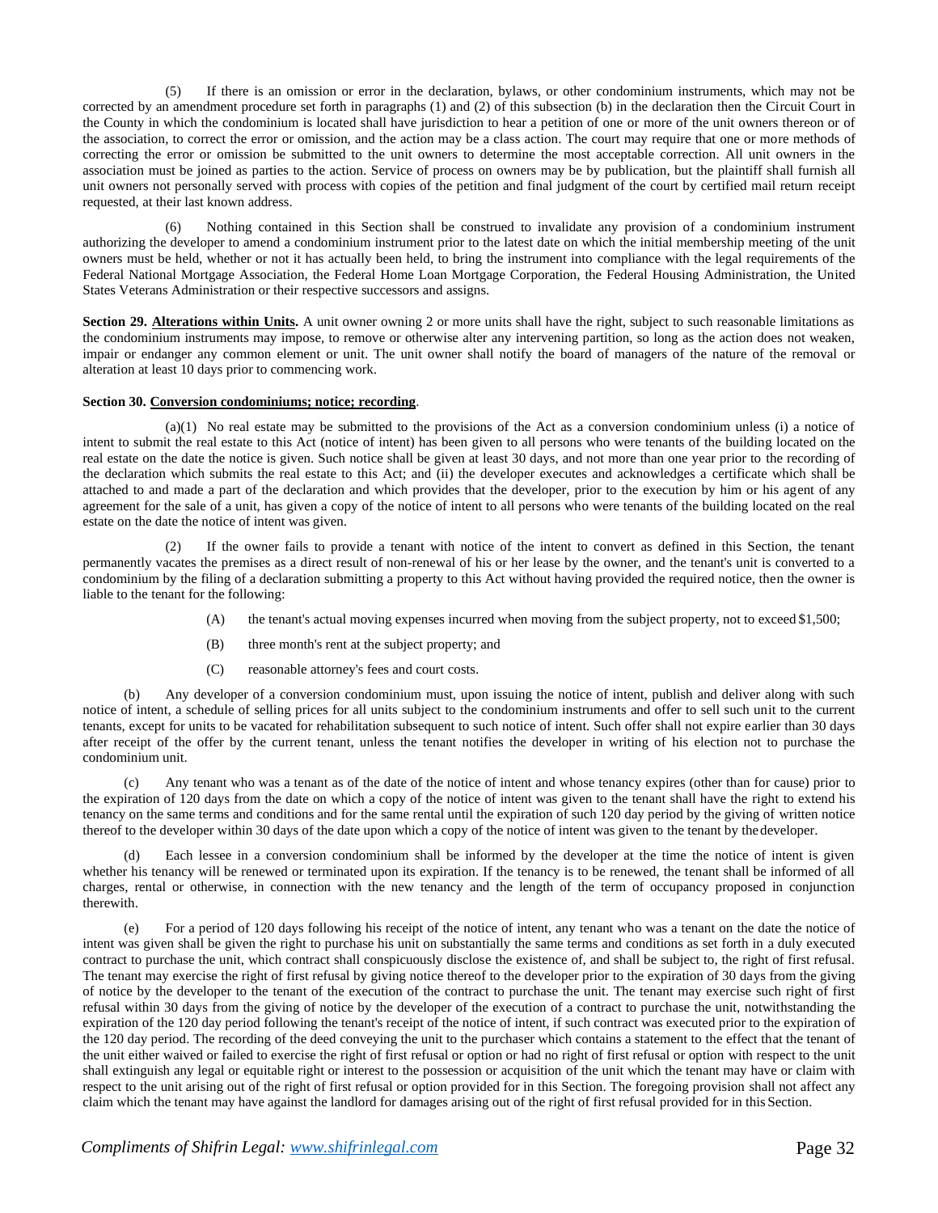(5) If there is an omission or error in the declaration, bylaws, or other condominium instruments, which may not be corrected by an amendment procedure set forth in paragraphs (1) and (2) of this subsection (b) in the declaration then the Circuit Court in the County in which the condominium is located shall have jurisdiction to hear a petition of one or more of the unit owners thereon or of the association, to correct the error or omission, and the action may be a class action. The court may require that one or more methods of correcting the error or omission be submitted to the unit owners to determine the most acceptable correction. All unit owners in the association must be joined as parties to the action. Service of process on owners may be by publication, but the plaintiff shall furnish all unit owners not personally served with process with copies of the petition and final judgment of the court by certified mail return receipt requested, at their last known address.

(6) Nothing contained in this Section shall be construed to invalidate any provision of a condominium instrument authorizing the developer to amend a condominium instrument prior to the latest date on which the initial membership meeting of the unit owners must be held, whether or not it has actually been held, to bring the instrument into compliance with the legal requirements of the Federal National Mortgage Association, the Federal Home Loan Mortgage Corporation, the Federal Housing Administration, the United States Veterans Administration or their respective successors and assigns.

**Section 29. Alterations within Units.** A unit owner owning 2 or more units shall have the right, subject to such reasonable limitations as the condominium instruments may impose, to remove or otherwise alter any intervening partition, so long as the action does not weaken, impair or endanger any common element or unit. The unit owner shall notify the board of managers of the nature of the removal or alteration at least 10 days prior to commencing work.

**Section 30. Conversion condominiums; notice; recording.**

(a)(1) No real estate may be submitted to the provisions of the Act as a conversion condominium unless (i) a notice of intent to submit the real estate to this Act (notice of intent) has been given to all persons who were tenants of the building located on the real estate on the date the notice is given. Such notice shall be given at least 30 days, and not more than one year prior to the recording of the declaration which submits the real estate to this Act; and (ii) the developer executes and acknowledges a certificate which shall be attached to and made a part of the declaration and which provides that the developer, prior to the execution by him or his agent of any agreement for the sale of a unit, has given a copy of the notice of intent to all persons who were tenants of the building located on the real estate on the date the notice of intent was given.

(2) If the owner fails to provide a tenant with notice of the intent to convert as defined in this Section, the tenant permanently vacates the premises as a direct result of non-renewal of his or her lease by the owner, and the tenant's unit is converted to a condominium by the filing of a declaration submitting a property to this Act without having provided the required notice, then the owner is liable to the tenant for the following:

(A) the tenant's actual moving expenses incurred when moving from the subject property, not to exceed $1,500;

(B) three month's rent at the subject property; and

(C) reasonable attorney's fees and court costs.

(b) Any developer of a conversion condominium must, upon issuing the notice of intent, publish and deliver along with such notice of intent, a schedule of selling prices for all units subject to the condominium instruments and offer to sell such unit to the current tenants, except for units to be vacated for rehabilitation subsequent to such notice of intent. Such offer shall not expire earlier than 30 days after receipt of the offer by the current tenant, unless the tenant notifies the developer in writing of his election not to purchase the condominium unit.

(c) Any tenant who was a tenant as of the date of the notice of intent and whose tenancy expires (other than for cause) prior to the expiration of 120 days from the date on which a copy of the notice of intent was given to the tenant shall have the right to extend his tenancy on the same terms and conditions and for the same rental until the expiration of such 120 day period by the giving of written notice thereof to the developer within 30 days of the date upon which a copy of the notice of intent was given to the tenant by the developer.

(d) Each lessee in a conversion condominium shall be informed by the developer at the time the notice of intent is given whether his tenancy will be renewed or terminated upon its expiration. If the tenancy is to be renewed, the tenant shall be informed of all charges, rental or otherwise, in connection with the new tenancy and the length of the term of occupancy proposed in conjunction therewith.

(e) For a period of 120 days following his receipt of the notice of intent, any tenant who was a tenant on the date the notice of intent was given shall be given the right to purchase his unit on substantially the same terms and conditions as set forth in a duly executed contract to purchase the unit, which contract shall conspicuously disclose the existence of, and shall be subject to, the right of first refusal. The tenant may exercise the right of first refusal by giving notice thereof to the developer prior to the expiration of 30 days from the giving of notice by the developer to the tenant of the execution of the contract to purchase the unit. The tenant may exercise such right of first refusal within 30 days from the giving of notice by the developer of the execution of a contract to purchase the unit, notwithstanding the expiration of the 120 day period following the tenant's receipt of the notice of intent, if such contract was executed prior to the expiration of the 120 day period. The recording of the deed conveying the unit to the purchaser which contains a statement to the effect that the tenant of the unit either waived or failed to exercise the right of first refusal or option or had no right of first refusal or option with respect to the unit shall extinguish any legal or equitable right or interest to the possession or acquisition of the unit which the tenant may have or claim with respect to the unit arising out of the right of first refusal or option provided for in this Section. The foregoing provision shall not affect any claim which the tenant may have against the landlord for damages arising out of the right of first refusal provided for in this Section.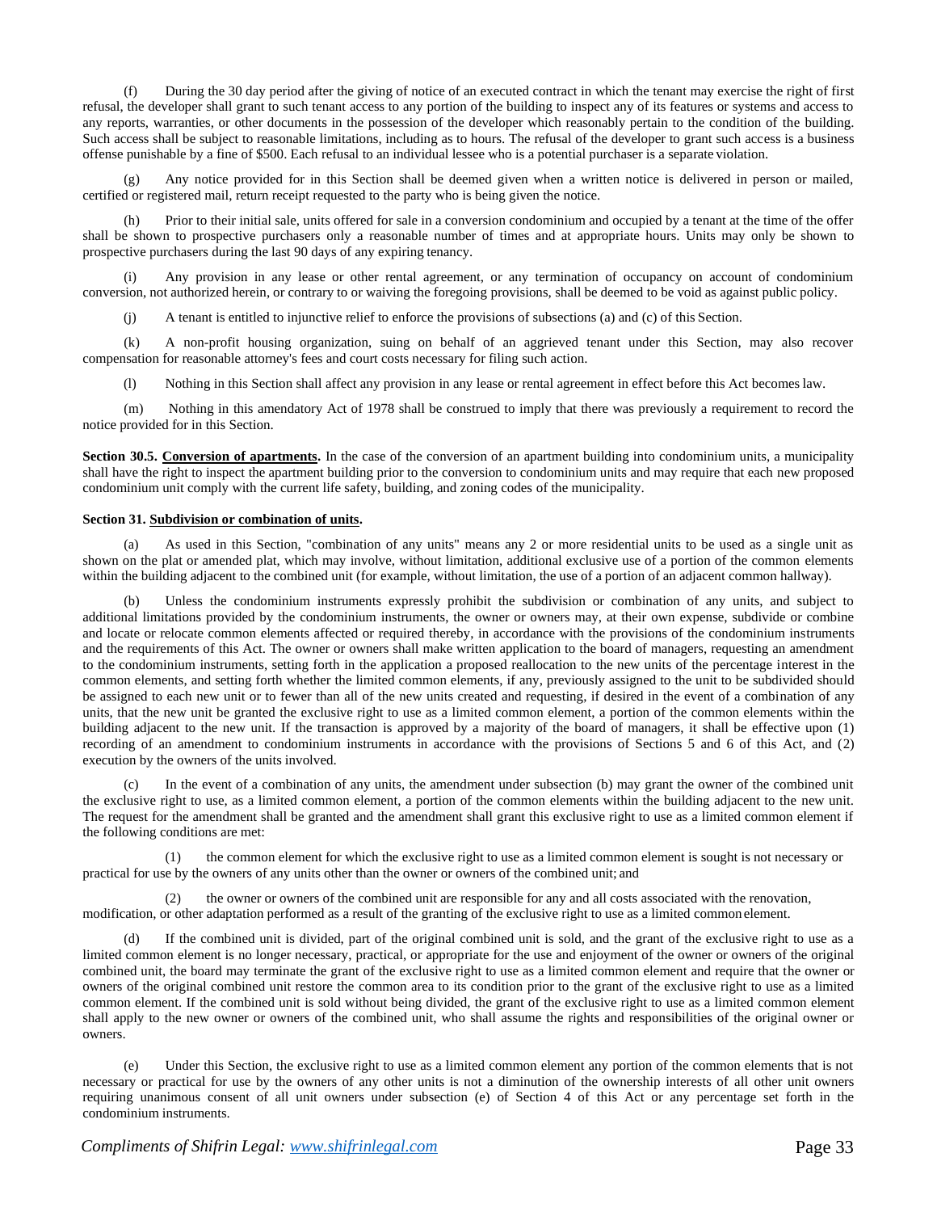(f) During the 30 day period after the giving of notice of an executed contract in which the tenant may exercise the right of first refusal, the developer shall grant to such tenant access to any portion of the building to inspect any of its features or systems and access to any reports, warranties, or other documents in the possession of the developer which reasonably pertain to the condition of the building. Such access shall be subject to reasonable limitations, including as to hours. The refusal of the developer to grant such access is a business offense punishable by a fine of $500. Each refusal to an individual lessee who is a potential purchaser is a separate violation.

(g) Any notice provided for in this Section shall be deemed given when a written notice is delivered in person or mailed, certified or registered mail, return receipt requested to the party who is being given the notice.

(h) Prior to their initial sale, units offered for sale in a conversion condominium and occupied by a tenant at the time of the offer shall be shown to prospective purchasers only a reasonable number of times and at appropriate hours. Units may only be shown to prospective purchasers during the last 90 days of any expiring tenancy.

(i) Any provision in any lease or other rental agreement, or any termination of occupancy on account of condominium conversion, not authorized herein, or contrary to or waiving the foregoing provisions, shall be deemed to be void as against public policy.

(j) A tenant is entitled to injunctive relief to enforce the provisions of subsections (a) and (c) of this Section.

(k) A non-profit housing organization, suing on behalf of an aggrieved tenant under this Section, may also recover compensation for reasonable attorney's fees and court costs necessary for filing such action.

(l) Nothing in this Section shall affect any provision in any lease or rental agreement in effect before this Act becomes law.

(m) Nothing in this amendatory Act of 1978 shall be construed to imply that there was previously a requirement to record the notice provided for in this Section.

**Section 30.5. Conversion of apartments.** In the case of the conversion of an apartment building into condominium units, a municipality shall have the right to inspect the apartment building prior to the conversion to condominium units and may require that each new proposed condominium unit comply with the current life safety, building, and zoning codes of the municipality.

**Section 31. Subdivision or combination of units.**

(a) As used in this Section, "combination of any units" means any 2 or more residential units to be used as a single unit as shown on the plat or amended plat, which may involve, without limitation, additional exclusive use of a portion of the common elements within the building adjacent to the combined unit (for example, without limitation, the use of a portion of an adjacent common hallway).

(b) Unless the condominium instruments expressly prohibit the subdivision or combination of any units, and subject to additional limitations provided by the condominium instruments, the owner or owners may, at their own expense, subdivide or combine and locate or relocate common elements affected or required thereby, in accordance with the provisions of the condominium instruments and the requirements of this Act. The owner or owners shall make written application to the board of managers, requesting an amendment to the condominium instruments, setting forth in the application a proposed reallocation to the new units of the percentage interest in the common elements, and setting forth whether the limited common elements, if any, previously assigned to the unit to be subdivided should be assigned to each new unit or to fewer than all of the new units created and requesting, if desired in the event of a combination of any units, that the new unit be granted the exclusive right to use as a limited common element, a portion of the common elements within the building adjacent to the new unit. If the transaction is approved by a majority of the board of managers, it shall be effective upon (1) recording of an amendment to condominium instruments in accordance with the provisions of Sections 5 and 6 of this Act, and (2) execution by the owners of the units involved.

(c) In the event of a combination of any units, the amendment under subsection (b) may grant the owner of the combined unit the exclusive right to use, as a limited common element, a portion of the common elements within the building adjacent to the new unit. The request for the amendment shall be granted and the amendment shall grant this exclusive right to use as a limited common element if the following conditions are met:

(1) the common element for which the exclusive right to use as a limited common element is sought is not necessary or practical for use by the owners of any units other than the owner or owners of the combined unit; and

(2) the owner or owners of the combined unit are responsible for any and all costs associated with the renovation, modification, or other adaptation performed as a result of the granting of the exclusive right to use as a limited common element.

(d) If the combined unit is divided, part of the original combined unit is sold, and the grant of the exclusive right to use as a limited common element is no longer necessary, practical, or appropriate for the use and enjoyment of the owner or owners of the original combined unit, the board may terminate the grant of the exclusive right to use as a limited common element and require that the owner or owners of the original combined unit restore the common area to its condition prior to the grant of the exclusive right to use as a limited common element. If the combined unit is sold without being divided, the grant of the exclusive right to use as a limited common element shall apply to the new owner or owners of the combined unit, who shall assume the rights and responsibilities of the original owner or owners.

(e) Under this Section, the exclusive right to use as a limited common element any portion of the common elements that is not necessary or practical for use by the owners of any other units is not a diminution of the ownership interests of all other unit owners requiring unanimous consent of all unit owners under subsection (e) of Section 4 of this Act or any percentage set forth in the condominium instruments.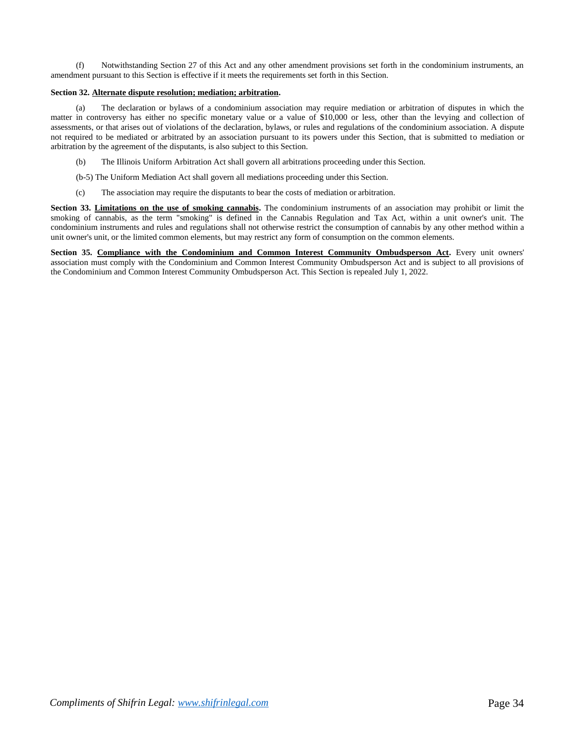(f) Notwithstanding Section 27 of this Act and any other amendment provisions set forth in the condominium instruments, an amendment pursuant to this Section is effective if it meets the requirements set forth in this Section.

**Section 32. Alternate dispute resolution; mediation; arbitration.**

(a) The declaration or bylaws of a condominium association may require mediation or arbitration of disputes in which the matter in controversy has either no specific monetary value or a value of $10,000 or less, other than the levying and collection of assessments, or that arises out of violations of the declaration, bylaws, or rules and regulations of the condominium association. A dispute not required to be mediated or arbitrated by an association pursuant to its powers under this Section, that is submitted to mediation or arbitration by the agreement of the disputants, is also subject to this Section.

(b) The Illinois Uniform Arbitration Act shall govern all arbitrations proceeding under this Section.

(b-5) The Uniform Mediation Act shall govern all mediations proceeding under this Section.

(c) The association may require the disputants to bear the costs of mediation or arbitration.

**Section 33. Limitations on the use of smoking cannabis.** The condominium instruments of an association may prohibit or limit the smoking of cannabis, as the term "smoking" is defined in the Cannabis Regulation and Tax Act, within a unit owner's unit. The condominium instruments and rules and regulations shall not otherwise restrict the consumption of cannabis by any other method within a unit owner's unit, or the limited common elements, but may restrict any form of consumption on the common elements.

**Section 35. Compliance with the Condominium and Common Interest Community Ombudsperson Act.** Every unit owners' association must comply with the Condominium and Common Interest Community Ombudsperson Act and is subject to all provisions of the Condominium and Common Interest Community Ombudsperson Act. This Section is repealed July 1, 2022.